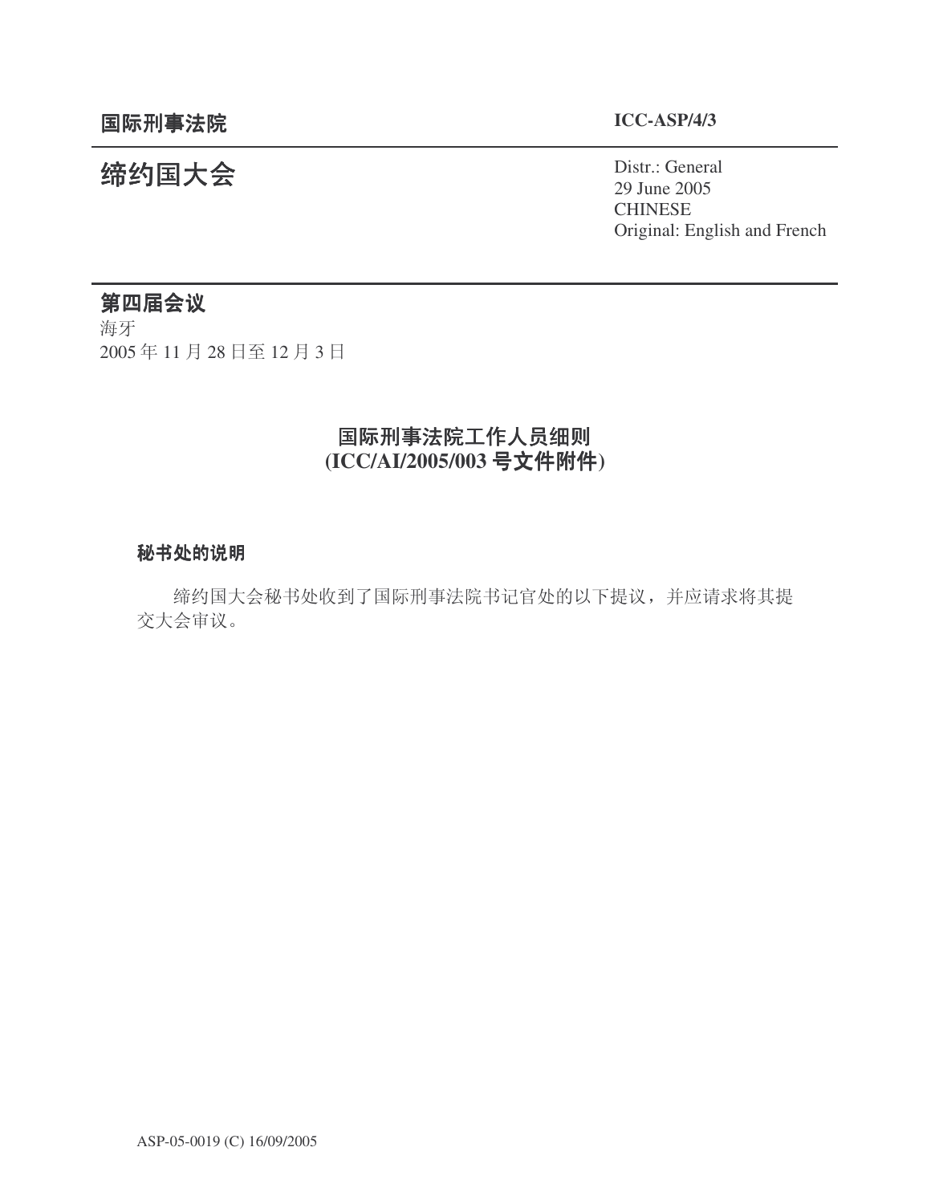**国际刑事法院** **ICC-ASP/4/3**

# 缔约国大会

Distr.: General
29 June 2005
CHINESE
Original: English and French

## 第四届会议

海牙
2005 年 11 月 28 日至 12 月 3 日

## 国际刑事法院工作人员细则
## (ICC/AI/2005/003 号文件附件)

### 秘书处的说明

缔约国大会秘书处收到了国际刑事法院书记官处的以下提议，并应请求将其提交大会审议。

ASP-05-0019 (C) 16/09/2005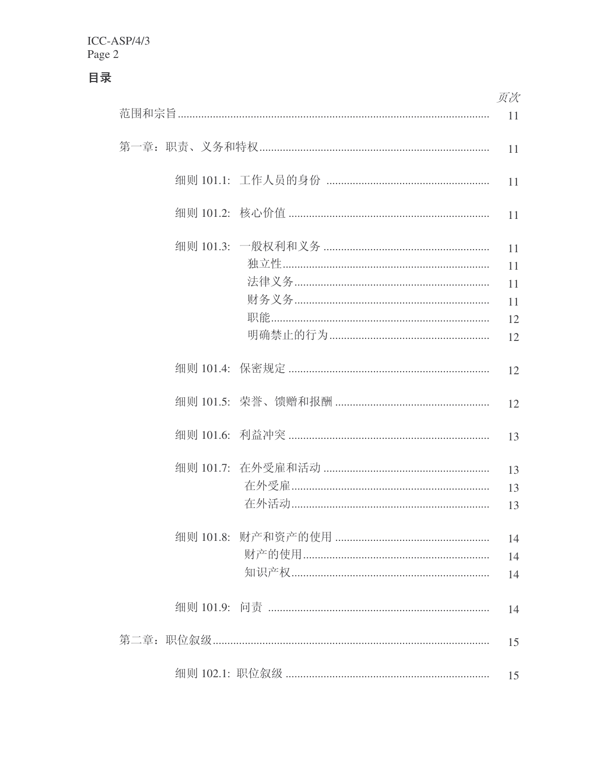## 目录

| | 页次 |
|---|---|
| 范围和宗旨 | 11 |
| 第一章：职责、义务和特权 | 11 |
| 细则 101.1: 工作人员的身份 | 11 |
| 细则 101.2: 核心价值 | 11 |
| 细则 101.3: 一般权利和义务 | 11 |
| 独立性 | 11 |
| 法律义务 | 11 |
| 财务义务 | 11 |
| 职能 | 12 |
| 明确禁止的行为 | 12 |
| 细则 101.4: 保密规定 | 12 |
| 细则 101.5: 荣誉、馈赠和报酬 | 12 |
| 细则 101.6: 利益冲突 | 13 |
| 细则 101.7: 在外受雇和活动 | 13 |
| 在外受雇 | 13 |
| 在外活动 | 13 |
| 细则 101.8: 财产和资产的使用 | 14 |
| 财产的使用 | 14 |
| 知识产权 | 14 |
| 细则 101.9: 问责 | 14 |
| 第二章：职位叙级 | 15 |
| 细则 102.1: 职位叙级 | 15 |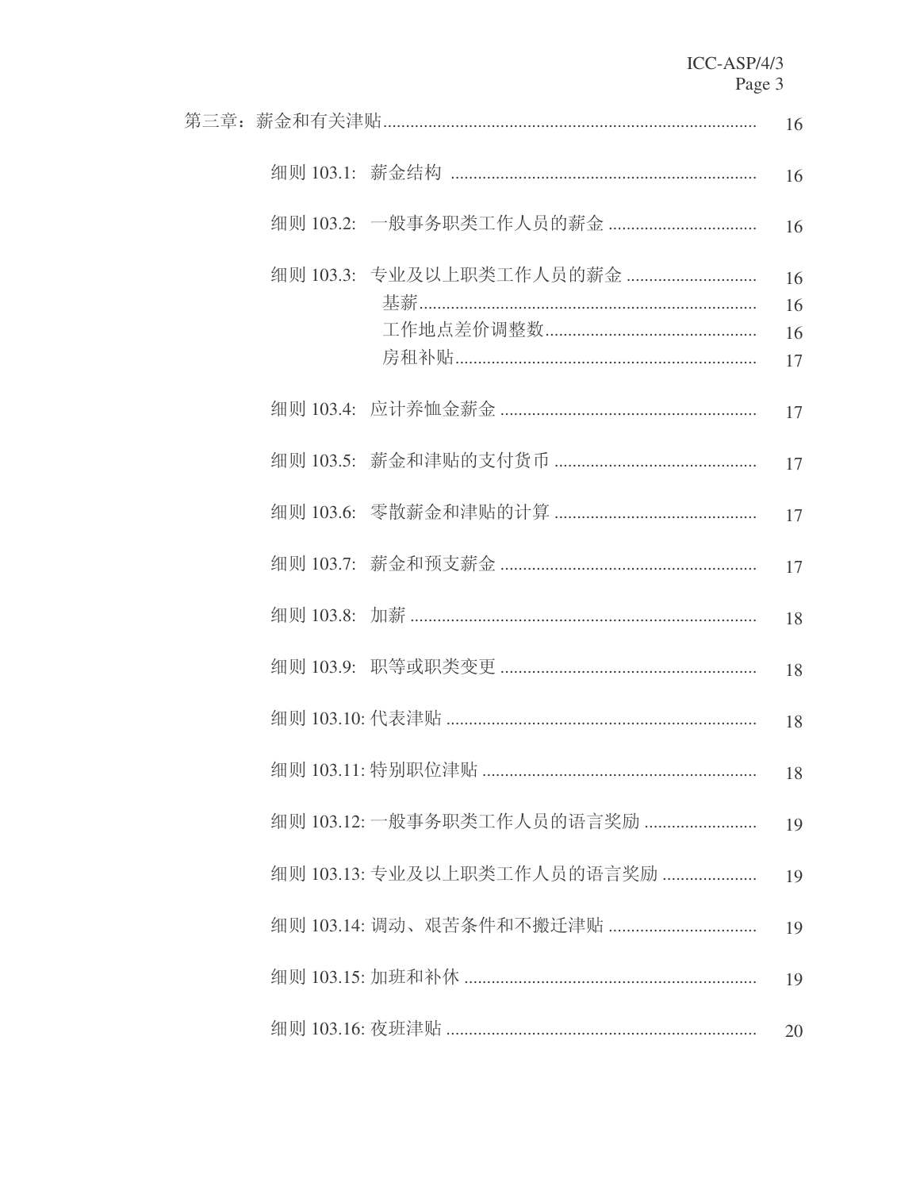| | |
|---|---|
| 第三章：薪金和有关津贴 | 16 |
| 细则 103.1: 薪金结构 | 16 |
| 细则 103.2: 一般事务职类工作人员的薪金 | 16 |
| 细则 103.3: 专业及以上职类工作人员的薪金 | 16 |
| 基薪 | 16 |
| 工作地点差价调整数 | 16 |
| 房租补贴 | 17 |
| 细则 103.4: 应计养恤金薪金 | 17 |
| 细则 103.5: 薪金和津贴的支付货币 | 17 |
| 细则 103.6: 零散薪金和津贴的计算 | 17 |
| 细则 103.7: 薪金和预支薪金 | 17 |
| 细则 103.8: 加薪 | 18 |
| 细则 103.9: 职等或职类变更 | 18 |
| 细则 103.10: 代表津贴 | 18 |
| 细则 103.11: 特别职位津贴 | 18 |
| 细则 103.12: 一般事务职类工作人员的语言奖励 | 19 |
| 细则 103.13: 专业及以上职类工作人员的语言奖励 | 19 |
| 细则 103.14: 调动、艰苦条件和不搬迁津贴 | 19 |
| 细则 103.15: 加班和补休 | 19 |
| 细则 103.16: 夜班津贴 | 20 |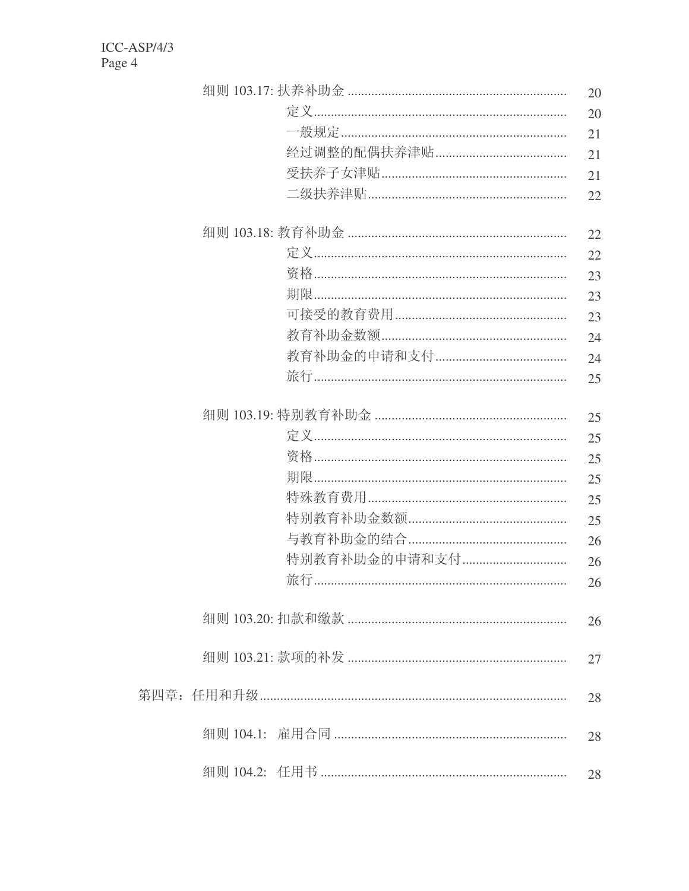| | |
|---|---|
| 细则 103.17: 扶养补助金 | 20 |
| 定义 | 20 |
| 一般规定 | 21 |
| 经过调整的配偶扶养津贴 | 21 |
| 受扶养子女津贴 | 21 |
| 二级扶养津贴 | 22 |
| 细则 103.18: 教育补助金 | 22 |
| 定义 | 22 |
| 资格 | 23 |
| 期限 | 23 |
| 可接受的教育费用 | 23 |
| 教育补助金数额 | 24 |
| 教育补助金的申请和支付 | 24 |
| 旅行 | 25 |
| 细则 103.19: 特别教育补助金 | 25 |
| 定义 | 25 |
| 资格 | 25 |
| 期限 | 25 |
| 特殊教育费用 | 25 |
| 特别教育补助金数额 | 25 |
| 与教育补助金的结合 | 26 |
| 特别教育补助金的申请和支付 | 26 |
| 旅行 | 26 |
| 细则 103.20: 扣款和缴款 | 26 |
| 细则 103.21: 款项的补发 | 27 |
| 第四章：任用和升级 | 28 |
| 细则 104.1: 雇用合同 | 28 |
| 细则 104.2: 任用书 | 28 |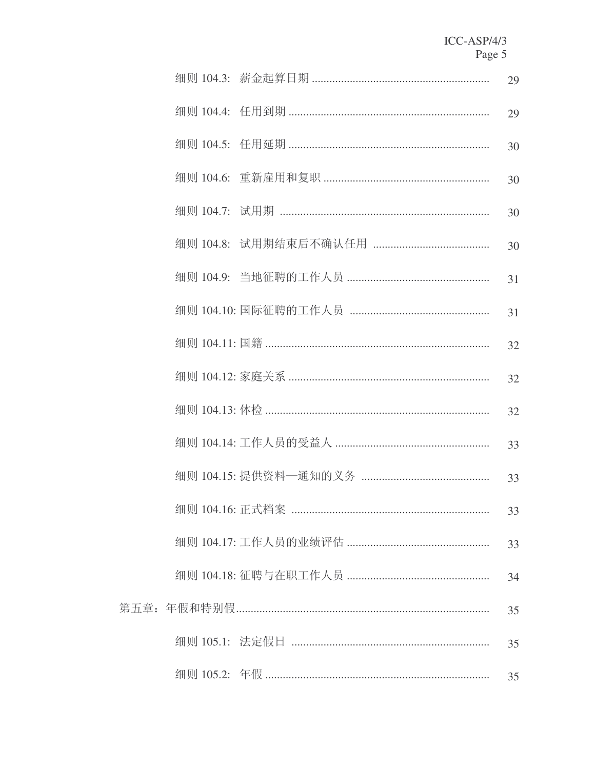细则 104.3: 薪金起算日期 ............................................................ 29

细则 104.4: 任用到期 .................................................................... 29

细则 104.5: 任用延期 .................................................................... 30

细则 104.6: 重新雇用和复职 ........................................................ 30

细则 104.7: 试用期 ........................................................................ 30

细则 104.8: 试用期结束后不确认任用 ........................................ 30

细则 104.9: 当地征聘的工作人员 ................................................ 31

细则 104.10: 国际征聘的工作人员 ............................................... 31

细则 104.11: 国籍 ............................................................................ 32

细则 104.12: 家庭关系 .................................................................... 32

细则 104.13: 体检 ............................................................................ 32

细则 104.14: 工作人员的受益人 .................................................... 33

细则 104.15: 提供资料—通知的义务 ........................................... 33

细则 104.16: 正式档案 .................................................................... 33

细则 104.17: 工作人员的业绩评估 ................................................ 33

细则 104.18: 征聘与在职工作人员 ................................................ 34

第五章：年假和特别假...................................................................... 35

细则 105.1: 法定假日 .................................................................... 35

细则 105.2: 年假 ............................................................................ 35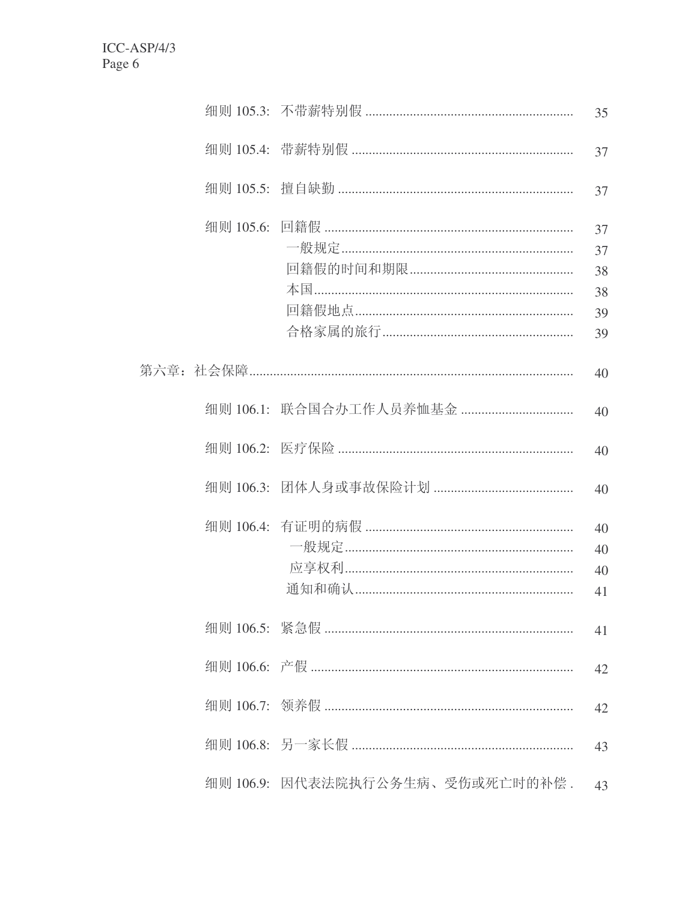| | |
|---|---|
| 细则 105.3: 不带薪特别假 | 35 |
| 细则 105.4: 带薪特别假 | 37 |
| 细则 105.5: 擅自缺勤 | 37 |
| 细则 105.6: 回籍假 | 37 |
| 一般规定 | 37 |
| 回籍假的时间和期限 | 38 |
| 本国 | 38 |
| 回籍假地点 | 39 |
| 合格家属的旅行 | 39 |
| 第六章：社会保障 | 40 |
| 细则 106.1: 联合国合办工作人员养恤基金 | 40 |
| 细则 106.2: 医疗保险 | 40 |
| 细则 106.3: 团体人身或事故保险计划 | 40 |
| 细则 106.4: 有证明的病假 | 40 |
| 一般规定 | 40 |
| 应享权利 | 40 |
| 通知和确认 | 41 |
| 细则 106.5: 紧急假 | 41 |
| 细则 106.6: 产假 | 42 |
| 细则 106.7: 领养假 | 42 |
| 细则 106.8: 另一家长假 | 43 |
| 细则 106.9: 因代表法院执行公务生病、受伤或死亡时的补偿 | 43 |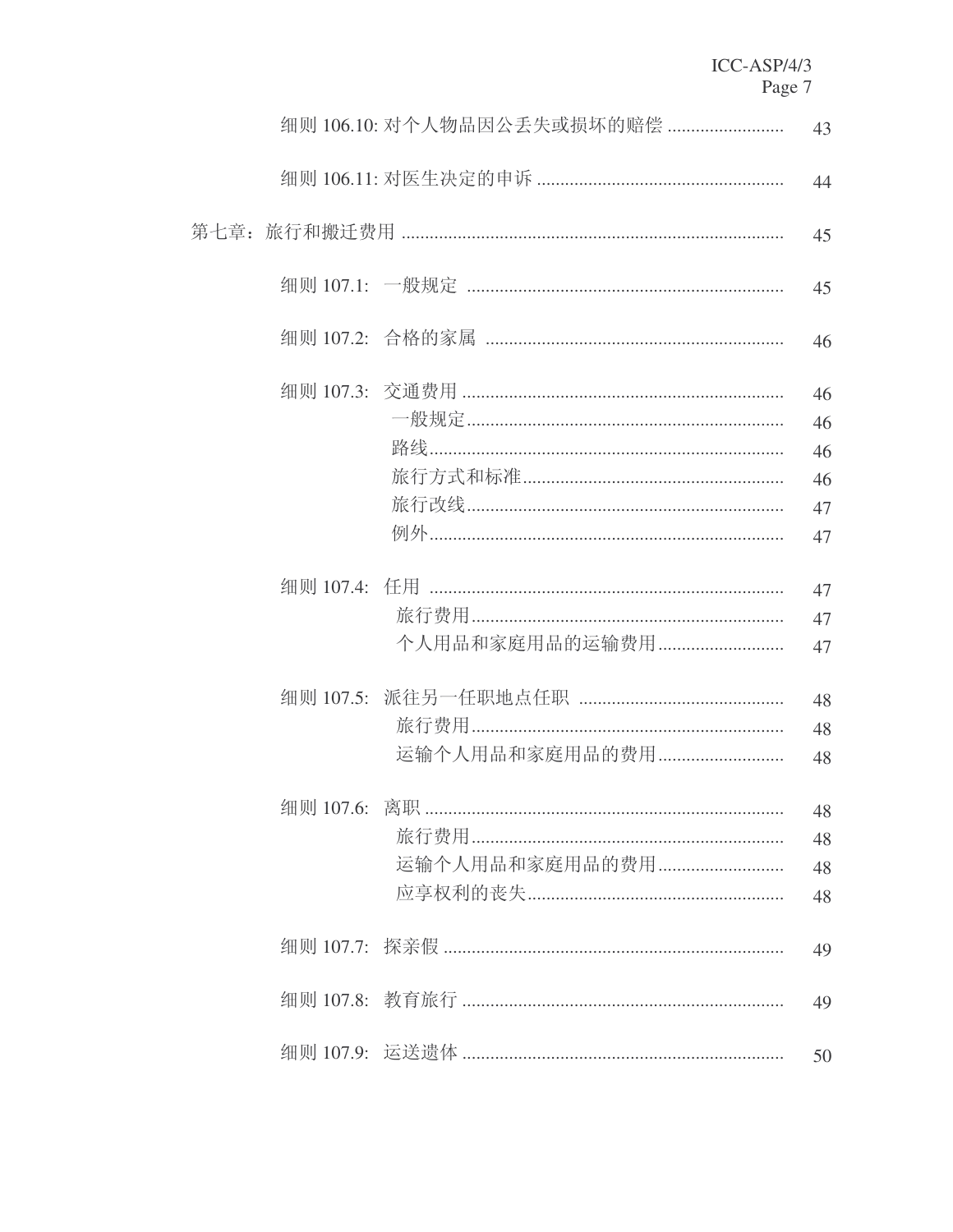细则 106.10: 对个人物品因公丢失或损坏的赔偿 ........................ 43

细则 106.11: 对医生决定的申诉 .................................................... 44

第七章：旅行和搬迁费用 ................................................................................ 45

细则 107.1: 一般规定 .................................................................. 45

细则 107.2: 合格的家属 .............................................................. 46

细则 107.3: 交通费用 .................................................................... 46
- 一般规定 ................................................................... 46
- 路线 .......................................................................... 46
- 旅行方式和标准 ....................................................... 46
- 旅行改线 ................................................................... 47
- 例外 .......................................................................... 47

细则 107.4: 任用 .......................................................................... 47
- 旅行费用 .................................................................. 47
- 个人用品和家庭用品的运输费用 .......................... 47

细则 107.5: 派往另一任职地点任职 ........................................... 48
- 旅行费用 .................................................................. 48
- 运输个人用品和家庭用品的费用 .......................... 48

细则 107.6: 离职 ............................................................................ 48
- 旅行费用 .................................................................. 48
- 运输个人用品和家庭用品的费用 .......................... 48
- 应享权利的丧失 ...................................................... 48

细则 107.7: 探亲假 ........................................................................ 49

细则 107.8: 教育旅行 .................................................................... 49

细则 107.9: 运送遗体 .................................................................... 50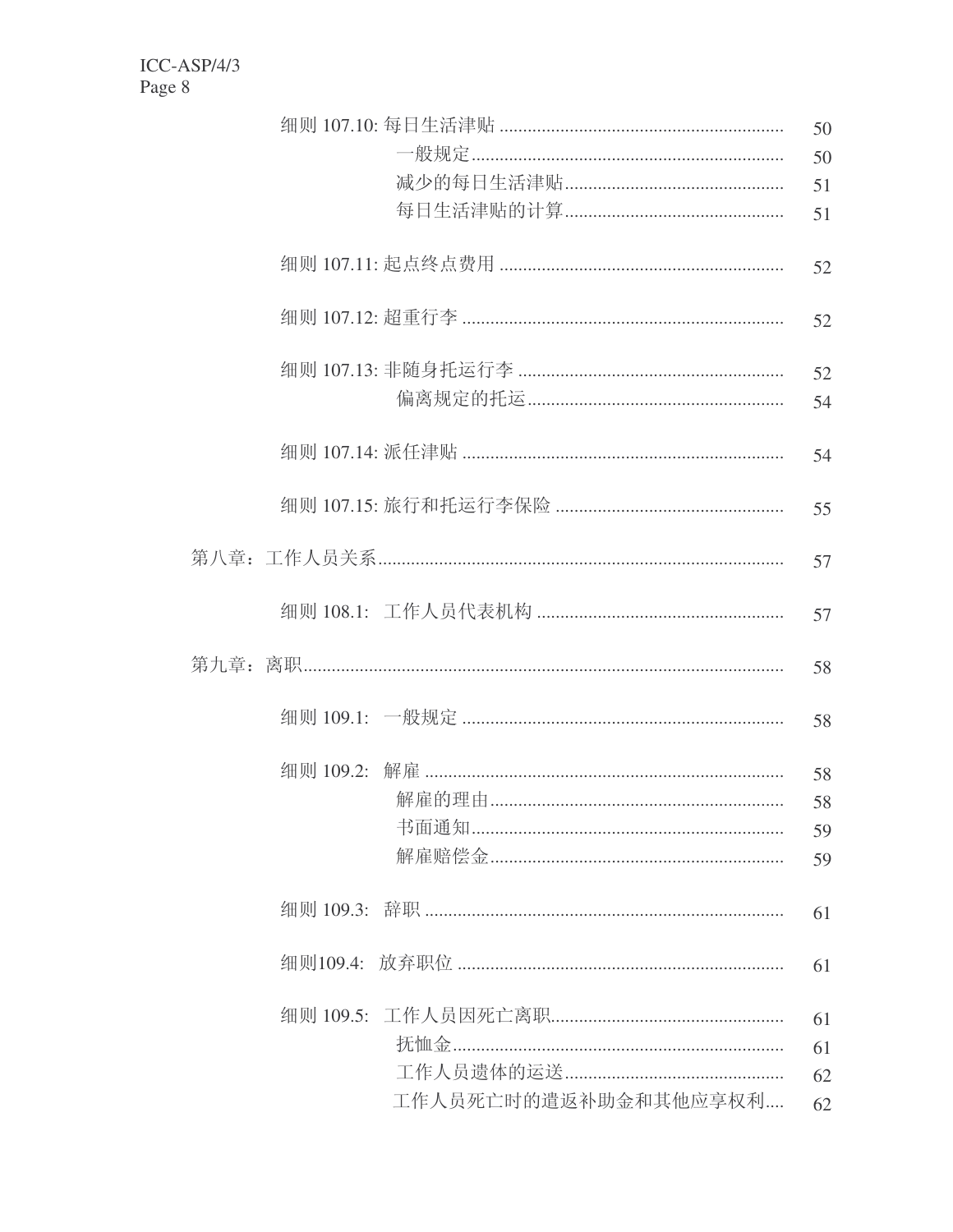细则 107.10: 每日生活津贴 .......................................................... 50

一般规定.......................................................... 50

减少的每日生活津贴.......................................................... 51

每日生活津贴的计算.......................................................... 51

细则 107.11: 起点终点费用 .......................................................... 52

细则 107.12: 超重行李 .......................................................... 52

细则 107.13: 非随身托运行李 .......................................................... 52

偏离规定的托运.......................................................... 54

细则 107.14: 派任津贴 .......................................................... 54

细则 107.15: 旅行和托运行李保险 .......................................................... 55

第八章：工作人员关系.......................................................... 57

细则 108.1:  工作人员代表机构 .......................................................... 57

第九章：离职.......................................................... 58

细则 109.1:  一般规定 .......................................................... 58

细则 109.2:  解雇 .......................................................... 58

解雇的理由.......................................................... 58

书面通知.......................................................... 59

解雇赔偿金.......................................................... 59

细则 109.3:  辞职 .......................................................... 61

细则109.4:  放弃职位 .......................................................... 61

细则 109.5:  工作人员因死亡离职.......................................................... 61

抚恤金.......................................................... 61

工作人员遗体的运送.......................................................... 62

工作人员死亡时的遣返补助金和其他应享权利.... 62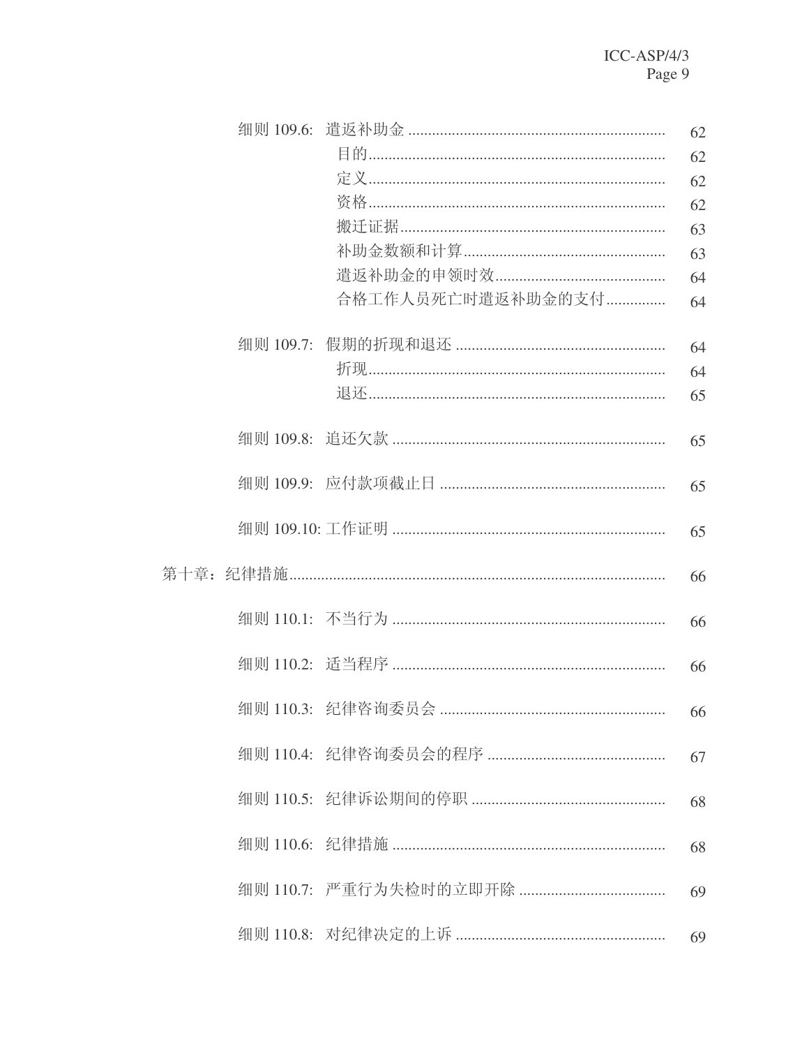细则 109.6: 遣返补助金 ................................................................ 62
　　目的 ................................................................ 62
　　定义 ................................................................ 62
　　资格 ................................................................ 62
　　搬迁证据 ................................................................ 63
　　补助金数额和计算 ................................................................ 63
　　遣返补助金的申领时效 ................................................................ 64
　　合格工作人员死亡时遣返补助金的支付 ................................................................ 64

细则 109.7: 假期的折现和退还 ................................................................ 64
　　折现 ................................................................ 64
　　退还 ................................................................ 65

细则 109.8: 追还欠款 ................................................................ 65

细则 109.9: 应付款项截止日 ................................................................ 65

细则 109.10: 工作证明 ................................................................ 65

第十章：纪律措施 ................................................................ 66

细则 110.1: 不当行为 ................................................................ 66

细则 110.2: 适当程序 ................................................................ 66

细则 110.3: 纪律咨询委员会 ................................................................ 66

细则 110.4: 纪律咨询委员会的程序 ................................................................ 67

细则 110.5: 纪律诉讼期间的停职 ................................................................ 68

细则 110.6: 纪律措施 ................................................................ 68

细则 110.7: 严重行为失检时的立即开除 ................................................................ 69

细则 110.8: 对纪律决定的上诉 ................................................................ 69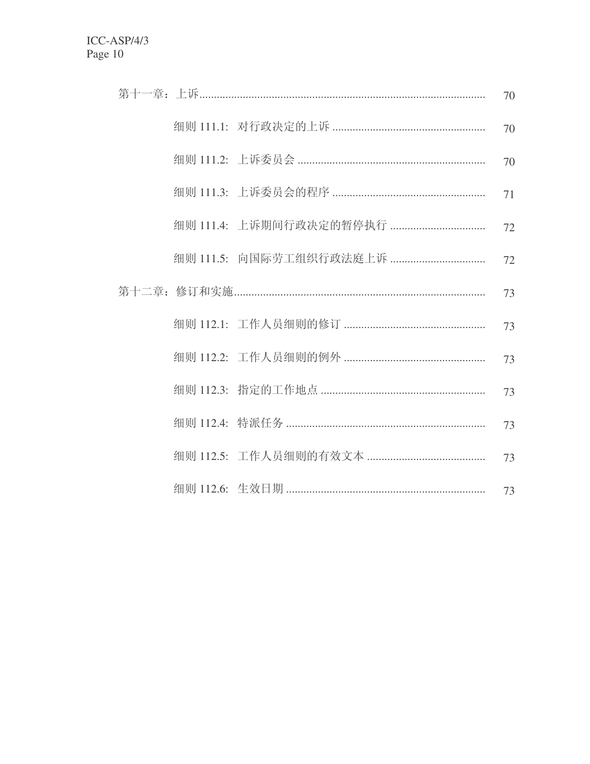| | |
|---|---|
| 第十一章：上诉 | 70 |
| 细则 111.1: 对行政决定的上诉 | 70 |
| 细则 111.2: 上诉委员会 | 70 |
| 细则 111.3: 上诉委员会的程序 | 71 |
| 细则 111.4: 上诉期间行政决定的暂停执行 | 72 |
| 细则 111.5: 向国际劳工组织行政法庭上诉 | 72 |
| 第十二章：修订和实施 | 73 |
| 细则 112.1: 工作人员细则的修订 | 73 |
| 细则 112.2: 工作人员细则的例外 | 73 |
| 细则 112.3: 指定的工作地点 | 73 |
| 细则 112.4: 特派任务 | 73 |
| 细则 112.5: 工作人员细则的有效文本 | 73 |
| 细则 112.6: 生效日期 | 73 |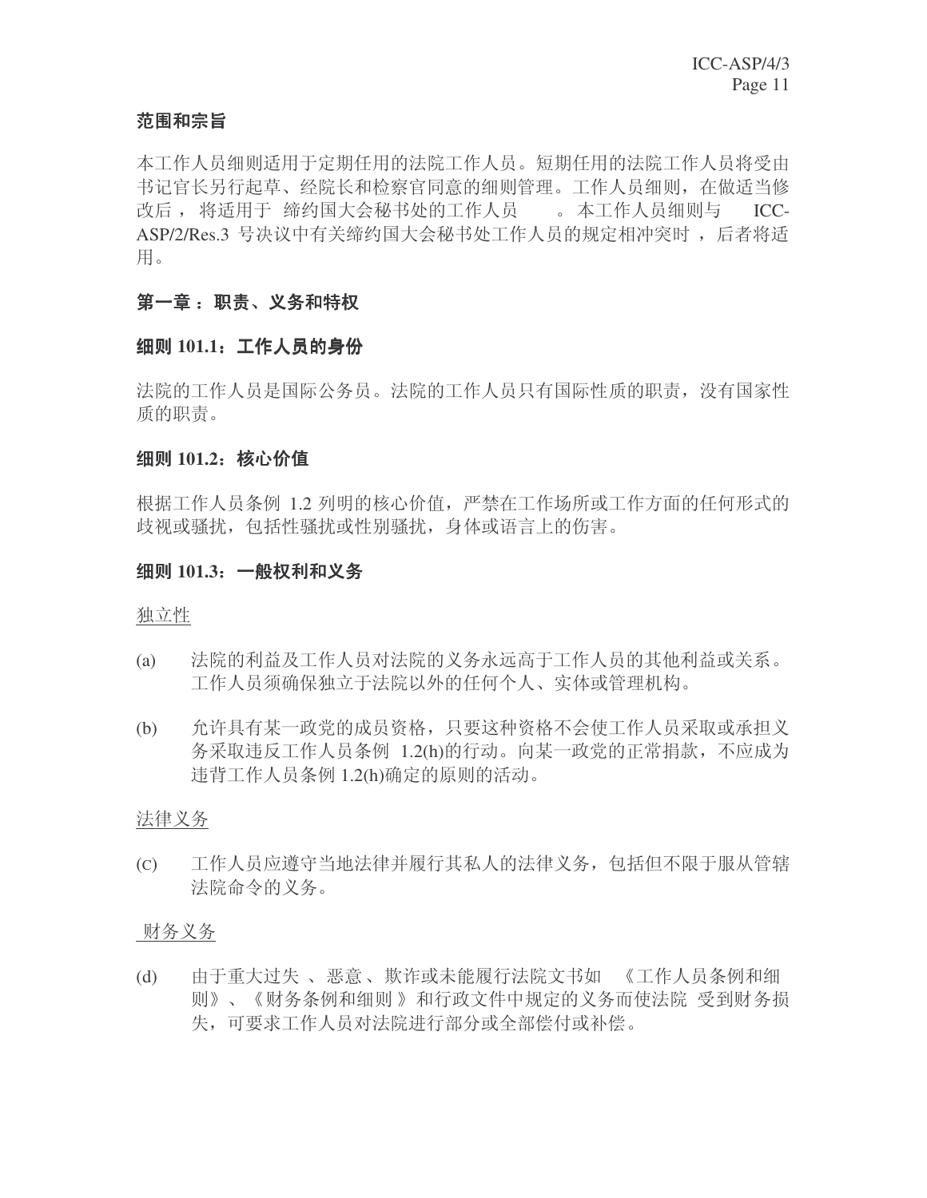## 范围和宗旨

本工作人员细则适用于定期任用的法院工作人员。短期任用的法院工作人员将受由书记官长另行起草、经院长和检察官同意的细则管理。工作人员细则，在做适当修改后，将适用于缔约国大会秘书处的工作人员。本工作人员细则与 ICC-ASP/2/Res.3 号决议中有关缔约国大会秘书处工作人员的规定相冲突时，后者将适用。

## 第一章：职责、义务和特权

### 细则 101.1：工作人员的身份

法院的工作人员是国际公务员。法院的工作人员只有国际性质的职责，没有国家性质的职责。

### 细则 101.2：核心价值

根据工作人员条例 1.2 列明的核心价值，严禁在工作场所或工作方面的任何形式的歧视或骚扰，包括性骚扰或性别骚扰，身体或语言上的伤害。

### 细则 101.3：一般权利和义务

<u>独立性</u>

(a) 法院的利益及工作人员对法院的义务永远高于工作人员的其他利益或关系。工作人员须确保独立于法院以外的任何个人、实体或管理机构。

(b) 允许具有某一政党的成员资格，只要这种资格不会使工作人员采取或承担义务采取违反工作人员条例 1.2(h)的行动。向某一政党的正常捐款，不应成为违背工作人员条例 1.2(h)确定的原则的活动。

<u>法律义务</u>

(c) 工作人员应遵守当地法律并履行其私人的法律义务，包括但不限于服从管辖法院命令的义务。

<u>财务义务</u>

(d) 由于重大过失、恶意、欺诈或未能履行法院文书如《工作人员条例和细则》、《财务条例和细则》和行政文件中规定的义务而使法院受到财务损失，可要求工作人员对法院进行部分或全部偿付或补偿。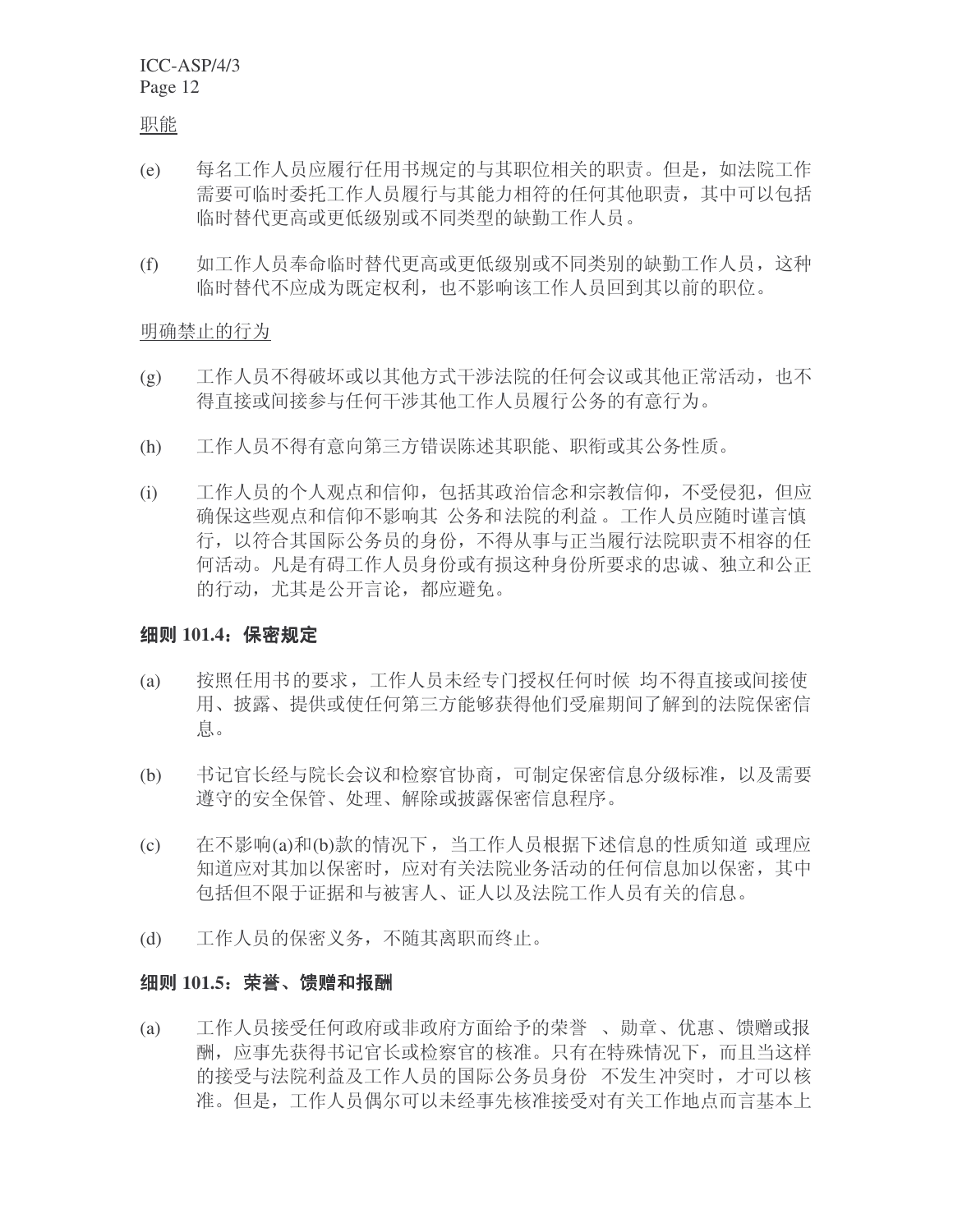职能

(e) 每名工作人员应履行任用书规定的与其职位相关的职责。但是，如法院工作需要可临时委托工作人员履行与其能力相符的任何其他职责，其中可以包括临时替代更高或更低级别或不同类型的缺勤工作人员。

(f) 如工作人员奉命临时替代更高或更低级别或不同类别的缺勤工作人员，这种临时替代不应成为既定权利，也不影响该工作人员回到其以前的职位。

明确禁止的行为

(g) 工作人员不得破坏或以其他方式干涉法院的任何会议或其他正常活动，也不得直接或间接参与任何干涉其他工作人员履行公务的有意行为。

(h) 工作人员不得有意向第三方错误陈述其职能、职衔或其公务性质。

(i) 工作人员的个人观点和信仰，包括其政治信念和宗教信仰，不受侵犯，但应确保这些观点和信仰不影响其 公务和法院的利益 。工作人员应随时谨言慎行，以符合其国际公务员的身份，不得从事与正当履行法院职责不相容的任何活动。凡是有碍工作人员身份或有损这种身份所要求的忠诚、独立和公正的行动，尤其是公开言论，都应避免。

**细则 101.4：保密规定**

(a) 按照任用书的要求，工作人员未经专门授权任何时候 均不得直接或间接使用、披露、提供或使任何第三方能够获得他们受雇期间了解到的法院保密信息。

(b) 书记官长经与院长会议和检察官协商，可制定保密信息分级标准，以及需要遵守的安全保管、处理、解除或披露保密信息程序。

(c) 在不影响(a)和(b)款的情况下，当工作人员根据下述信息的性质知道 或理应知道应对其加以保密时，应对有关法院业务活动的任何信息加以保密，其中包括但不限于证据和与被害人、证人以及法院工作人员有关的信息。

(d) 工作人员的保密义务，不随其离职而终止。

**细则 101.5：荣誉、馈赠和报酬**

(a) 工作人员接受任何政府或非政府方面给予的荣誉 、勋章、优惠、馈赠或报酬，应事先获得书记官长或检察官的核准。只有在特殊情况下，而且当这样的接受与法院利益及工作人员的国际公务员身份 不发生冲突时，才可以核准。但是，工作人员偶尔可以未经事先核准接受对有关工作地点而言基本上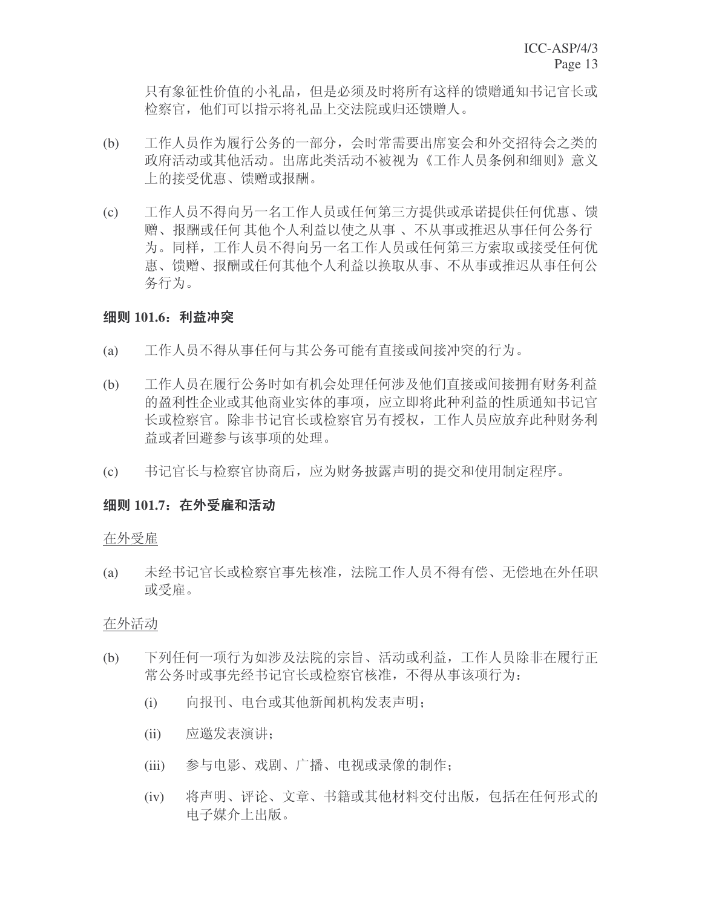只有象征性价值的小礼品，但是必须及时将所有这样的馈赠通知书记官长或检察官，他们可以指示将礼品上交法院或归还馈赠人。

(b) 工作人员作为履行公务的一部分，会时常需要出席宴会和外交招待会之类的政府活动或其他活动。出席此类活动不被视为《工作人员条例和细则》意义上的接受优惠、馈赠或报酬。

(c) 工作人员不得向另一名工作人员或任何第三方提供或承诺提供任何优惠、馈赠、报酬或任何 其他个人利益以使之从事 、不从事或推迟从事任何公务行为。同样，工作人员不得向另一名工作人员或任何第三方索取或接受任何优惠、馈赠、报酬或任何其他个人利益以换取从事、不从事或推迟从事任何公务行为。

**细则 101.6：利益冲突**

(a) 工作人员不得从事任何与其公务可能有直接或间接冲突的行为。

(b) 工作人员在履行公务时如有机会处理任何涉及他们直接或间接拥有财务利益的盈利性企业或其他商业实体的事项，应立即将此种利益的性质通知书记官长或检察官。除非书记官长或检察官另有授权，工作人员应放弃此种财务利益或者回避参与该事项的处理。

(c) 书记官长与检察官协商后，应为财务披露声明的提交和使用制定程序。

**细则 101.7：在外受雇和活动**

<u>在外受雇</u>

(a) 未经书记官长或检察官事先核准，法院工作人员不得有偿、无偿地在外任职或受雇。

<u>在外活动</u>

(b) 下列任何一项行为如涉及法院的宗旨、活动或利益，工作人员除非在履行正常公务时或事先经书记官长或检察官核准，不得从事该项行为：

  (i) 向报刊、电台或其他新闻机构发表声明；

  (ii) 应邀发表演讲；

  (iii) 参与电影、戏剧、广播、电视或录像的制作；

  (iv) 将声明、评论、文章、书籍或其他材料交付出版，包括在任何形式的电子媒介上出版。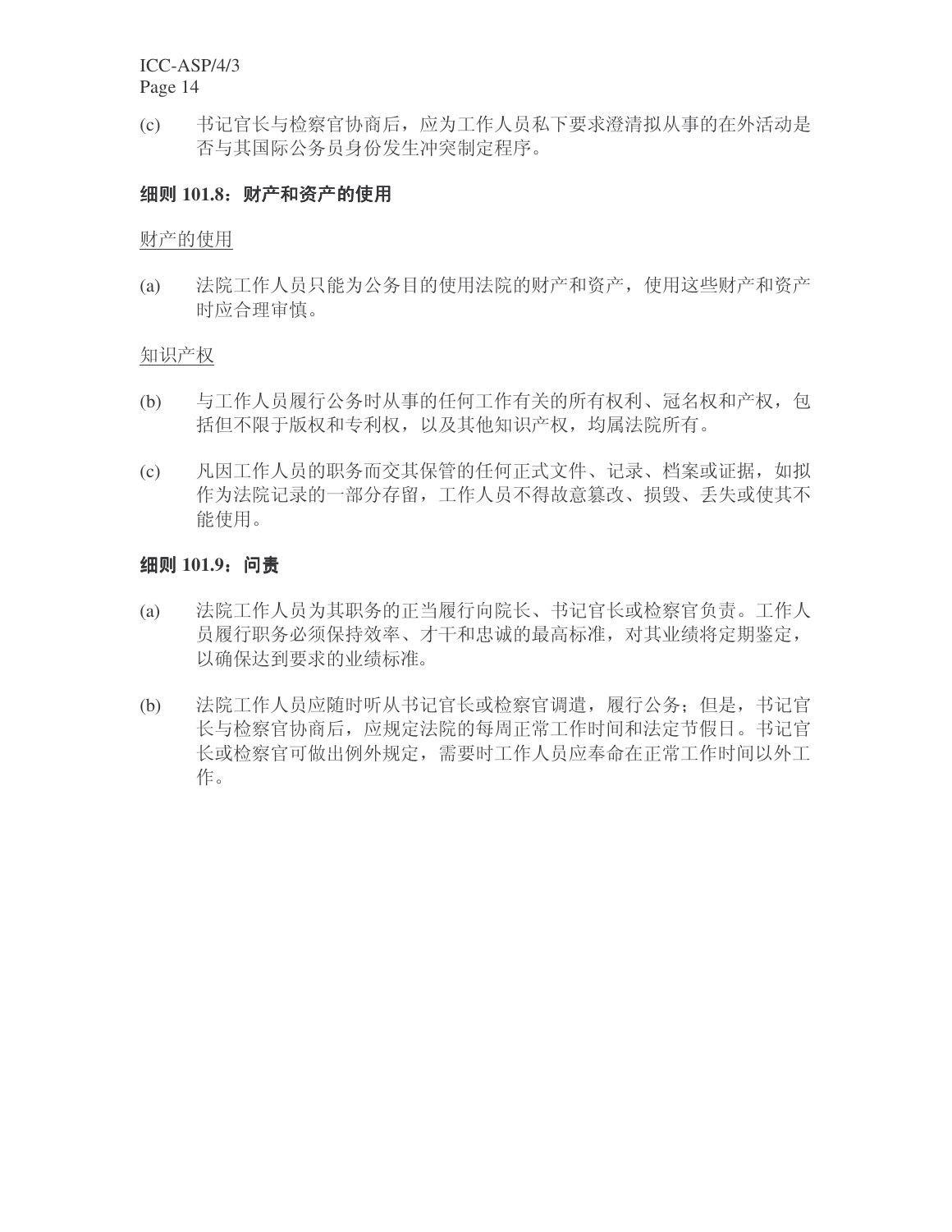(c) 书记官长与检察官协商后，应为工作人员私下要求澄清拟从事的在外活动是否与其国际公务员身份发生冲突制定程序。

### 细则 101.8：财产和资产的使用

<u>财产的使用</u>

(a) 法院工作人员只能为公务目的使用法院的财产和资产，使用这些财产和资产时应合理审慎。

<u>知识产权</u>

(b) 与工作人员履行公务时从事的任何工作有关的所有权利、冠名权和产权，包括但不限于版权和专利权，以及其他知识产权，均属法院所有。

(c) 凡因工作人员的职务而交其保管的任何正式文件、记录、档案或证据，如拟作为法院记录的一部分存留，工作人员不得故意篡改、损毁、丢失或使其不能使用。

### 细则 101.9：问责

(a) 法院工作人员为其职务的正当履行向院长、书记官长或检察官负责。工作人员履行职务必须保持效率、才干和忠诚的最高标准，对其业绩将定期鉴定，以确保达到要求的业绩标准。

(b) 法院工作人员应随时听从书记官长或检察官调遣，履行公务；但是，书记官长与检察官协商后，应规定法院的每周正常工作时间和法定节假日。书记官长或检察官可做出例外规定，需要时工作人员应奉命在正常工作时间以外工作。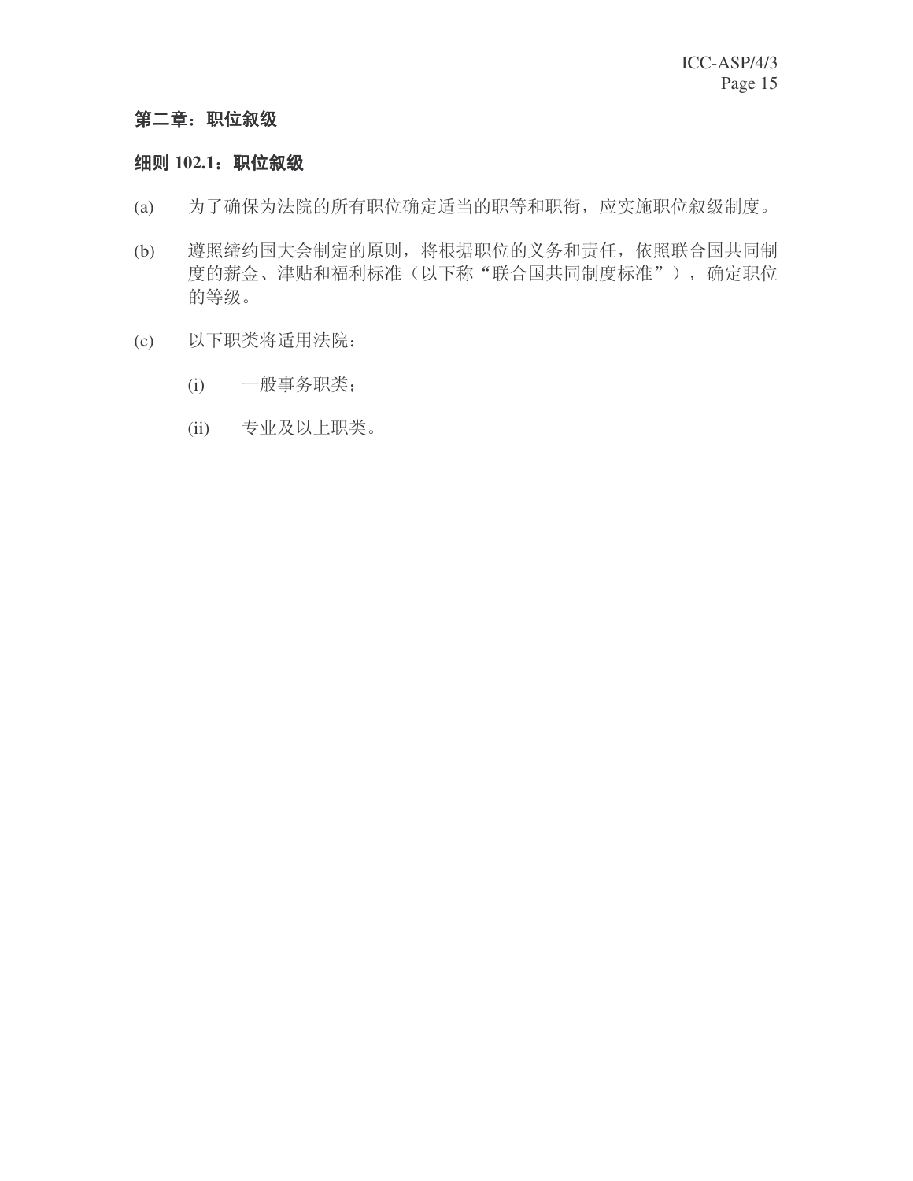## 第二章：职位叙级

### 细则 102.1：职位叙级

(a) 为了确保为法院的所有职位确定适当的职等和职衔，应实施职位叙级制度。

(b) 遵照缔约国大会制定的原则，将根据职位的义务和责任，依照联合国共同制度的薪金、津贴和福利标准（以下称“联合国共同制度标准”），确定职位的等级。

(c) 以下职类将适用法院：

  (i) 一般事务职类；

  (ii) 专业及以上职类。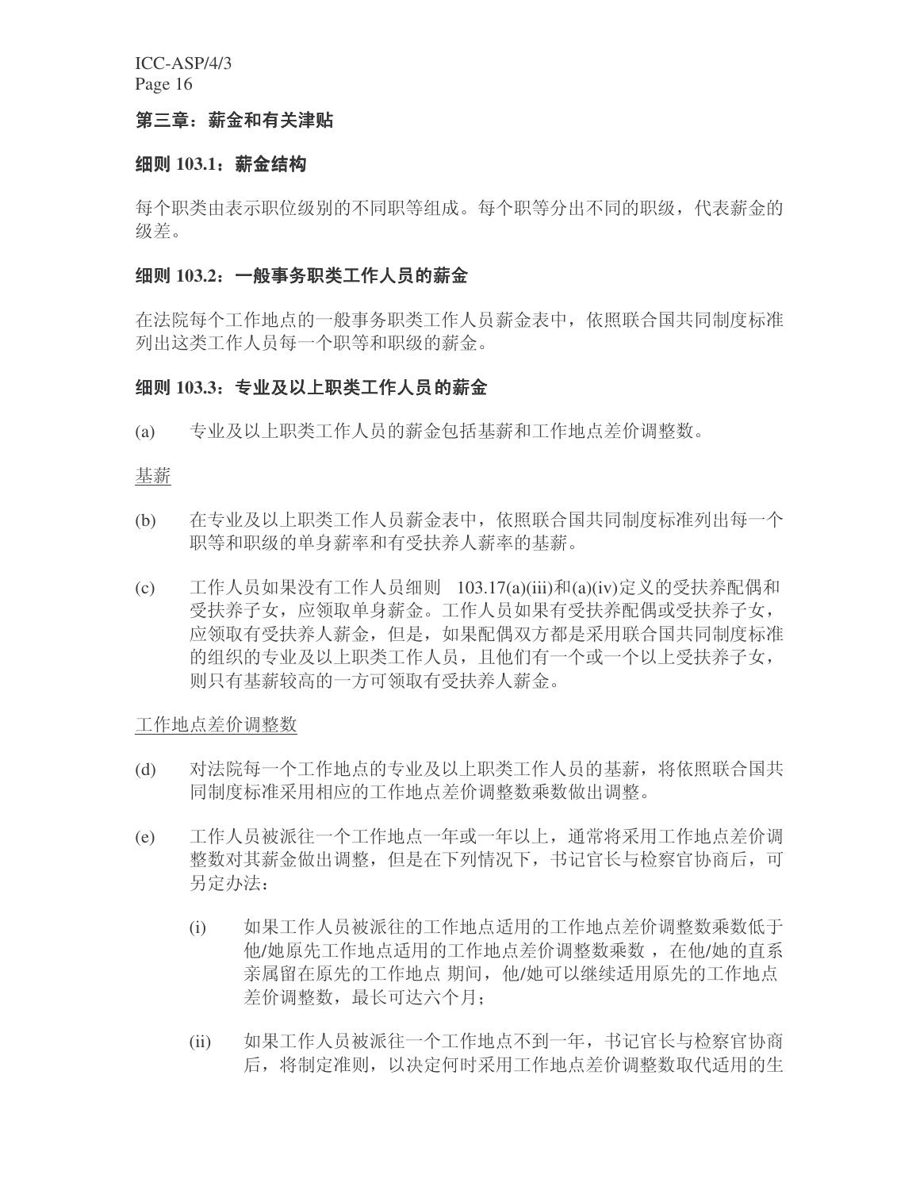## 第三章：薪金和有关津贴

### 细则 103.1：薪金结构

每个职类由表示职位级别的不同职等组成。每个职等分出不同的职级，代表薪金的级差。

### 细则 103.2：一般事务职类工作人员的薪金

在法院每个工作地点的一般事务职类工作人员薪金表中，依照联合国共同制度标准列出这类工作人员每一个职等和职级的薪金。

### 细则 103.3：专业及以上职类工作人员的薪金

(a) 专业及以上职类工作人员的薪金包括基薪和工作地点差价调整数。

基薪

(b) 在专业及以上职类工作人员薪金表中，依照联合国共同制度标准列出每一个职等和职级的单身薪率和有受扶养人薪率的基薪。

(c) 工作人员如果没有工作人员细则 103.17(a)(iii)和(a)(iv)定义的受扶养配偶和受扶养子女，应领取单身薪金。工作人员如果有受扶养配偶或受扶养子女，应领取有受扶养人薪金，但是，如果配偶双方都是采用联合国共同制度标准的组织的专业及以上职类工作人员，且他们有一个或一个以上受扶养子女，则只有基薪较高的一方可领取有受扶养人薪金。

工作地点差价调整数

(d) 对法院每一个工作地点的专业及以上职类工作人员的基薪，将依照联合国共同制度标准采用相应的工作地点差价调整数乘数做出调整。

(e) 工作人员被派往一个工作地点一年或一年以上，通常将采用工作地点差价调整数对其薪金做出调整，但是在下列情况下，书记官长与检察官协商后，可另定办法：

  (i) 如果工作人员被派往的工作地点适用的工作地点差价调整数乘数低于他/她原先工作地点适用的工作地点差价调整数乘数，在他/她的直系亲属留在原先的工作地点期间，他/她可以继续适用原先的工作地点差价调整数，最长可达六个月；

  (ii) 如果工作人员被派往一个工作地点不到一年，书记官长与检察官协商后，将制定准则，以决定何时采用工作地点差价调整数取代适用的生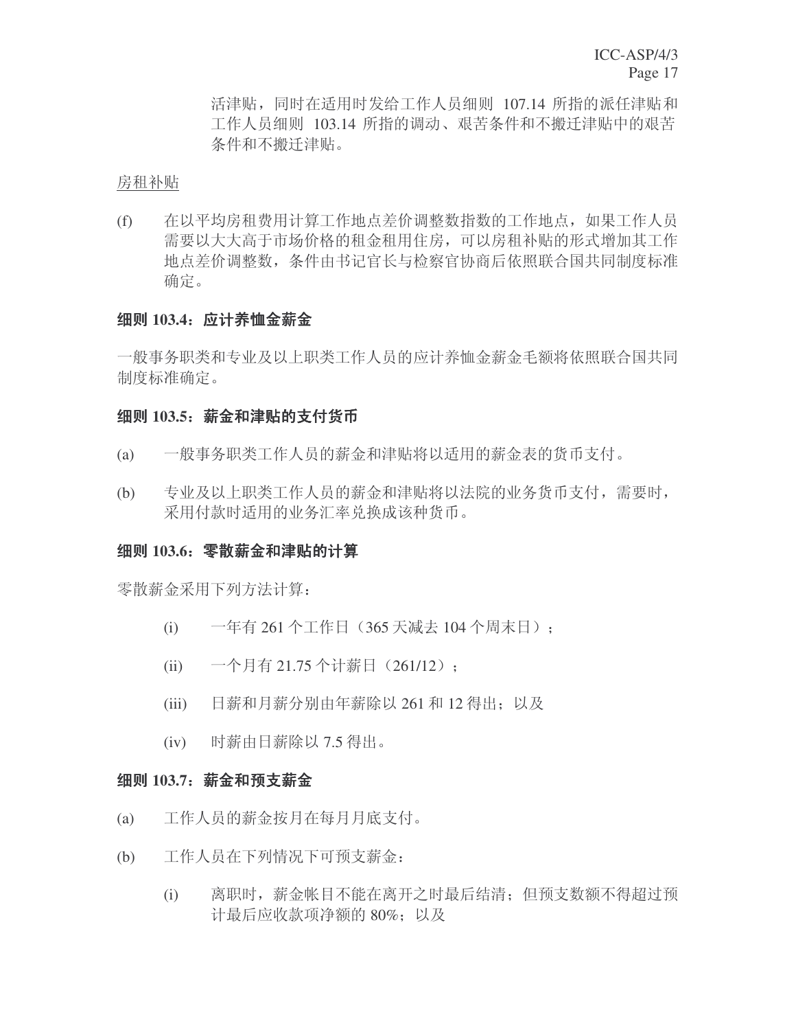活津贴，同时在适用时发给工作人员细则 107.14 所指的派任津贴和工作人员细则 103.14 所指的调动、艰苦条件和不搬迁津贴中的艰苦条件和不搬迁津贴。

房租补贴

(f) 在以平均房租费用计算工作地点差价调整数指数的工作地点，如果工作人员需要以大大高于市场价格的租金租用住房，可以房租补贴的形式增加其工作地点差价调整数，条件由书记官长与检察官协商后依照联合国共同制度标准确定。

**细则 103.4：应计养恤金薪金**

一般事务职类和专业及以上职类工作人员的应计养恤金薪金毛额将依照联合国共同制度标准确定。

**细则 103.5：薪金和津贴的支付货币**

(a) 一般事务职类工作人员的薪金和津贴将以适用的薪金表的货币支付。

(b) 专业及以上职类工作人员的薪金和津贴将以法院的业务货币支付，需要时，采用付款时适用的业务汇率兑换成该种货币。

**细则 103.6：零散薪金和津贴的计算**

零散薪金采用下列方法计算：

(i) 一年有 261 个工作日（365 天减去 104 个周末日）；

(ii) 一个月有 21.75 个计薪日（261/12）；

(iii) 日薪和月薪分别由年薪除以 261 和 12 得出；以及

(iv) 时薪由日薪除以 7.5 得出。

**细则 103.7：薪金和预支薪金**

(a) 工作人员的薪金按月在每月月底支付。

(b) 工作人员在下列情况下可预支薪金：

(i) 离职时，薪金帐目不能在离开之时最后结清；但预支数额不得超过预计最后应收款项净额的 80%；以及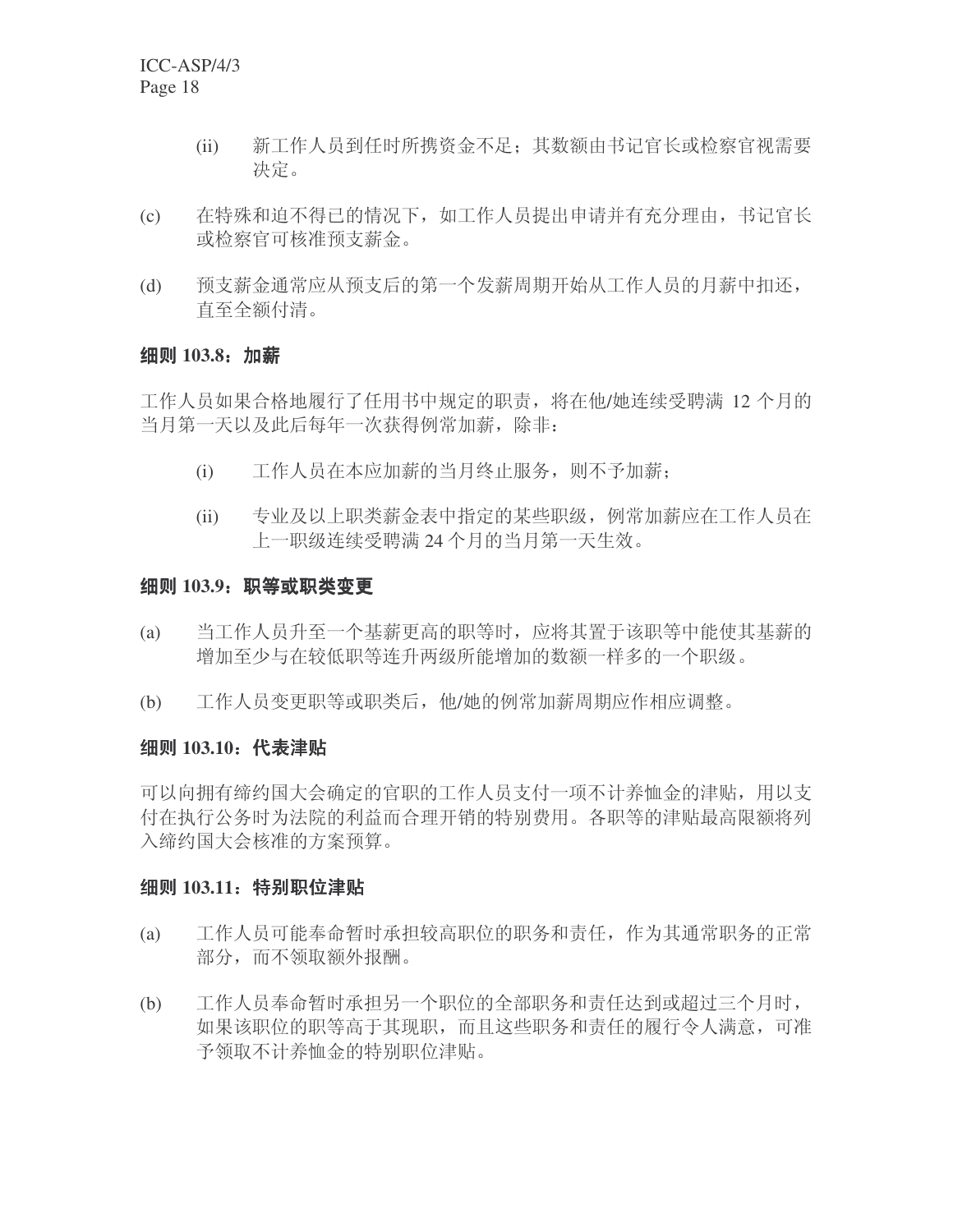(ii) 新工作人员到任时所携资金不足；其数额由书记官长或检察官视需要决定。

(c) 在特殊和迫不得已的情况下，如工作人员提出申请并有充分理由，书记官长或检察官可核准预支薪金。

(d) 预支薪金通常应从预支后的第一个发薪周期开始从工作人员的月薪中扣还，直至全额付清。

**细则 103.8：加薪**

工作人员如果合格地履行了任用书中规定的职责，将在他/她连续受聘满 12 个月的当月第一天以及此后每年一次获得例常加薪，除非：

(i) 工作人员在本应加薪的当月终止服务，则不予加薪；

(ii) 专业及以上职类薪金表中指定的某些职级，例常加薪应在工作人员在上一职级连续受聘满 24 个月的当月第一天生效。

**细则 103.9：职等或职类变更**

(a) 当工作人员升至一个基薪更高的职等时，应将其置于该职等中能使其基薪的增加至少与在较低职等连升两级所能增加的数额一样多的一个职级。

(b) 工作人员变更职等或职类后，他/她的例常加薪周期应作相应调整。

**细则 103.10：代表津贴**

可以向拥有缔约国大会确定的官职的工作人员支付一项不计养恤金的津贴，用以支付在执行公务时为法院的利益而合理开销的特别费用。各职等的津贴最高限额将列入缔约国大会核准的方案预算。

**细则 103.11：特别职位津贴**

(a) 工作人员可能奉命暂时承担较高职位的职务和责任，作为其通常职务的正常部分，而不领取额外报酬。

(b) 工作人员奉命暂时承担另一个职位的全部职务和责任达到或超过三个月时，如果该职位的职等高于其现职，而且这些职务和责任的履行令人满意，可准予领取不计养恤金的特别职位津贴。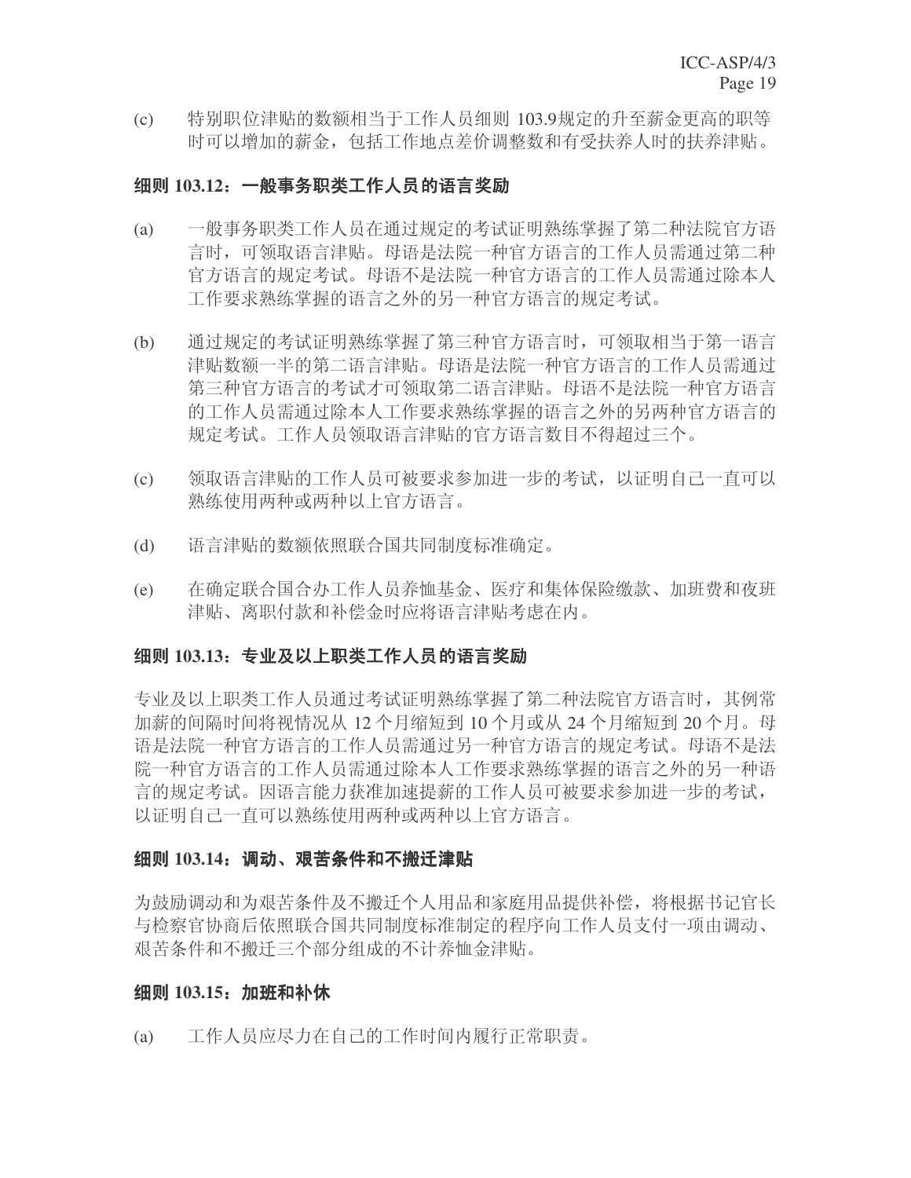(c) 特别职位津贴的数额相当于工作人员细则 103.9规定的升至薪金更高的职等时可以增加的薪金，包括工作地点差价调整数和有受扶养人时的扶养津贴。

**细则 103.12：一般事务职类工作人员的语言奖励**

(a) 一般事务职类工作人员在通过规定的考试证明熟练掌握了第二种法院官方语言时，可领取语言津贴。母语是法院一种官方语言的工作人员需通过第二种官方语言的规定考试。母语不是法院一种官方语言的工作人员需通过除本人工作要求熟练掌握的语言之外的另一种官方语言的规定考试。

(b) 通过规定的考试证明熟练掌握了第三种官方语言时，可领取相当于第一语言津贴数额一半的第二语言津贴。母语是法院一种官方语言的工作人员需通过第三种官方语言的考试才可领取第二语言津贴。母语不是法院一种官方语言的工作人员需通过除本人工作要求熟练掌握的语言之外的另两种官方语言的规定考试。工作人员领取语言津贴的官方语言数目不得超过三个。

(c) 领取语言津贴的工作人员可被要求参加进一步的考试，以证明自己一直可以熟练使用两种或两种以上官方语言。

(d) 语言津贴的数额依照联合国共同制度标准确定。

(e) 在确定联合国合办工作人员养恤基金、医疗和集体保险缴款、加班费和夜班津贴、离职付款和补偿金时应将语言津贴考虑在内。

**细则 103.13：专业及以上职类工作人员的语言奖励**

专业及以上职类工作人员通过考试证明熟练掌握了第二种法院官方语言时，其例常加薪的间隔时间将视情况从 12 个月缩短到 10 个月或从 24 个月缩短到 20 个月。母语是法院一种官方语言的工作人员需通过另一种官方语言的规定考试。母语不是法院一种官方语言的工作人员需通过除本人工作要求熟练掌握的语言之外的另一种语言的规定考试。因语言能力获准加速提薪的工作人员可被要求参加进一步的考试，以证明自己一直可以熟练使用两种或两种以上官方语言。

**细则 103.14：调动、艰苦条件和不搬迁津贴**

为鼓励调动和为艰苦条件及不搬迁个人用品和家庭用品提供补偿，将根据书记官长与检察官协商后依照联合国共同制度标准制定的程序向工作人员支付一项由调动、艰苦条件和不搬迁三个部分组成的不计养恤金津贴。

**细则 103.15：加班和补休**

(a) 工作人员应尽力在自己的工作时间内履行正常职责。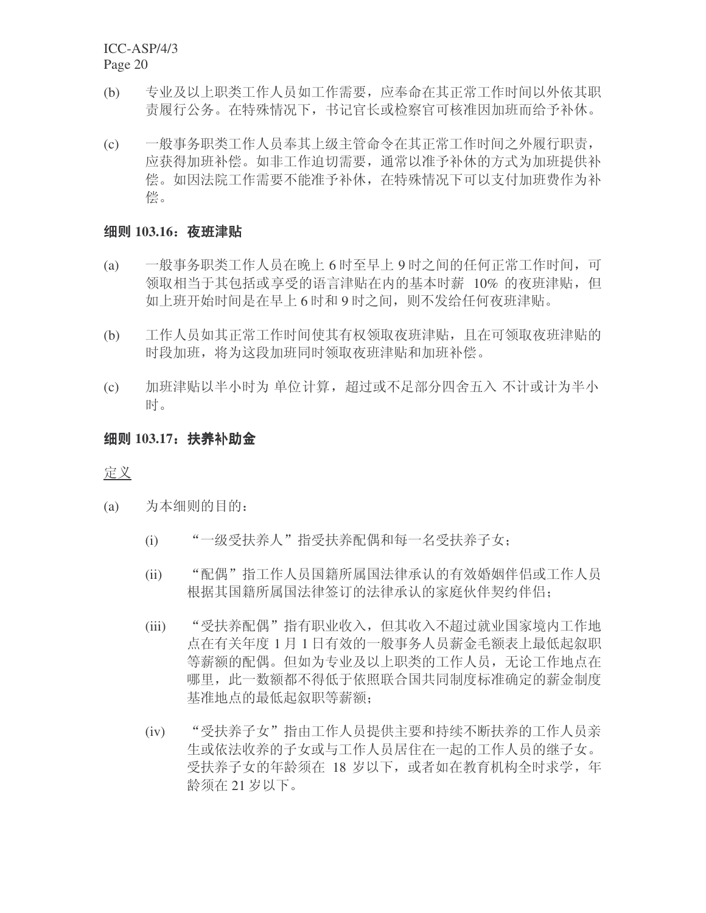(b) 专业及以上职类工作人员如工作需要，应奉命在其正常工作时间以外依其职责履行公务。在特殊情况下，书记官长或检察官可核准因加班而给予补休。

(c) 一般事务职类工作人员奉其上级主管命令在其正常工作时间之外履行职责，应获得加班补偿。如非工作迫切需要，通常以准予补休的方式为加班提供补偿。如因法院工作需要不能准予补休，在特殊情况下可以支付加班费作为补偿。

### 细则 103.16：夜班津贴

(a) 一般事务职类工作人员在晚上 6 时至早上 9 时之间的任何正常工作时间，可领取相当于其包括或享受的语言津贴在内的基本时薪 10% 的夜班津贴，但如上班开始时间是在早上 6 时和 9 时之间，则不发给任何夜班津贴。

(b) 工作人员如其正常工作时间使其有权领取夜班津贴，且在可领取夜班津贴的时段加班，将为这段加班同时领取夜班津贴和加班补偿。

(c) 加班津贴以半小时为 单位计算，超过或不足部分四舍五入 不计或计为半小时。

### 细则 103.17：扶养补助金

<u>定义</u>

(a) 为本细则的目的：

  (i) “一级受扶养人”指受扶养配偶和每一名受扶养子女；

  (ii) “配偶”指工作人员国籍所属国法律承认的有效婚姻伴侣或工作人员根据其国籍所属国法律签订的法律承认的家庭伙伴契约伴侣；

  (iii) “受扶养配偶”指有职业收入，但其收入不超过就业国家境内工作地点在有关年度 1 月 1 日有效的一般事务人员薪金毛额表上最低起叙职等薪额的配偶。但如为专业及以上职类的工作人员，无论工作地点在哪里，此一数额都不得低于依照联合国共同制度标准确定的薪金制度基准地点的最低起叙职等薪额；

  (iv) “受扶养子女”指由工作人员提供主要和持续不断扶养的工作人员亲生或依法收养的子女或与工作人员居住在一起的工作人员的继子女。受扶养子女的年龄须在 18 岁以下，或者如在教育机构全时求学，年龄须在 21 岁以下。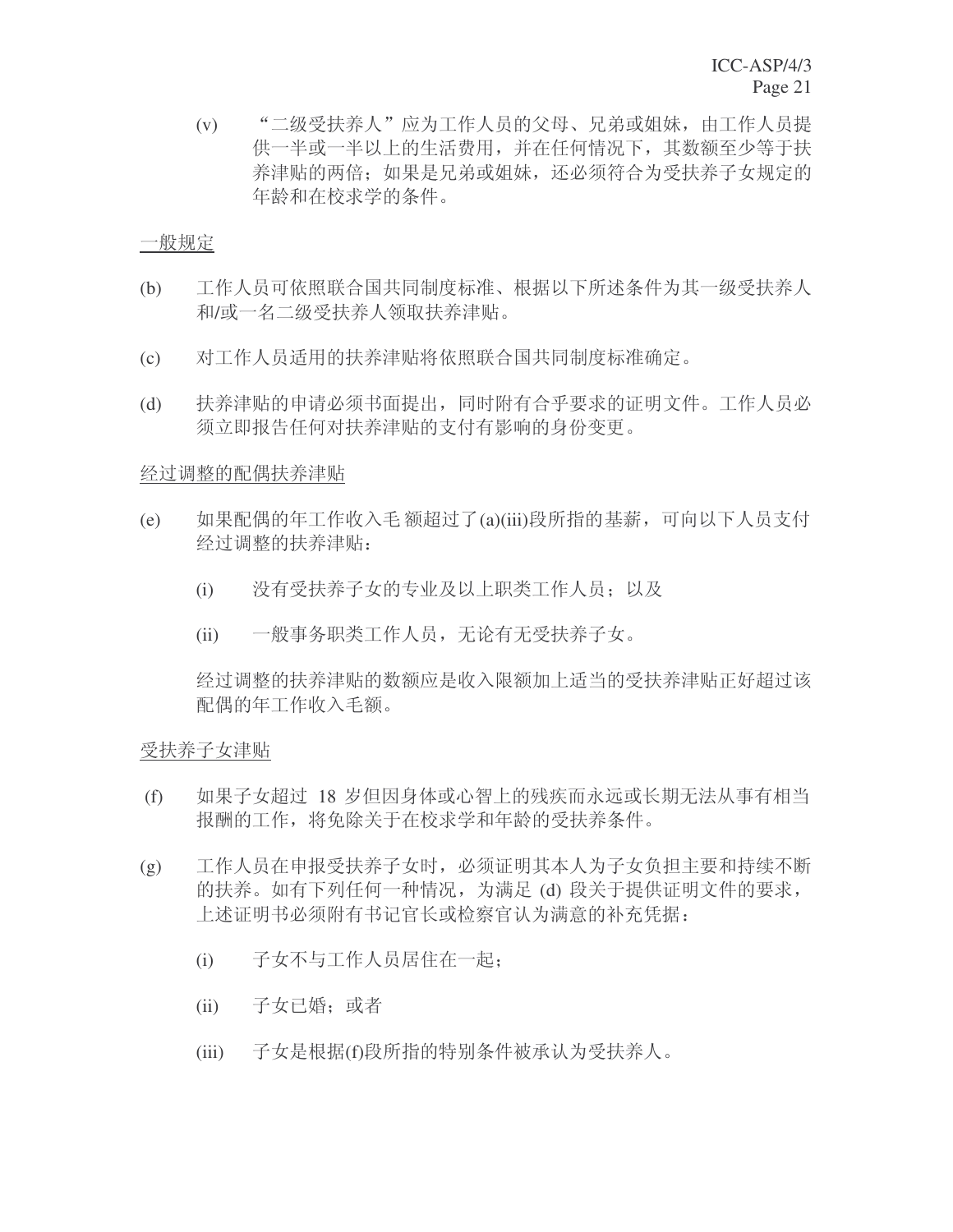(v) “二级受扶养人”应为工作人员的父母、兄弟或姐妹，由工作人员提供一半或一半以上的生活费用，并在任何情况下，其数额至少等于扶养津贴的两倍；如果是兄弟或姐妹，还必须符合为受扶养子女规定的年龄和在校求学的条件。

<u>一般规定</u>

(b) 工作人员可依照联合国共同制度标准、根据以下所述条件为其一级受扶养人和/或一名二级受扶养人领取扶养津贴。

(c) 对工作人员适用的扶养津贴将依照联合国共同制度标准确定。

(d) 扶养津贴的申请必须书面提出，同时附有合乎要求的证明文件。工作人员必须立即报告任何对扶养津贴的支付有影响的身份变更。

<u>经过调整的配偶扶养津贴</u>

(e) 如果配偶的年工作收入毛额超过了(a)(iii)段所指的基薪，可向以下人员支付经过调整的扶养津贴：

(i) 没有受扶养子女的专业及以上职类工作人员；以及

(ii) 一般事务职类工作人员，无论有无受扶养子女。

经过调整的扶养津贴的数额应是收入限额加上适当的受扶养津贴正好超过该配偶的年工作收入毛额。

<u>受扶养子女津贴</u>

(f) 如果子女超过 18 岁但因身体或心智上的残疾而永远或长期无法从事有相当报酬的工作，将免除关于在校求学和年龄的受扶养条件。

(g) 工作人员在申报受扶养子女时，必须证明其本人为子女负担主要和持续不断的扶养。如有下列任何一种情况，为满足 (d) 段关于提供证明文件的要求，上述证明书必须附有书记官长或检察官认为满意的补充凭据：

(i) 子女不与工作人员居住在一起；

(ii) 子女已婚；或者

(iii) 子女是根据(f)段所指的特别条件被承认为受扶养人。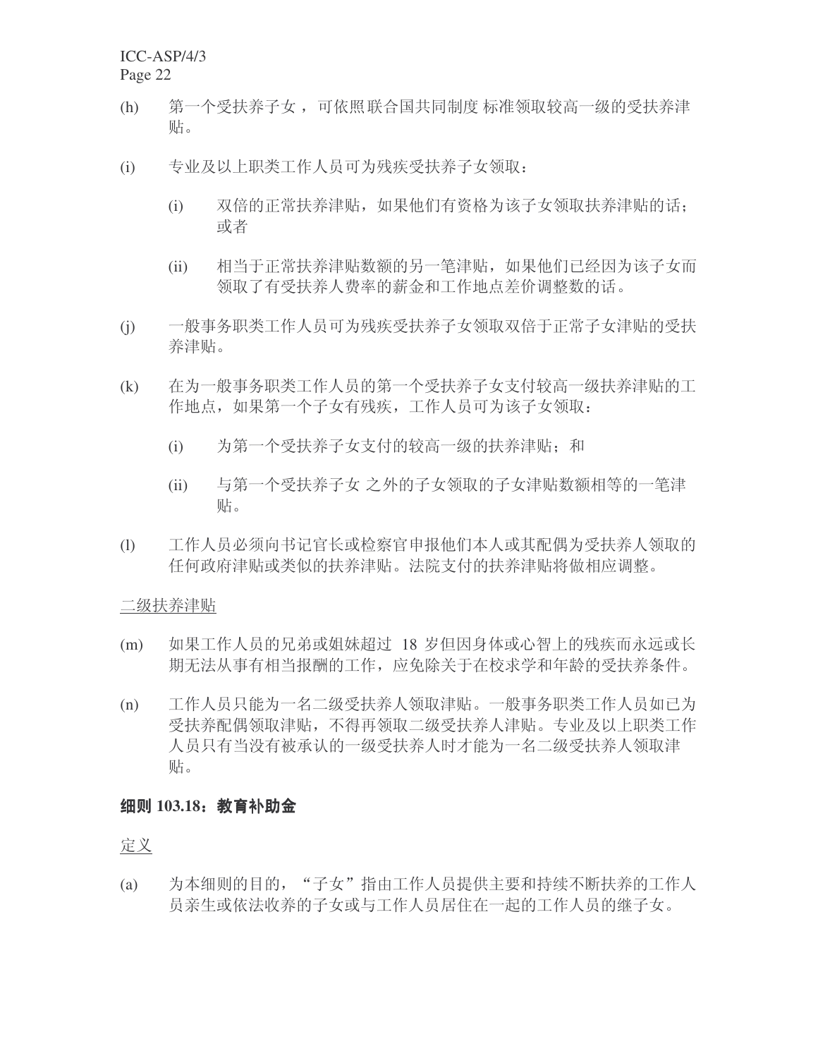(h) 第一个受扶养子女，可依照联合国共同制度标准领取较高一级的受扶养津贴。

(i) 专业及以上职类工作人员可为残疾受扶养子女领取：

  (i) 双倍的正常扶养津贴，如果他们有资格为该子女领取扶养津贴的话；或者

  (ii) 相当于正常扶养津贴数额的另一笔津贴，如果他们已经因为该子女而领取了有受扶养人费率的薪金和工作地点差价调整数的话。

(j) 一般事务职类工作人员可为残疾受扶养子女领取双倍于正常子女津贴的受扶养津贴。

(k) 在为一般事务职类工作人员的第一个受扶养子女支付较高一级扶养津贴的工作地点，如果第一个子女有残疾，工作人员可为该子女领取：

  (i) 为第一个受扶养子女支付的较高一级的扶养津贴；和

  (ii) 与第一个受扶养子女之外的子女领取的子女津贴数额相等的一笔津贴。

(l) 工作人员必须向书记官长或检察官申报他们本人或其配偶为受扶养人领取的任何政府津贴或类似的扶养津贴。法院支付的扶养津贴将做相应调整。

<u>二级扶养津贴</u>

(m) 如果工作人员的兄弟或姐妹超过 18 岁但因身体或心智上的残疾而永远或长期无法从事有相当报酬的工作，应免除关于在校求学和年龄的受扶养条件。

(n) 工作人员只能为一名二级受扶养人领取津贴。一般事务职类工作人员如已为受扶养配偶领取津贴，不得再领取二级受扶养人津贴。专业及以上职类工作人员只有当没有被承认的一级受扶养人时才能为一名二级受扶养人领取津贴。

### 细则 103.18：教育补助金

<u>定义</u>

(a) 为本细则的目的，“子女”指由工作人员提供主要和持续不断扶养的工作人员亲生或依法收养的子女或与工作人员居住在一起的工作人员的继子女。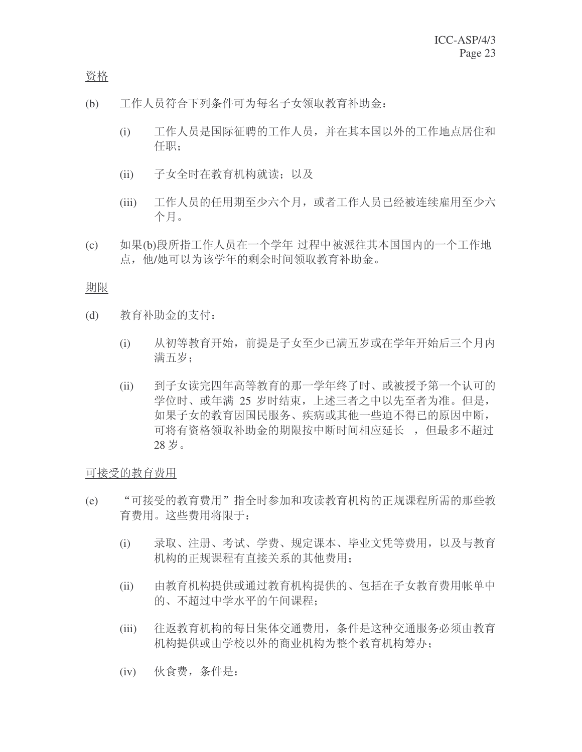资格

(b) 工作人员符合下列条件可为每名子女领取教育补助金：

(i) 工作人员是国际征聘的工作人员，并在其本国以外的工作地点居住和任职；

(ii) 子女全时在教育机构就读；以及

(iii) 工作人员的任用期至少六个月，或者工作人员已经被连续雇用至少六个月。

(c) 如果(b)段所指工作人员在一个学年 过程中被派往其本国国内的一个工作地点，他/她可以为该学年的剩余时间领取教育补助金。

期限

(d) 教育补助金的支付：

(i) 从初等教育开始，前提是子女至少已满五岁或在学年开始后三个月内满五岁；

(ii) 到子女读完四年高等教育的那一学年终了时、或被授予第一个认可的学位时、或年满 25 岁时结束，上述三者之中以先至者为准。但是，如果子女的教育因国民服务、疾病或其他一些迫不得已的原因中断，可将有资格领取补助金的期限按中断时间相应延长 ，但最多不超过 28 岁。

可接受的教育费用

(e) “可接受的教育费用”指全时参加和攻读教育机构的正规课程所需的那些教育费用。这些费用将限于：

(i) 录取、注册、考试、学费、规定课本、毕业文凭等费用，以及与教育机构的正规课程有直接关系的其他费用；

(ii) 由教育机构提供或通过教育机构提供的、包括在子女教育费用帐单中的、不超过中学水平的午间课程；

(iii) 往返教育机构的每日集体交通费用，条件是这种交通服务必须由教育机构提供或由学校以外的商业机构为整个教育机构筹办；

(iv) 伙食费，条件是：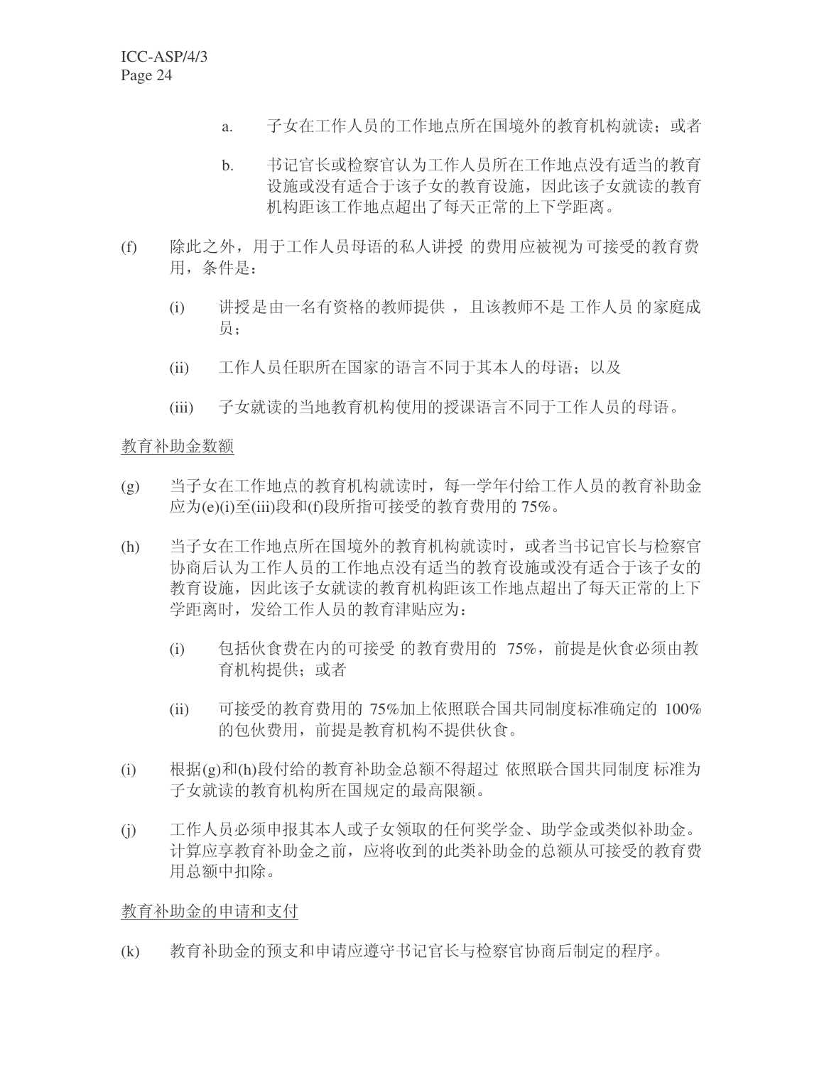a. 子女在工作人员的工作地点所在国境外的教育机构就读；或者

b. 书记官长或检察官认为工作人员所在工作地点没有适当的教育设施或没有适合于该子女的教育设施，因此该子女就读的教育机构距该工作地点超出了每天正常的上下学距离。

(f) 除此之外，用于工作人员母语的私人讲授 的费用应被视为可接受的教育费用，条件是：

(i) 讲授是由一名有资格的教师提供 ，且该教师不是 工作人员 的家庭成员；

(ii) 工作人员任职所在国家的语言不同于其本人的母语；以及

(iii) 子女就读的当地教育机构使用的授课语言不同于工作人员的母语。

<u>教育补助金数额</u>

(g) 当子女在工作地点的教育机构就读时，每一学年付给工作人员的教育补助金应为(e)(i)至(iii)段和(f)段所指可接受的教育费用的 75%。

(h) 当子女在工作地点所在国境外的教育机构就读时，或者当书记官长与检察官协商后认为工作人员的工作地点没有适当的教育设施或没有适合于该子女的教育设施，因此该子女就读的教育机构距该工作地点超出了每天正常的上下学距离时，发给工作人员的教育津贴应为：

(i) 包括伙食费在内的可接受 的教育费用的 75%，前提是伙食必须由教育机构提供；或者

(ii) 可接受的教育费用的 75%加上依照联合国共同制度标准确定的 100%的包伙费用，前提是教育机构不提供伙食。

(i) 根据(g)和(h)段付给的教育补助金总额不得超过 依照联合国共同制度 标准为子女就读的教育机构所在国规定的最高限额。

(j) 工作人员必须申报其本人或子女领取的任何奖学金、助学金或类似补助金。计算应享教育补助金之前，应将收到的此类补助金的总额从可接受的教育费用总额中扣除。

<u>教育补助金的申请和支付</u>

(k) 教育补助金的预支和申请应遵守书记官长与检察官协商后制定的程序。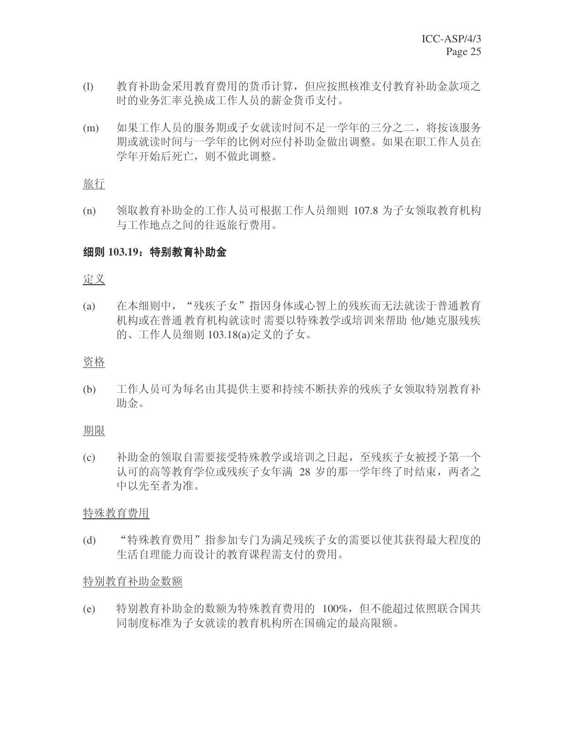(l) 教育补助金采用教育费用的货币计算，但应按照核准支付教育补助金款项之时的业务汇率兑换成工作人员的薪金货币支付。

(m) 如果工作人员的服务期或子女就读时间不足一学年的三分之二，将按该服务期或就读时间与一学年的比例对应付补助金做出调整。如果在职工作人员在学年开始后死亡，则不做此调整。

旅行

(n) 领取教育补助金的工作人员可根据工作人员细则 107.8 为子女领取教育机构与工作地点之间的往返旅行费用。

### 细则 103.19：特别教育补助金

定义

(a) 在本细则中，“残疾子女”指因身体或心智上的残疾而无法就读于普通教育机构或在普通 教育机构就读时 需要以特殊教学或培训来帮助 他/她克服残疾的、工作人员细则 103.18(a)定义的子女。

资格

(b) 工作人员可为每名由其提供主要和持续不断扶养的残疾子女领取特别教育补助金。

期限

(c) 补助金的领取自需要接受特殊教学或培训之日起，至残疾子女被授予第一个认可的高等教育学位或残疾子女年满 28 岁的那一学年终了时结束，两者之中以先至者为准。

特殊教育费用

(d) “特殊教育费用”指参加专门为满足残疾子女的需要以使其获得最大程度的生活自理能力而设计的教育课程需支付的费用。

特别教育补助金数额

(e) 特别教育补助金的数额为特殊教育费用的 100%，但不能超过依照联合国共同制度标准为子女就读的教育机构所在国确定的最高限额。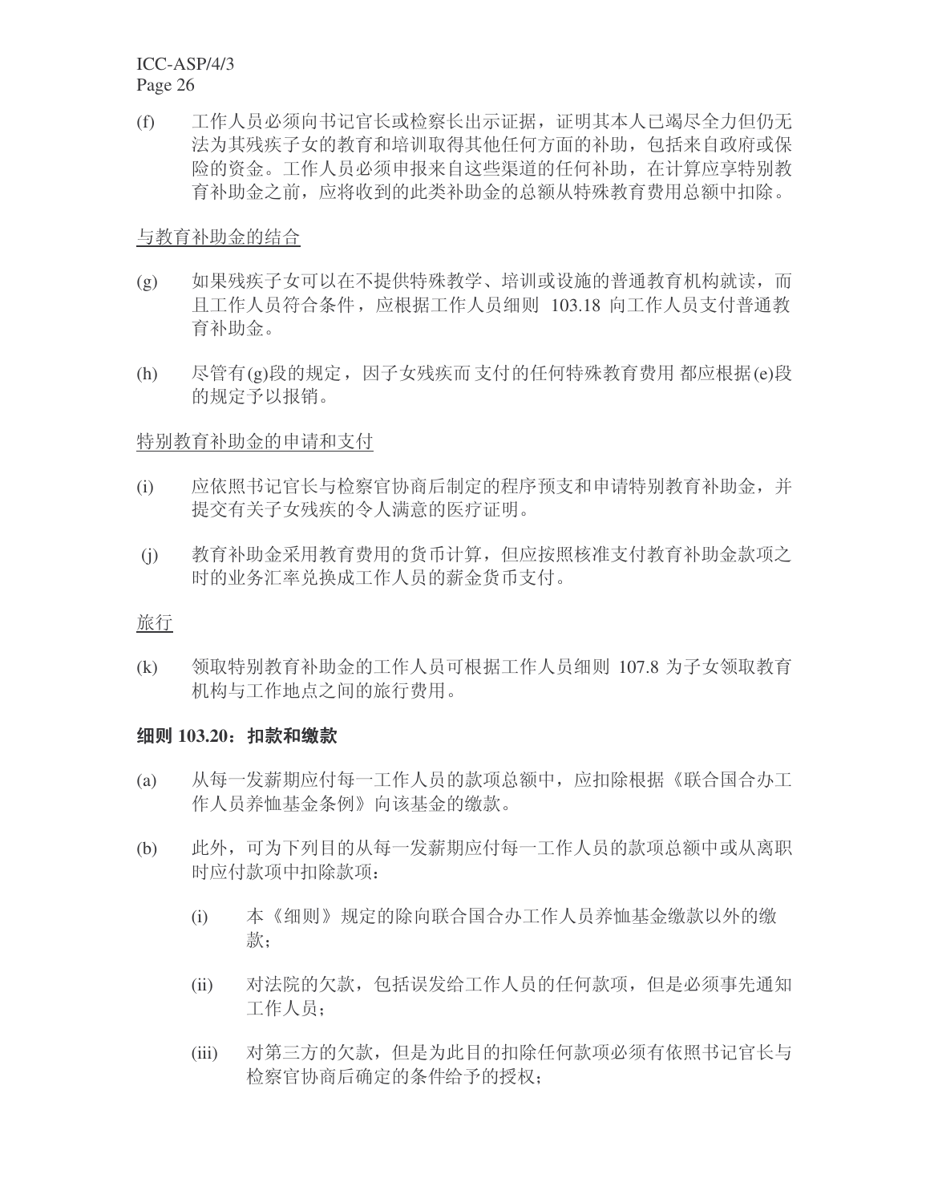(f) 工作人员必须向书记官长或检察长出示证据，证明其本人已竭尽全力但仍无法为其残疾子女的教育和培训取得其他任何方面的补助，包括来自政府或保险的资金。工作人员必须申报来自这些渠道的任何补助，在计算应享特别教育补助金之前，应将收到的此类补助金的总额从特殊教育费用总额中扣除。

<u>与教育补助金的结合</u>

(g) 如果残疾子女可以在不提供特殊教学、培训或设施的普通教育机构就读，而且工作人员符合条件，应根据工作人员细则 103.18 向工作人员支付普通教育补助金。

(h) 尽管有(g)段的规定，因子女残疾而 支付的任何特殊教育费用 都应根据(e)段的规定予以报销。

<u>特别教育补助金的申请和支付</u>

(i) 应依照书记官长与检察官协商后制定的程序预支和申请特别教育补助金，并提交有关子女残疾的令人满意的医疗证明。

(j) 教育补助金采用教育费用的货币计算，但应按照核准支付教育补助金款项之时的业务汇率兑换成工作人员的薪金货币支付。

<u>旅行</u>

(k) 领取特别教育补助金的工作人员可根据工作人员细则 107.8 为子女领取教育机构与工作地点之间的旅行费用。

**细则 103.20：扣款和缴款**

(a) 从每一发薪期应付每一工作人员的款项总额中，应扣除根据《联合国合办工作人员养恤基金条例》向该基金的缴款。

(b) 此外，可为下列目的从每一发薪期应付每一工作人员的款项总额中或从离职时应付款项中扣除款项：

  (i) 本《细则》规定的除向联合国合办工作人员养恤基金缴款以外的缴款；

  (ii) 对法院的欠款，包括误发给工作人员的任何款项，但是必须事先通知工作人员；

  (iii) 对第三方的欠款，但是为此目的扣除任何款项必须有依照书记官长与检察官协商后确定的条件给予的授权；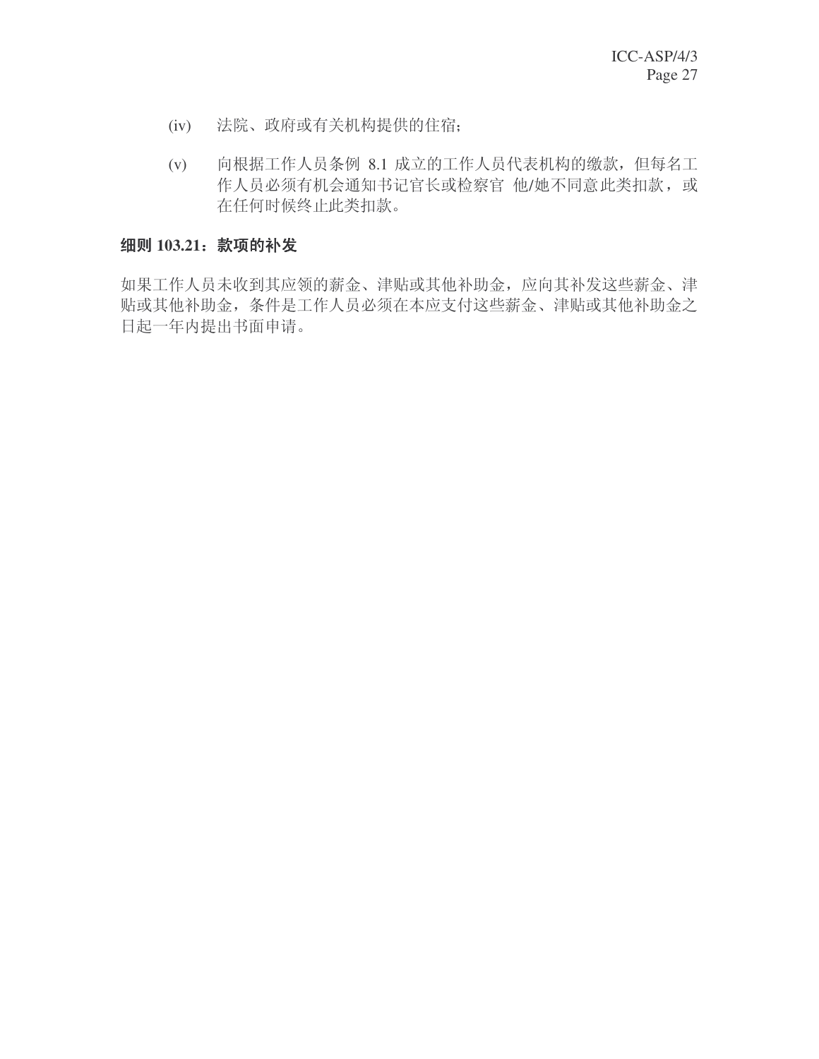(iv) 法院、政府或有关机构提供的住宿；

(v) 向根据工作人员条例 8.1 成立的工作人员代表机构的缴款，但每名工作人员必须有机会通知书记官长或检察官 他/她不同意此类扣款，或在任何时候终止此类扣款。

**细则 103.21：款项的补发**

如果工作人员未收到其应领的薪金、津贴或其他补助金，应向其补发这些薪金、津贴或其他补助金，条件是工作人员必须在本应支付这些薪金、津贴或其他补助金之日起一年内提出书面申请。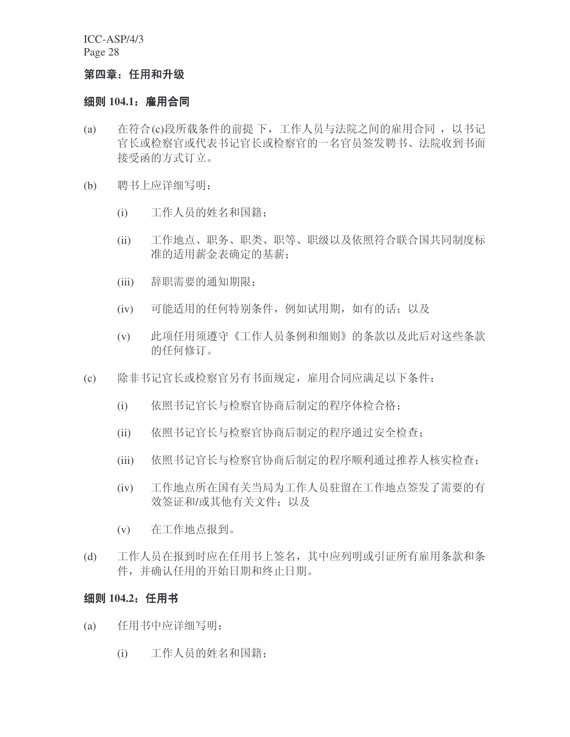## 第四章：任用和升级

### 细则 104.1：雇用合同

(a) 在符合(c)段所载条件的前提下，工作人员与法院之间的雇用合同，以书记官长或检察官或代表书记官长或检察官的一名官员签发聘书、法院收到书面接受函的方式订立。

(b) 聘书上应详细写明：

   (i) 工作人员的姓名和国籍；

   (ii) 工作地点、职务、职类、职等、职级以及依照符合联合国共同制度标准的适用薪金表确定的基薪；

   (iii) 辞职需要的通知期限；

   (iv) 可能适用的任何特别条件，例如试用期，如有的话；以及

   (v) 此项任用须遵守《工作人员条例和细则》的条款以及此后对这些条款的任何修订。

(c) 除非书记官长或检察官另有书面规定，雇用合同应满足以下条件：

   (i) 依照书记官长与检察官协商后制定的程序体检合格；

   (ii) 依照书记官长与检察官协商后制定的程序通过安全检查；

   (iii) 依照书记官长与检察官协商后制定的程序顺利通过推荐人核实检查；

   (iv) 工作地点所在国有关当局为工作人员驻留在工作地点签发了需要的有效签证和/或其他有关文件；以及

   (v) 在工作地点报到。

(d) 工作人员在报到时应在任用书上签名，其中应列明或引证所有雇用条款和条件，并确认任用的开始日期和终止日期。

### 细则 104.2：任用书

(a) 任用书中应详细写明：

   (i) 工作人员的姓名和国籍；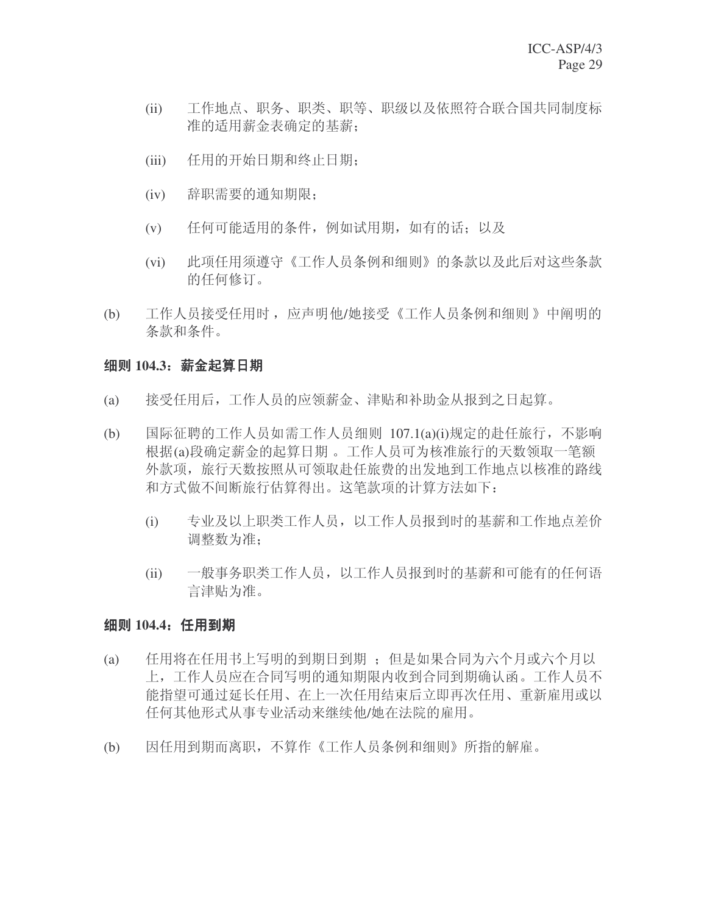(ii) 工作地点、职务、职类、职等、职级以及依照符合联合国共同制度标准的适用薪金表确定的基薪；

(iii) 任用的开始日期和终止日期；

(iv) 辞职需要的通知期限；

(v) 任何可能适用的条件，例如试用期，如有的话；以及

(vi) 此项任用须遵守《工作人员条例和细则》的条款以及此后对这些条款的任何修订。

(b) 工作人员接受任用时，应声明他/她接受《工作人员条例和细则》中阐明的条款和条件。

**细则 104.3：薪金起算日期**

(a) 接受任用后，工作人员的应领薪金、津贴和补助金从报到之日起算。

(b) 国际征聘的工作人员如需工作人员细则 107.1(a)(i)规定的赴任旅行，不影响根据(a)段确定薪金的起算日期。工作人员可为核准旅行的天数领取一笔额外款项，旅行天数按照从可领取赴任旅费的出发地到工作地点以核准的路线和方式做不间断旅行估算得出。这笔款项的计算方法如下：

(i) 专业及以上职类工作人员，以工作人员报到时的基薪和工作地点差价调整数为准；

(ii) 一般事务职类工作人员，以工作人员报到时的基薪和可能有的任何语言津贴为准。

**细则 104.4：任用到期**

(a) 任用将在任用书上写明的到期日到期；但是如果合同为六个月或六个月以上，工作人员应在合同写明的通知期限内收到合同到期确认函。工作人员不能指望可通过延长任用、在上一次任用结束后立即再次任用、重新雇用或以任何其他形式从事专业活动来继续他/她在法院的雇用。

(b) 因任用到期而离职，不算作《工作人员条例和细则》所指的解雇。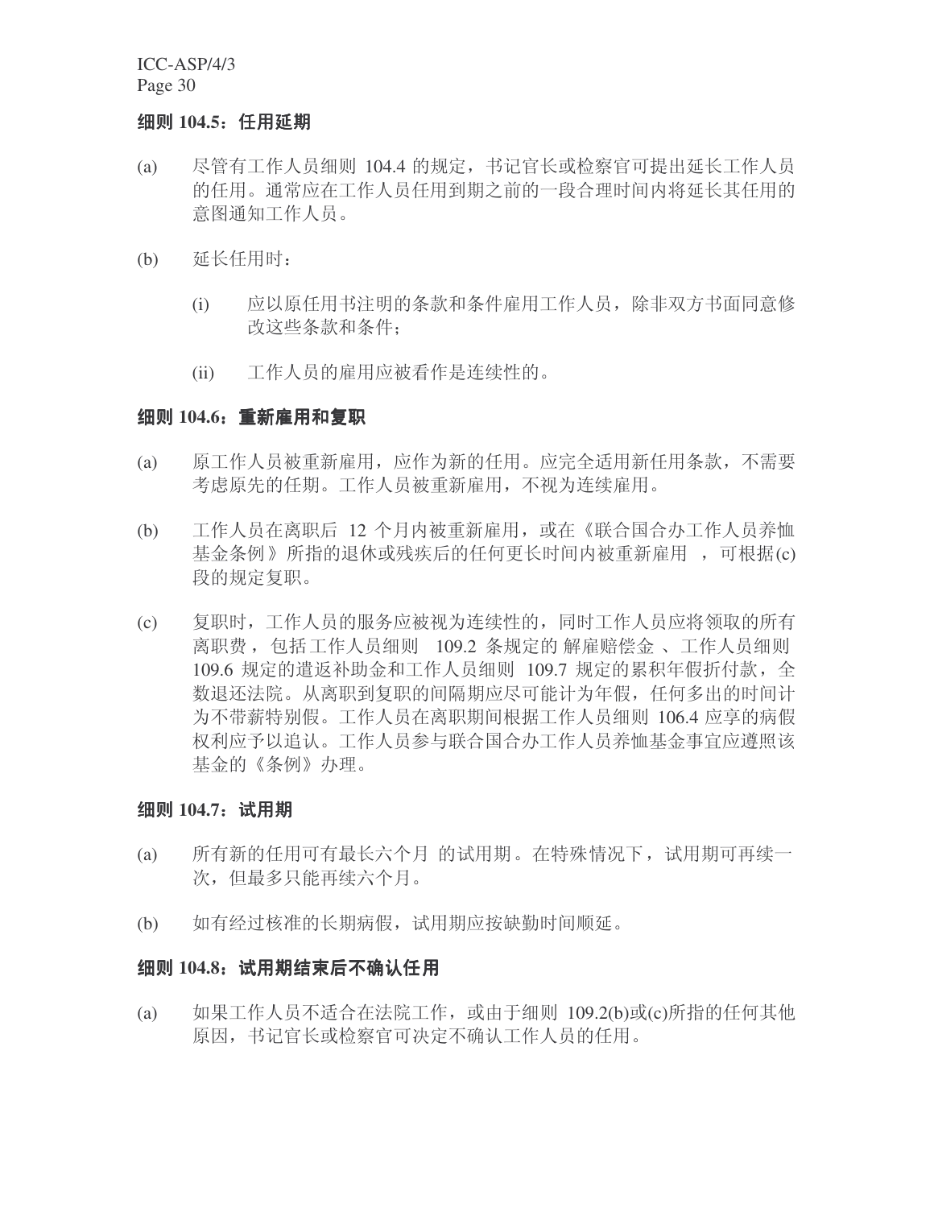### 细则 104.5：任用延期

(a) 尽管有工作人员细则 104.4 的规定，书记官长或检察官可提出延长工作人员的任用。通常应在工作人员任用到期之前的一段合理时间内将延长其任用的意图通知工作人员。

(b) 延长任用时：

  (i) 应以原任用书注明的条款和条件雇用工作人员，除非双方书面同意修改这些条款和条件；

  (ii) 工作人员的雇用应被看作是连续性的。

### 细则 104.6：重新雇用和复职

(a) 原工作人员被重新雇用，应作为新的任用。应完全适用新任用条款，不需要考虑原先的任期。工作人员被重新雇用，不视为连续雇用。

(b) 工作人员在离职后 12 个月内被重新雇用，或在《联合国合办工作人员养恤基金条例》所指的退休或残疾后的任何更长时间内被重新雇用，可根据(c)段的规定复职。

(c) 复职时，工作人员的服务应被视为连续性的，同时工作人员应将领取的所有离职费，包括工作人员细则 109.2 条规定的解雇赔偿金、工作人员细则 109.6 规定的遣返补助金和工作人员细则 109.7 规定的累积年假折付款，全数退还法院。从离职到复职的间隔期应尽可能计为年假，任何多出的时间计为不带薪特别假。工作人员在离职期间根据工作人员细则 106.4 应享的病假权利应予以追认。工作人员参与联合国合办工作人员养恤基金事宜应遵照该基金的《条例》办理。

### 细则 104.7：试用期

(a) 所有新的任用可有最长六个月的试用期。在特殊情况下，试用期可再续一次，但最多只能再续六个月。

(b) 如有经过核准的长期病假，试用期应按缺勤时间顺延。

### 细则 104.8：试用期结束后不确认任用

(a) 如果工作人员不适合在法院工作，或由于细则 109.2(b)或(c)所指的任何其他原因，书记官长或检察官可决定不确认工作人员的任用。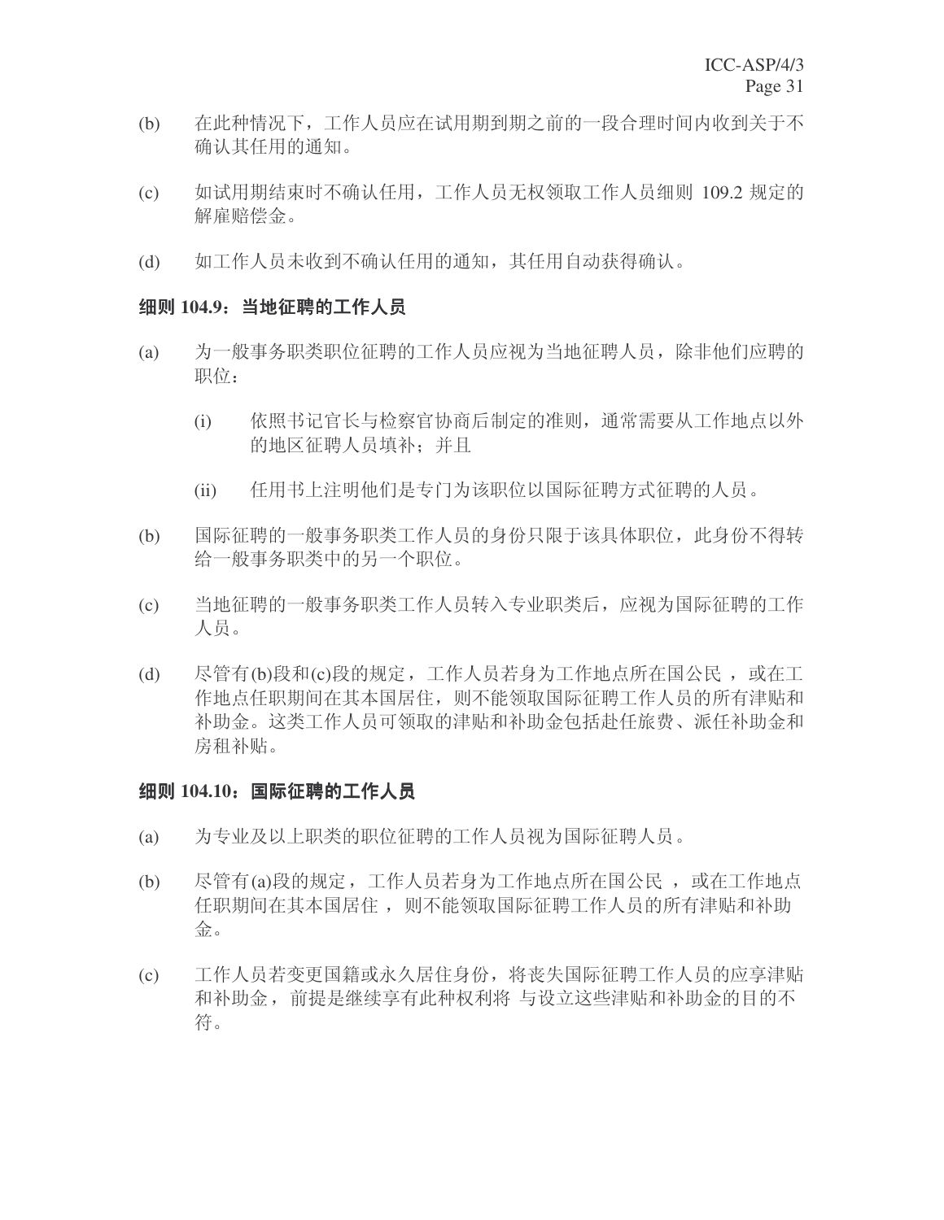(b) 在此种情况下，工作人员应在试用期到期之前的一段合理时间内收到关于不确认其任用的通知。

(c) 如试用期结束时不确认任用，工作人员无权领取工作人员细则 109.2 规定的解雇赔偿金。

(d) 如工作人员未收到不确认任用的通知，其任用自动获得确认。

### 细则 104.9：当地征聘的工作人员

(a) 为一般事务职类职位征聘的工作人员应视为当地征聘人员，除非他们应聘的职位：

   (i) 依照书记官长与检察官协商后制定的准则，通常需要从工作地点以外的地区征聘人员填补；并且

   (ii) 任用书上注明他们是专门为该职位以国际征聘方式征聘的人员。

(b) 国际征聘的一般事务职类工作人员的身份只限于该具体职位，此身份不得转给一般事务职类中的另一个职位。

(c) 当地征聘的一般事务职类工作人员转入专业职类后，应视为国际征聘的工作人员。

(d) 尽管有(b)段和(c)段的规定，工作人员若身为工作地点所在国公民 ，或在工作地点任职期间在其本国居住，则不能领取国际征聘工作人员的所有津贴和补助金。这类工作人员可领取的津贴和补助金包括赴任旅费、派任补助金和房租补贴。

### 细则 104.10：国际征聘的工作人员

(a) 为专业及以上职类的职位征聘的工作人员视为国际征聘人员。

(b) 尽管有(a)段的规定，工作人员若身为工作地点所在国公民 ，或在工作地点任职期间在其本国居住 ，则不能领取国际征聘工作人员的所有津贴和补助金。

(c) 工作人员若变更国籍或永久居住身份，将丧失国际征聘工作人员的应享津贴和补助金， 前提是继续享有此种权利将 与设立这些津贴和补助金的目的不符。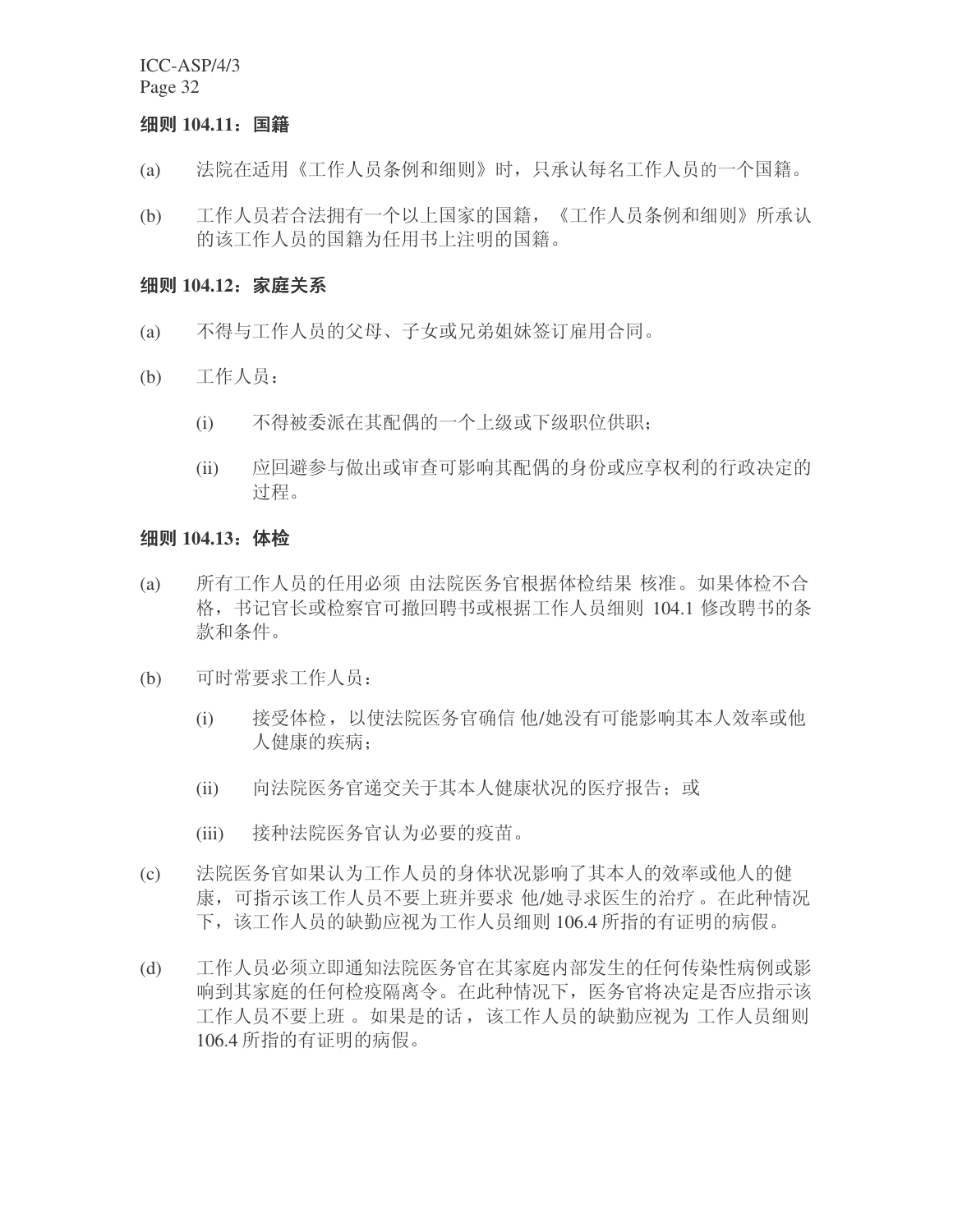**细则 104.11：国籍**

(a) 法院在适用《工作人员条例和细则》时，只承认每名工作人员的一个国籍。

(b) 工作人员若合法拥有一个以上国家的国籍，《工作人员条例和细则》所承认的该工作人员的国籍为任用书上注明的国籍。

**细则 104.12：家庭关系**

(a) 不得与工作人员的父母、子女或兄弟姐妹签订雇用合同。

(b) 工作人员：

(i) 不得被委派在其配偶的一个上级或下级职位供职；

(ii) 应回避参与做出或审查可影响其配偶的身份或应享权利的行政决定的过程。

**细则 104.13：体检**

(a) 所有工作人员的任用必须 由法院医务官根据体检结果 核准。如果体检不合格，书记官长或检察官可撤回聘书或根据工作人员细则 104.1 修改聘书的条款和条件。

(b) 可时常要求工作人员：

(i) 接受体检，以使法院医务官确信 他/她没有可能影响其本人效率或他人健康的疾病；

(ii) 向法院医务官递交关于其本人健康状况的医疗报告；或

(iii) 接种法院医务官认为必要的疫苗。

(c) 法院医务官如果认为工作人员的身体状况影响了其本人的效率或他人的健康，可指示该工作人员不要上班并要求 他/她寻求医生的治疗 。在此种情况下，该工作人员的缺勤应视为工作人员细则 106.4 所指的有证明的病假。

(d) 工作人员必须立即通知法院医务官在其家庭内部发生的任何传染性病例或影响到其家庭的任何检疫隔离令。在此种情况下，医务官将决定是否应指示该工作人员不要上班 。如果是的话，该工作人员的缺勤应视为 工作人员细则 106.4 所指的有证明的病假。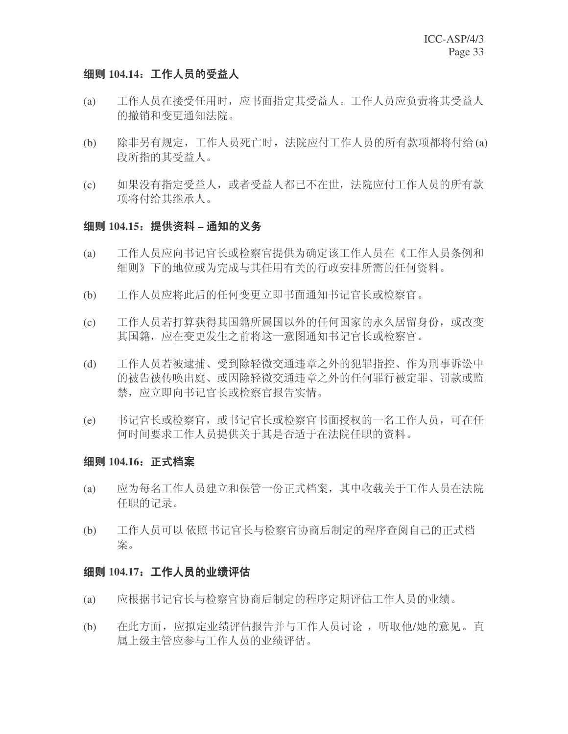### 细则 104.14：工作人员的受益人

(a) 工作人员在接受任用时，应书面指定其受益人。工作人员应负责将其受益人的撤销和变更通知法院。

(b) 除非另有规定，工作人员死亡时，法院应付工作人员的所有款项都将付给 (a) 段所指的其受益人。

(c) 如果没有指定受益人，或者受益人都已不在世，法院应付工作人员的所有款项将付给其继承人。

### 细则 104.15：提供资料 – 通知的义务

(a) 工作人员应向书记官长或检察官提供为确定该工作人员在《工作人员条例和细则》下的地位或为完成与其任用有关的行政安排所需的任何资料。

(b) 工作人员应将此后的任何变更立即书面通知书记官长或检察官。

(c) 工作人员若打算获得其国籍所属国以外的任何国家的永久居留身份，或改变其国籍，应在变更发生之前将这一意图通知书记官长或检察官。

(d) 工作人员若被逮捕、受到除轻微交通违章之外的犯罪指控、作为刑事诉讼中的被告被传唤出庭、或因除轻微交通违章之外的任何罪行被定罪、罚款或监禁，应立即向书记官长或检察官报告实情。

(e) 书记官长或检察官，或书记官长或检察官书面授权的一名工作人员，可在任何时间要求工作人员提供关于其是否适于在法院任职的资料。

### 细则 104.16：正式档案

(a) 应为每名工作人员建立和保管一份正式档案，其中收载关于工作人员在法院任职的记录。

(b) 工作人员可以 依照书记官长与检察官协商后制定的程序查阅自己的正式档案。

### 细则 104.17：工作人员的业绩评估

(a) 应根据书记官长与检察官协商后制定的程序定期评估工作人员的业绩。

(b) 在此方面，应拟定业绩评估报告并与工作人员讨论 ，听取他/她的意见。直属上级主管应参与工作人员的业绩评估。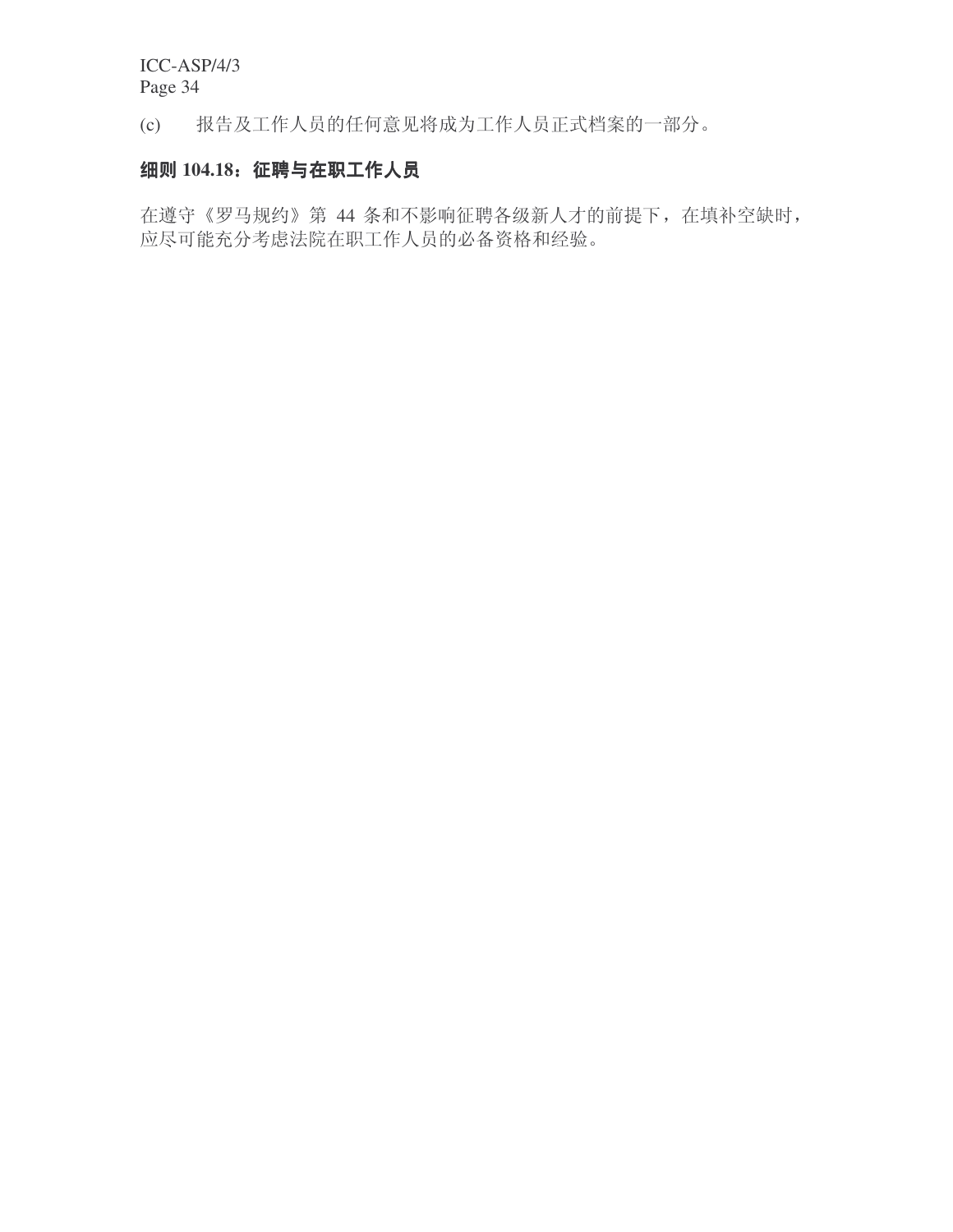(c) 报告及工作人员的任何意见将成为工作人员正式档案的一部分。

### 细则 104.18：征聘与在职工作人员

在遵守《罗马规约》第 44 条和不影响征聘各级新人才的前提下，在填补空缺时，应尽可能充分考虑法院在职工作人员的必备资格和经验。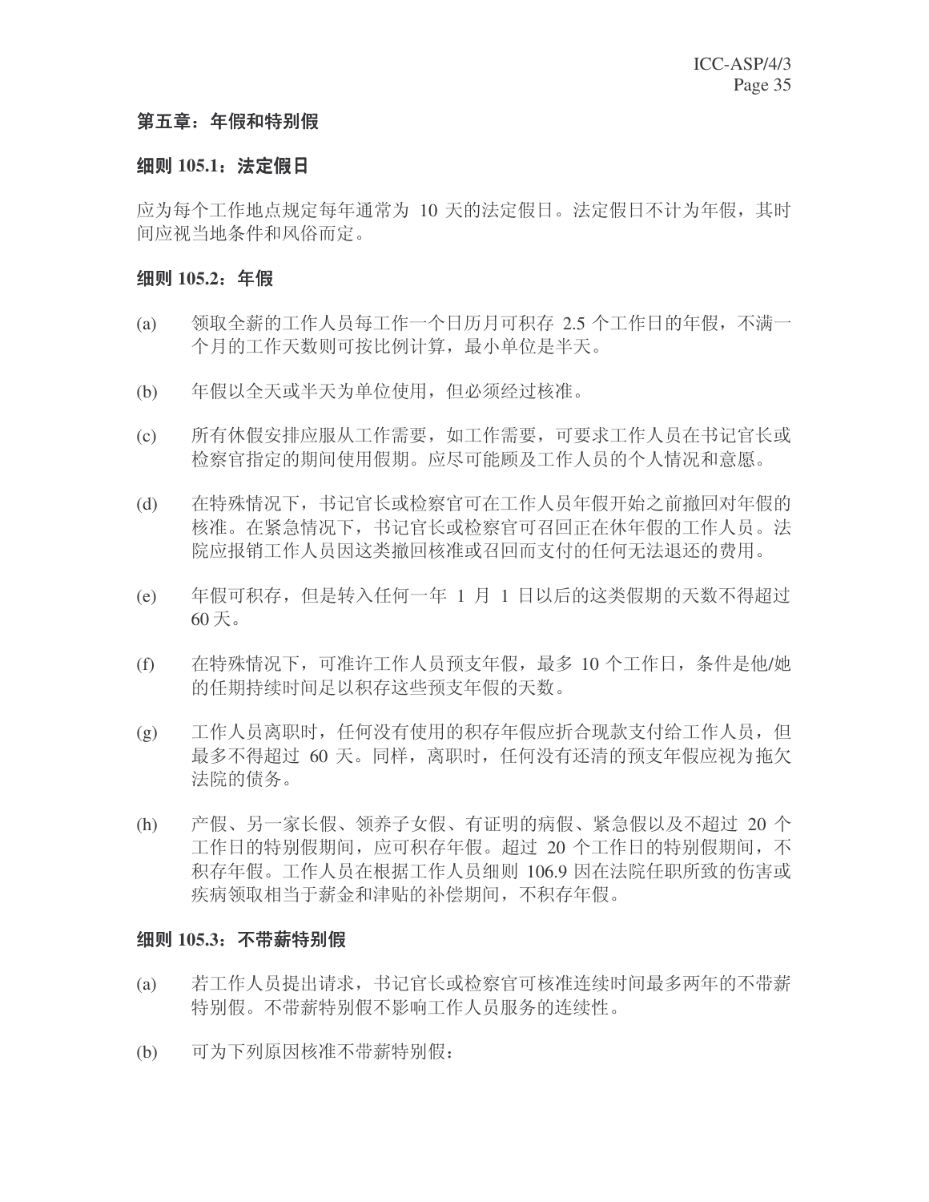## 第五章：年假和特别假

### 细则 105.1：法定假日

应为每个工作地点规定每年通常为 10 天的法定假日。法定假日不计为年假，其时间应视当地条件和风俗而定。

### 细则 105.2：年假

(a) 领取全薪的工作人员每工作一个日历月可积存 2.5 个工作日的年假，不满一个月的工作天数则可按比例计算，最小单位是半天。

(b) 年假以全天或半天为单位使用，但必须经过核准。

(c) 所有休假安排应服从工作需要，如工作需要，可要求工作人员在书记官长或检察官指定的期间使用假期。应尽可能顾及工作人员的个人情况和意愿。

(d) 在特殊情况下，书记官长或检察官可在工作人员年假开始之前撤回对年假的核准。在紧急情况下，书记官长或检察官可召回正在休年假的工作人员。法院应报销工作人员因这类撤回核准或召回而支付的任何无法退还的费用。

(e) 年假可积存，但是转入任何一年 1 月 1 日以后的这类假期的天数不得超过 60 天。

(f) 在特殊情况下，可准许工作人员预支年假，最多 10 个工作日，条件是他/她的任期持续时间足以积存这些预支年假的天数。

(g) 工作人员离职时，任何没有使用的积存年假应折合现款支付给工作人员，但最多不得超过 60 天。同样，离职时，任何没有还清的预支年假应视为拖欠法院的债务。

(h) 产假、另一家长假、领养子女假、有证明的病假、紧急假以及不超过 20 个工作日的特别假期间，应可积存年假。超过 20 个工作日的特别假期间，不积存年假。工作人员在根据工作人员细则 106.9 因在法院任职所致的伤害或疾病领取相当于薪金和津贴的补偿期间，不积存年假。

### 细则 105.3：不带薪特别假

(a) 若工作人员提出请求，书记官长或检察官可核准连续时间最多两年的不带薪特别假。不带薪特别假不影响工作人员服务的连续性。

(b) 可为下列原因核准不带薪特别假：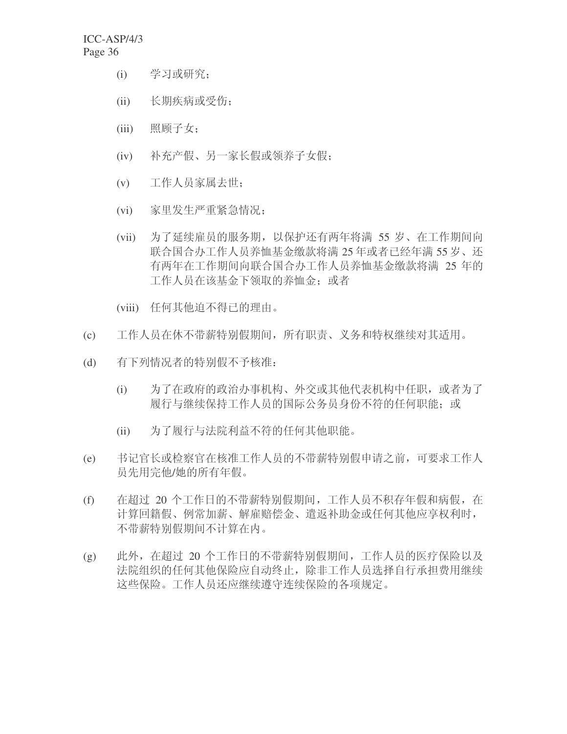(i) 学习或研究；

(ii) 长期疾病或受伤；

(iii) 照顾子女；

(iv) 补充产假、另一家长假或领养子女假；

(v) 工作人员家属去世；

(vi) 家里发生严重紧急情况；

(vii) 为了延续雇员的服务期，以保护还有两年将满 55 岁、在工作期间向联合国合办工作人员养恤基金缴款将满 25 年或者已经年满 55 岁、还有两年在工作期间向联合国合办工作人员养恤基金缴款将满 25 年的工作人员在该基金下领取的养恤金；或者

(viii) 任何其他迫不得已的理由。

(c) 工作人员在休不带薪特别假期间，所有职责、义务和特权继续对其适用。

(d) 有下列情况者的特别假不予核准：

(i) 为了在政府的政治办事机构、外交或其他代表机构中任职，或者为了履行与继续保持工作人员的国际公务员身份不符的任何职能；或

(ii) 为了履行与法院利益不符的任何其他职能。

(e) 书记官长或检察官在核准工作人员的不带薪特别假申请之前，可要求工作人员先用完他/她的所有年假。

(f) 在超过 20 个工作日的不带薪特别假期间，工作人员不积存年假和病假，在计算回籍假、例常加薪、解雇赔偿金、遣返补助金或任何其他应享权利时，不带薪特别假期间不计算在内。

(g) 此外，在超过 20 个工作日的不带薪特别假期间，工作人员的医疗保险以及法院组织的任何其他保险应自动终止，除非工作人员选择自行承担费用继续这些保险。工作人员还应继续遵守连续保险的各项规定。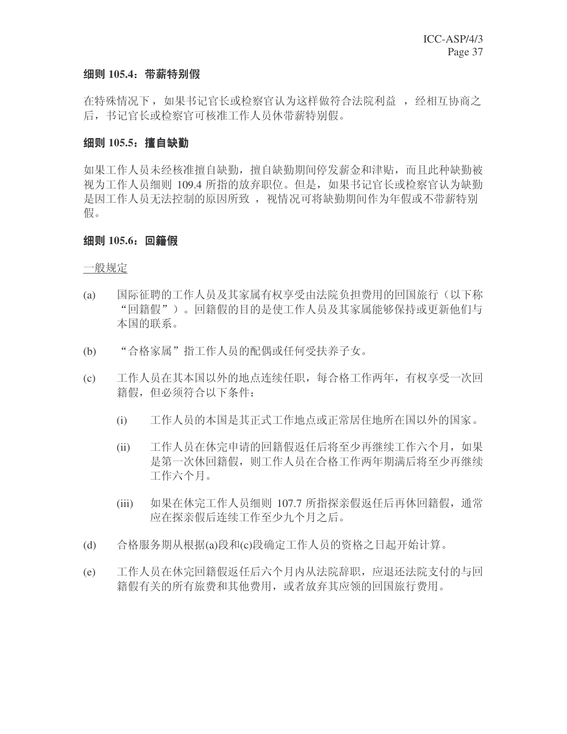### 细则 105.4：带薪特别假

在特殊情况下，如果书记官长或检察官认为这样做符合法院利益，经相互协商之后，书记官长或检察官可核准工作人员休带薪特别假。

### 细则 105.5：擅自缺勤

如果工作人员未经核准擅自缺勤，擅自缺勤期间停发薪金和津贴，而且此种缺勤被视为工作人员细则 109.4 所指的放弃职位。但是，如果书记官长或检察官认为缺勤是因工作人员无法控制的原因所致，视情况可将缺勤期间作为年假或不带薪特别假。

### 细则 105.6：回籍假

<u>一般规定</u>

(a) 国际征聘的工作人员及其家属有权享受由法院负担费用的回国旅行（以下称“回籍假”）。回籍假的目的是使工作人员及其家属能够保持或更新他们与本国的联系。

(b) “合格家属”指工作人员的配偶或任何受扶养子女。

(c) 工作人员在其本国以外的地点连续任职，每合格工作两年，有权享受一次回籍假，但必须符合以下条件：

  (i) 工作人员的本国是其正式工作地点或正常居住地所在国以外的国家。

  (ii) 工作人员在休完申请的回籍假返任后将至少再继续工作六个月，如果是第一次休回籍假，则工作人员在合格工作两年期满后将至少再继续工作六个月。

  (iii) 如果在休完工作人员细则 107.7 所指探亲假返任后再休回籍假，通常应在探亲假后连续工作至少九个月之后。

(d) 合格服务期从根据(a)段和(c)段确定工作人员的资格之日起开始计算。

(e) 工作人员在休完回籍假返任后六个月内从法院辞职，应退还法院支付的与回籍假有关的所有旅费和其他费用，或者放弃其应领的回国旅行费用。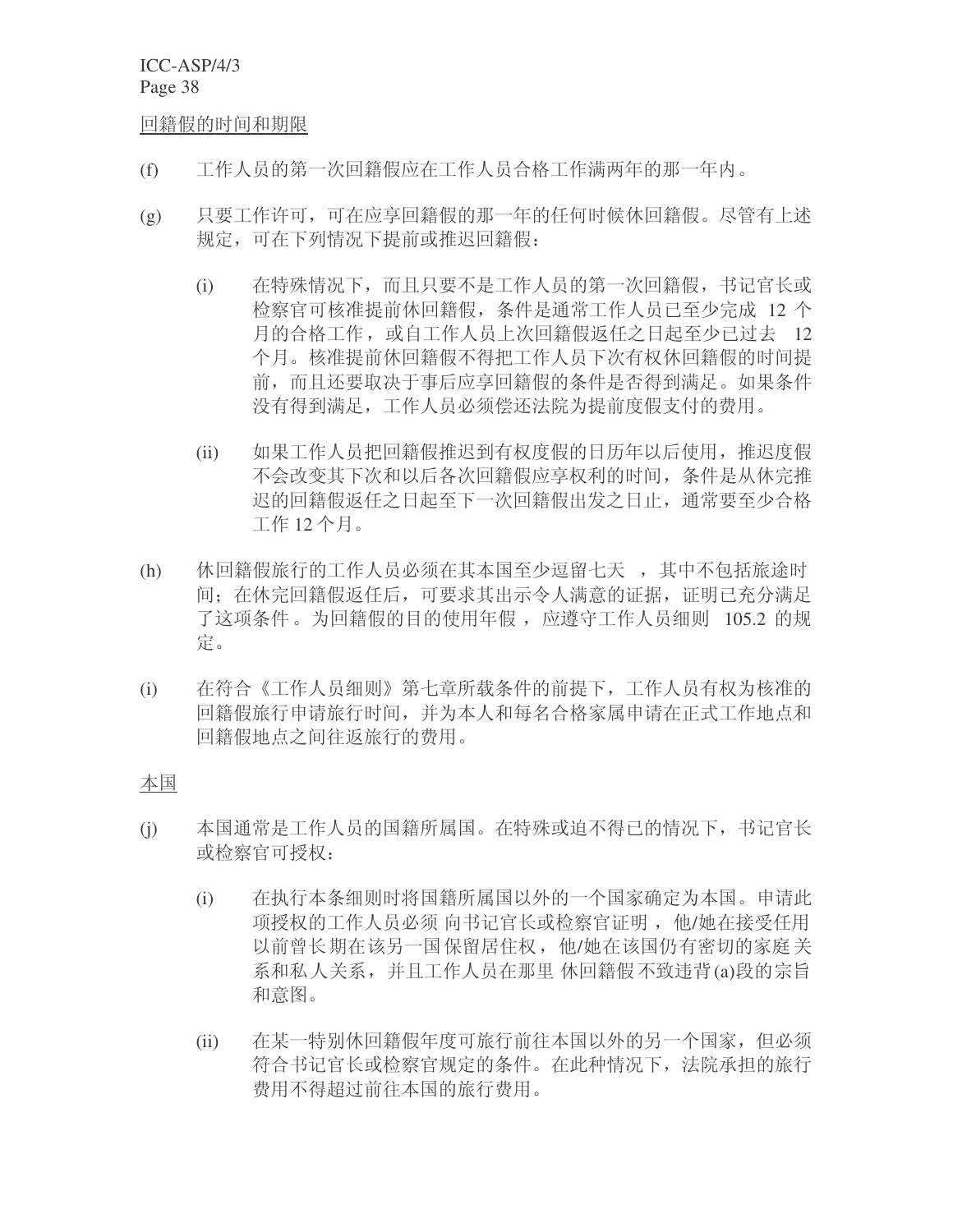<u>回籍假的时间和期限</u>

(f) 工作人员的第一次回籍假应在工作人员合格工作满两年的那一年内。

(g) 只要工作许可，可在应享回籍假的那一年的任何时候休回籍假。尽管有上述规定，可在下列情况下提前或推迟回籍假：

  (i) 在特殊情况下，而且只要不是工作人员的第一次回籍假，书记官长或检察官可核准提前休回籍假，条件是通常工作人员已至少完成 12 个月的合格工作，或自工作人员上次回籍假返任之日起至少已过去 12 个月。核准提前休回籍假不得把工作人员下次有权休回籍假的时间提前，而且还要取决于事后应享回籍假的条件是否得到满足。如果条件没有得到满足，工作人员必须偿还法院为提前度假支付的费用。

  (ii) 如果工作人员把回籍假推迟到有权度假的日历年以后使用，推迟度假不会改变其下次和以后各次回籍假应享权利的时间，条件是从休完推迟的回籍假返任之日起至下一次回籍假出发之日止，通常要至少合格工作 12 个月。

(h) 休回籍假旅行的工作人员必须在其本国至少逗留七天 ，其中不包括旅途时间；在休完回籍假返任后，可要求其出示令人满意的证据，证明已充分满足了这项条件 。为回籍假的目的使用年假 ，应遵守工作人员细则 105.2 的规定。

(i) 在符合《工作人员细则》第七章所载条件的前提下，工作人员有权为核准的回籍假旅行申请旅行时间，并为本人和每名合格家属申请在正式工作地点和回籍假地点之间往返旅行的费用。

<u>本国</u>

(j) 本国通常是工作人员的国籍所属国。在特殊或迫不得已的情况下，书记官长或检察官可授权：

  (i) 在执行本条细则时将国籍所属国以外的一个国家确定为本国。申请此项授权的工作人员必须 向书记官长或检察官证明 ，他/她在接受任用以前曾长期在该另一国 保留居住权，他/她在该国仍有密切的家庭 关系和私人关系，并且工作人员在那里 休回籍假 不致违背(a)段的宗旨和意图。

  (ii) 在某一特别休回籍假年度可旅行前往本国以外的另一个国家，但必须符合书记官长或检察官规定的条件。在此种情况下，法院承担的旅行费用不得超过前往本国的旅行费用。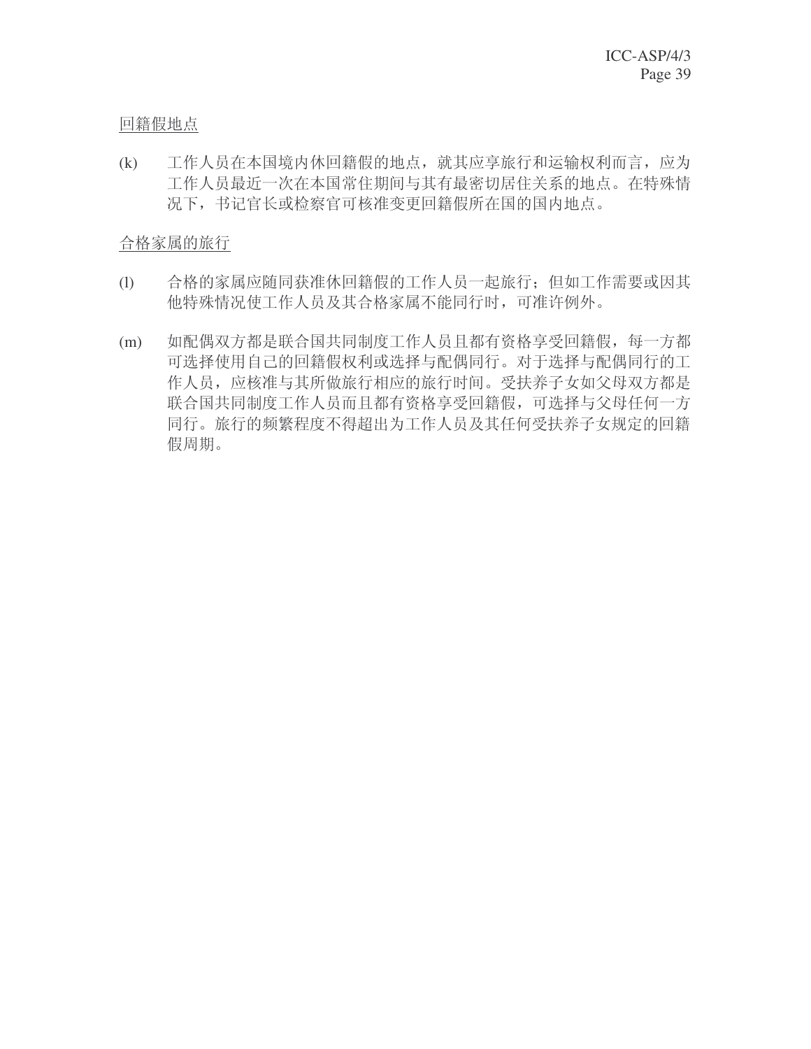回籍假地点

(k) 工作人员在本国境内休回籍假的地点，就其应享旅行和运输权利而言，应为工作人员最近一次在本国常住期间与其有最密切居住关系的地点。在特殊情况下，书记官长或检察官可核准变更回籍假所在国的国内地点。

合格家属的旅行

(l) 合格的家属应随同获准休回籍假的工作人员一起旅行；但如工作需要或因其他特殊情况使工作人员及其合格家属不能同行时，可准许例外。

(m) 如配偶双方都是联合国共同制度工作人员且都有资格享受回籍假，每一方都可选择使用自己的回籍假权利或选择与配偶同行。对于选择与配偶同行的工作人员，应核准与其所做旅行相应的旅行时间。受扶养子女如父母双方都是联合国共同制度工作人员而且都有资格享受回籍假，可选择与父母任何一方同行。旅行的频繁程度不得超出为工作人员及其任何受扶养子女规定的回籍假周期。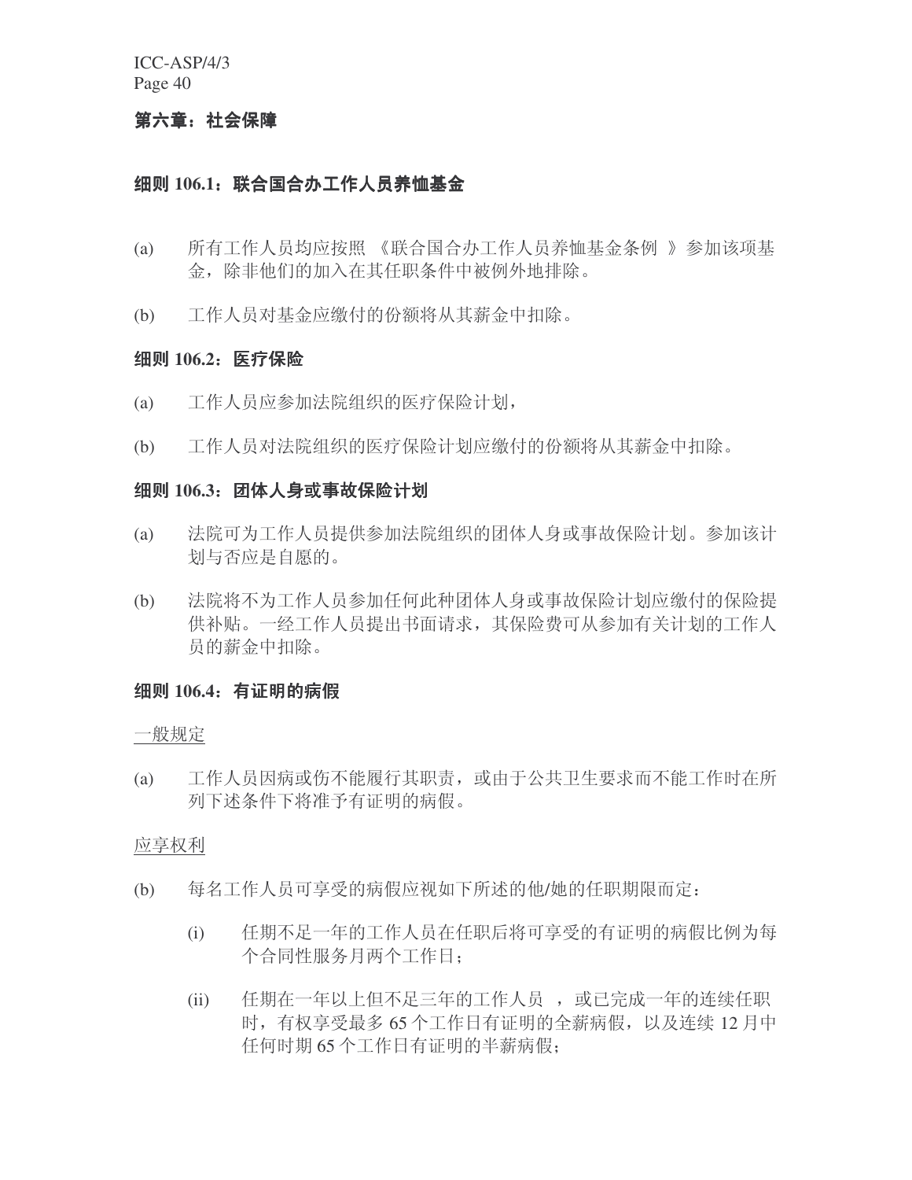## 第六章：社会保障

### 细则 106.1：联合国合办工作人员养恤基金

(a) 所有工作人员均应按照 《联合国合办工作人员养恤基金条例 》参加该项基金，除非他们的加入在其任职条件中被例外地排除。

(b) 工作人员对基金应缴付的份额将从其薪金中扣除。

### 细则 106.2：医疗保险

(a) 工作人员应参加法院组织的医疗保险计划，

(b) 工作人员对法院组织的医疗保险计划应缴付的份额将从其薪金中扣除。

### 细则 106.3：团体人身或事故保险计划

(a) 法院可为工作人员提供参加法院组织的团体人身或事故保险计划。参加该计划与否应是自愿的。

(b) 法院将不为工作人员参加任何此种团体人身或事故保险计划应缴付的保险提供补贴。一经工作人员提出书面请求，其保险费可从参加有关计划的工作人员的薪金中扣除。

### 细则 106.4：有证明的病假

<u>一般规定</u>

(a) 工作人员因病或伤不能履行其职责，或由于公共卫生要求而不能工作时在所列下述条件下将准予有证明的病假。

<u>应享权利</u>

(b) 每名工作人员可享受的病假应视如下所述的他/她的任职期限而定：

(i) 任期不足一年的工作人员在任职后将可享受的有证明的病假比例为每个合同性服务月两个工作日；

(ii) 任期在一年以上但不足三年的工作人员 ，或已完成一年的连续任职时，有权享受最多 65 个工作日有证明的全薪病假，以及连续 12 月中任何时期 65 个工作日有证明的半薪病假；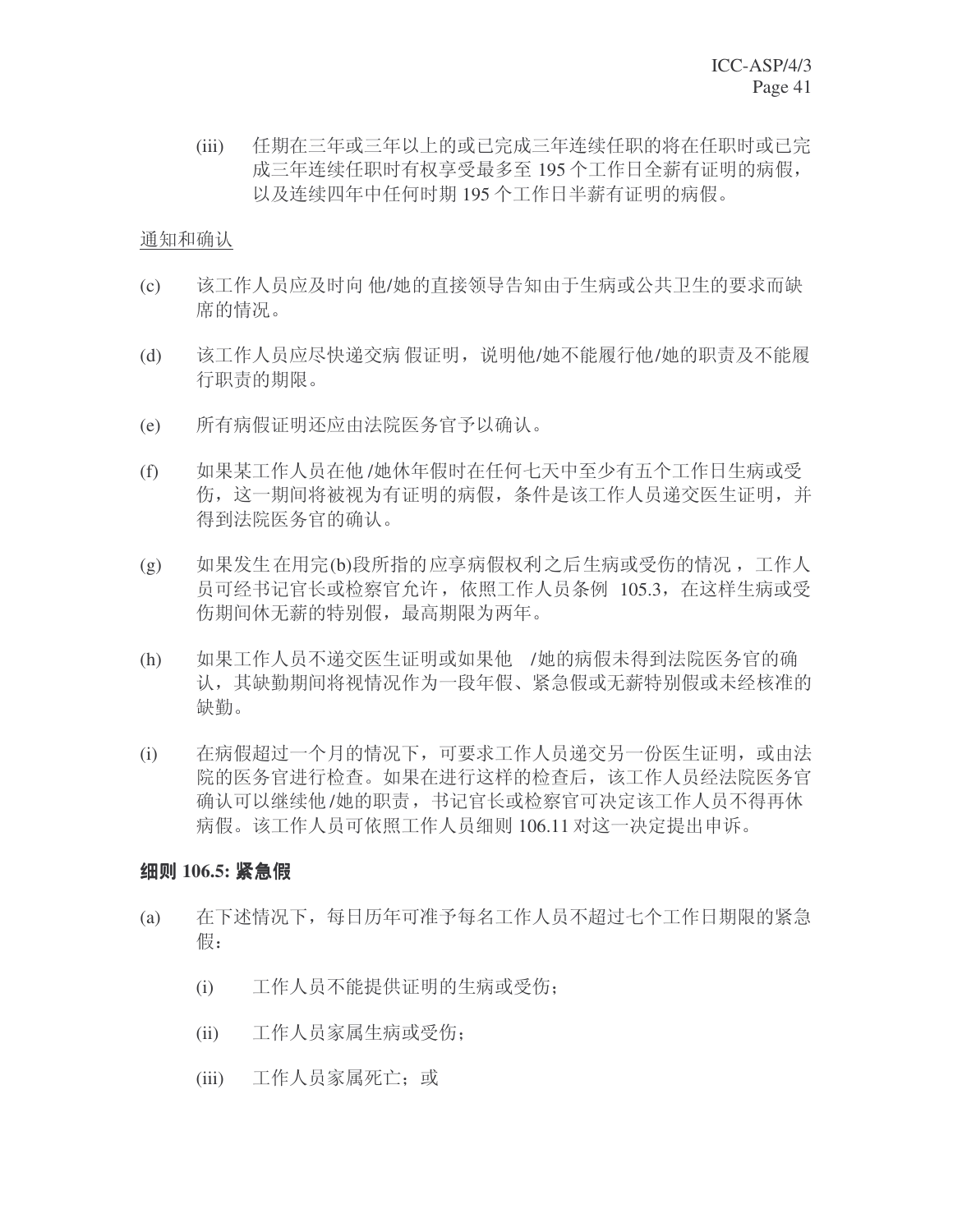(iii) 任期在三年或三年以上的或已完成三年连续任职的将在任职时或已完成三年连续任职时有权享受最多至 195 个工作日全薪有证明的病假，以及连续四年中任何时期 195 个工作日半薪有证明的病假。

<u>通知和确认</u>

(c) 该工作人员应及时向 他/她的直接领导告知由于生病或公共卫生的要求而缺席的情况。

(d) 该工作人员应尽快递交病 假证明，说明他/她不能履行他/她的职责及不能履行职责的期限。

(e) 所有病假证明还应由法院医务官予以确认。

(f) 如果某工作人员在他 /她休年假时在任何七天中至少有五个工作日生病或受伤，这一期间将被视为有证明的病假，条件是该工作人员递交医生证明，并得到法院医务官的确认。

(g) 如果发生 在用完(b)段所指的应享病假权利之后生病或受伤的情况 ，工作人员可经书记官长或检察官允许，依照工作人员条例 105.3，在这样生病或受伤期间休无薪的特别假，最高期限为两年。

(h) 如果工作人员不递交医生证明或如果他 /她的病假未得到法院医务官的确认，其缺勤期间将视情况作为一段年假、紧急假或无薪特别假或未经核准的缺勤。

(i) 在病假超过一个月的情况下，可要求工作人员递交另一份医生证明，或由法院的医务官进行检查。如果在进行这样的检查后，该工作人员经法院医务官确认可以继续他 /她的职责，书记官长或检察官可决定该工作人员不得再休病假。该工作人员可依照工作人员细则 106.11 对这一决定提出申诉。

**细则 106.5: 紧急假**

(a) 在下述情况下，每日历年可准予每名工作人员不超过七个工作日期限的紧急假：

   (i) 工作人员不能提供证明的生病或受伤；

   (ii) 工作人员家属生病或受伤；

   (iii) 工作人员家属死亡；或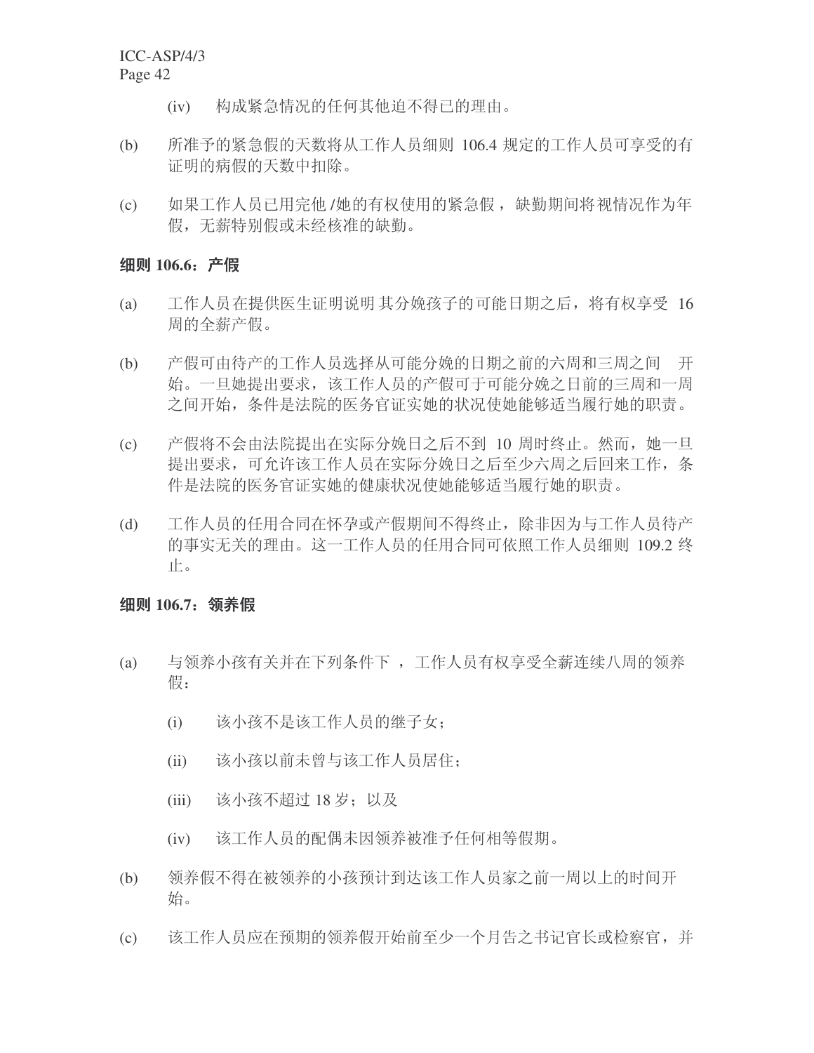(iv) 构成紧急情况的任何其他迫不得已的理由。

(b) 所准予的紧急假的天数将从工作人员细则 106.4 规定的工作人员可享受的有证明的病假的天数中扣除。

(c) 如果工作人员已用完他 /她的有权使用的紧急假，缺勤期间将视情况作为年假，无薪特别假或未经核准的缺勤。

**细则 106.6：产假**

(a) 工作人员在提供医生证明说明其分娩孩子的可能日期之后，将有权享受 16 周的全薪产假。

(b) 产假可由待产的工作人员选择从可能分娩的日期之前的六周和三周之间 开始。一旦她提出要求，该工作人员的产假可于可能分娩之日前的三周和一周之间开始，条件是法院的医务官证实她的状况使她能够适当履行她的职责。

(c) 产假将不会由法院提出在实际分娩日之后不到 10 周时终止。然而，她一旦提出要求，可允许该工作人员在实际分娩日之后至少六周之后回来工作，条件是法院的医务官证实她的健康状况使她能够适当履行她的职责。

(d) 工作人员的任用合同在怀孕或产假期间不得终止，除非因为与工作人员待产的事实无关的理由。这一工作人员的任用合同可依照工作人员细则 109.2 终止。

**细则 106.7：领养假**

(a) 与领养小孩有关并在下列条件下 ，工作人员有权享受全薪连续八周的领养假：

  (i) 该小孩不是该工作人员的继子女；

  (ii) 该小孩以前未曾与该工作人员居住；

  (iii) 该小孩不超过 18 岁；以及

  (iv) 该工作人员的配偶未因领养被准予任何相等假期。

(b) 领养假不得在被领养的小孩预计到达该工作人员家之前一周以上的时间开始。

(c) 该工作人员应在预期的领养假开始前至少一个月告之书记官长或检察官，并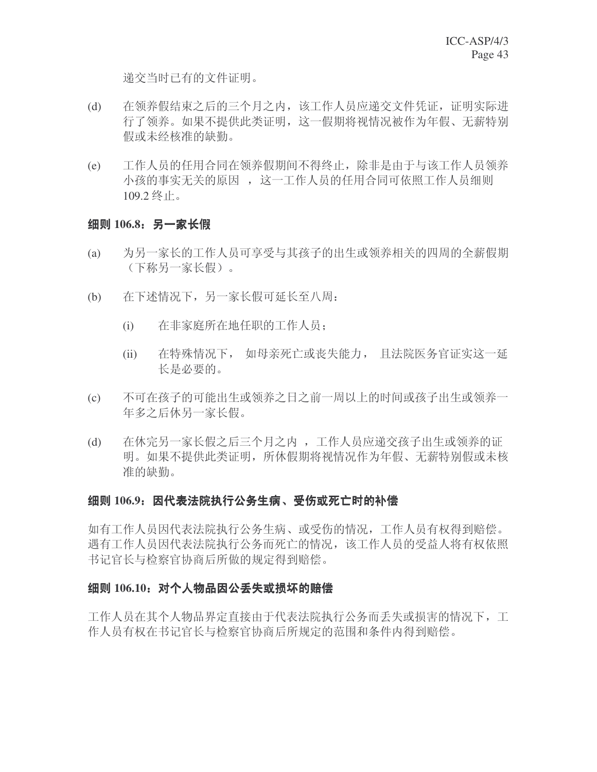递交当时已有的文件证明。

(d) 在领养假结束之后的三个月之内，该工作人员应递交文件凭证，证明实际进行了领养。如果不提供此类证明，这一假期将视情况被作为年假、无薪特别假或未经核准的缺勤。

(e) 工作人员的任用合同在领养假期间不得终止，除非是由于与该工作人员领养小孩的事实无关的原因 ，这一工作人员的任用合同可依照工作人员细则 109.2 终止。

### 细则 106.8：另一家长假

(a) 为另一家长的工作人员可享受与其孩子的出生或领养相关的四周的全薪假期（下称另一家长假）。

(b) 在下述情况下，另一家长假可延长至八周：

  (i) 在非家庭所在地任职的工作人员；

  (ii) 在特殊情况下， 如母亲死亡或丧失能力， 且法院医务官证实这一延长是必要的。

(c) 不可在孩子的可能出生或领养之日之前一周以上的时间或孩子出生或领养一年多之后休另一家长假。

(d) 在休完另一家长假之后三个月之内 ，工作人员应递交孩子出生或领养的证明。如果不提供此类证明，所休假期将视情况作为年假、无薪特别假或未核准的缺勤。

### 细则 106.9：因代表法院执行公务生病、受伤或死亡时的补偿

如有工作人员因代表法院执行公务生病、或受伤的情况，工作人员有权得到赔偿。遇有工作人员因代表法院执行公务而死亡的情况，该工作人员的受益人将有权依照书记官长与检察官协商后所做的规定得到赔偿。

### 细则 106.10：对个人物品因公丢失或损坏的赔偿

工作人员在其个人物品界定直接由于代表法院执行公务而丢失或损害的情况下，工作人员有权在书记官长与检察官协商后所规定的范围和条件内得到赔偿。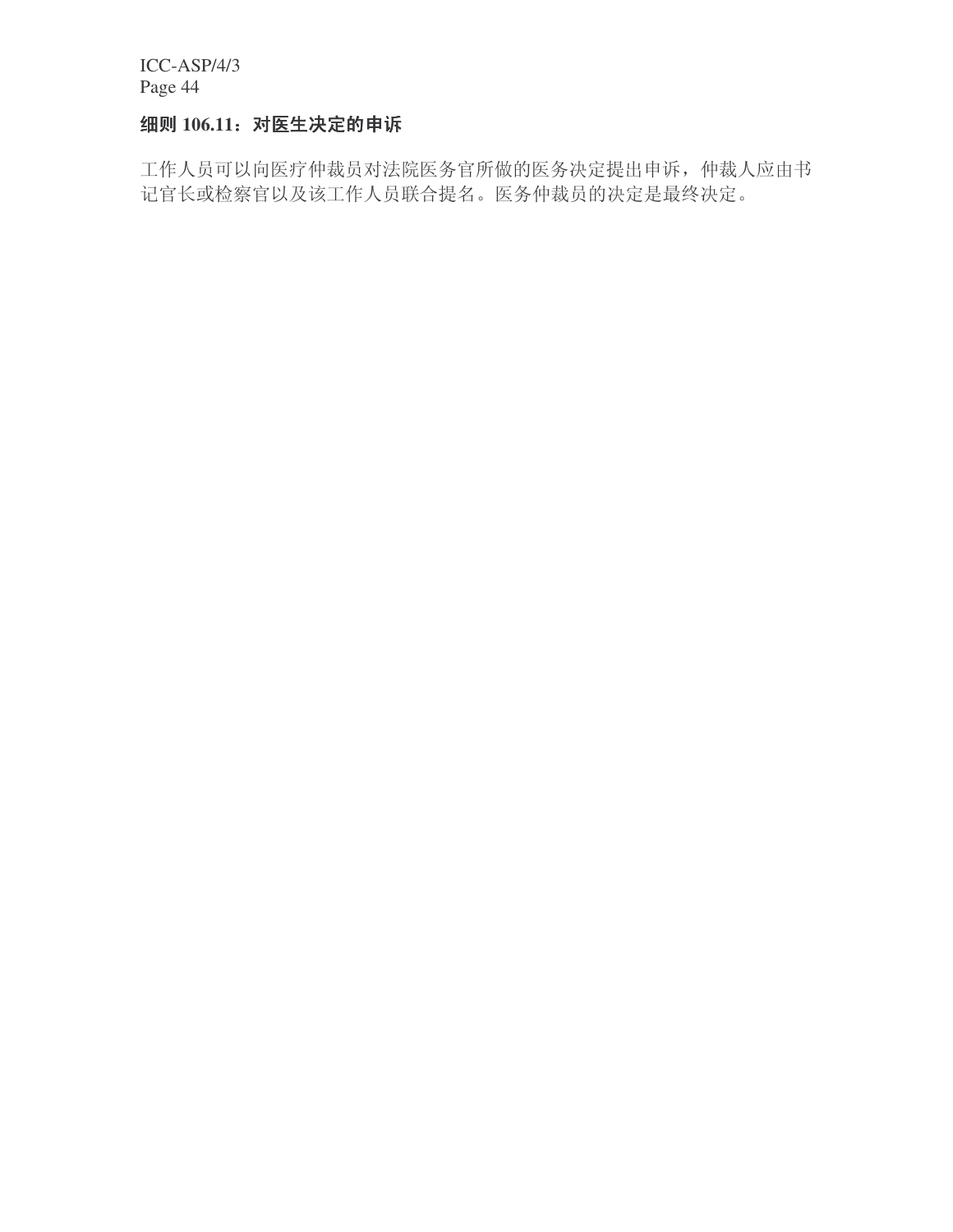**细则 106.11：对医生决定的申诉**

工作人员可以向医疗仲裁员对法院医务官所做的医务决定提出申诉，仲裁人应由书记官长或检察官以及该工作人员联合提名。医务仲裁员的决定是最终决定。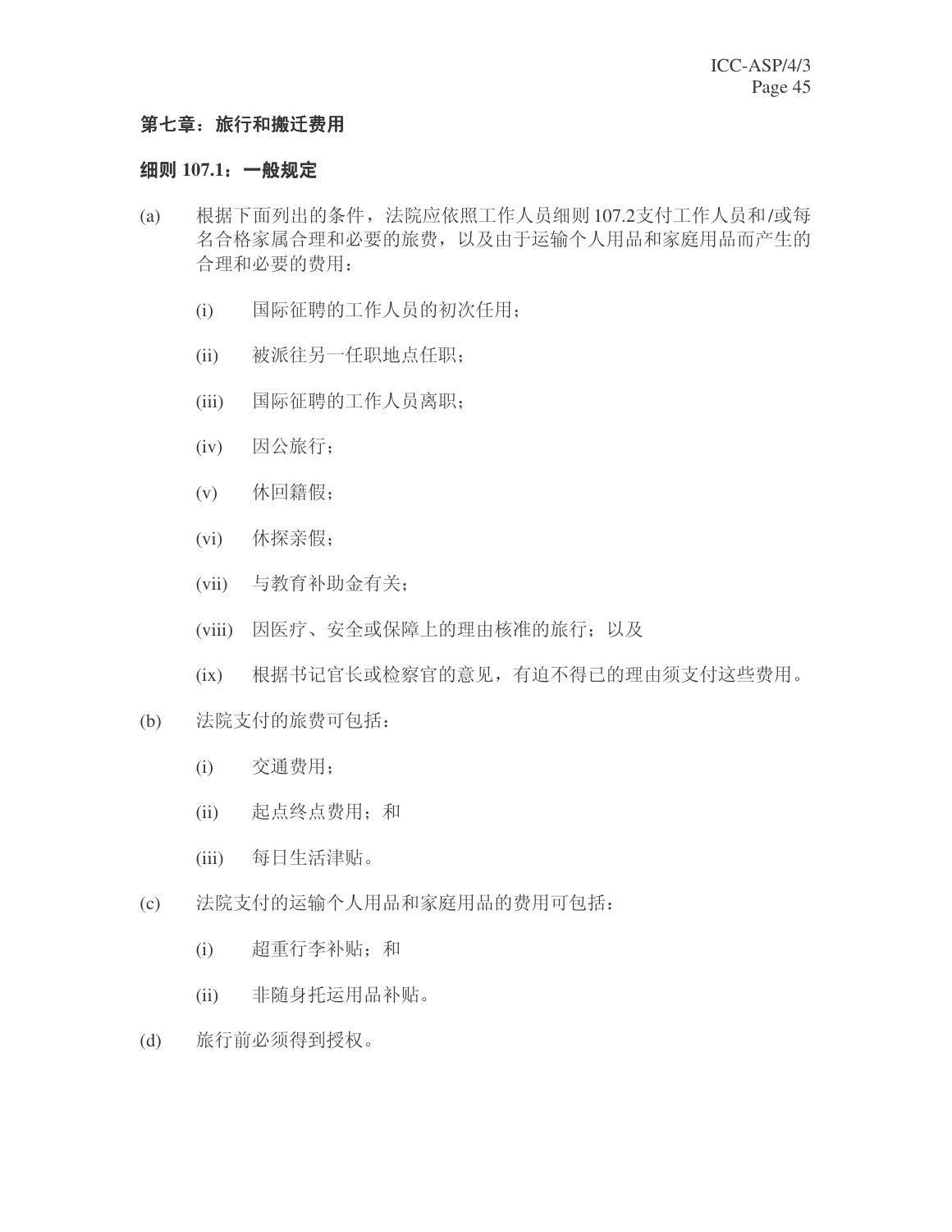## 第七章：旅行和搬迁费用

### 细则 107.1：一般规定

(a) 根据下面列出的条件，法院应依照工作人员细则 107.2支付工作人员和/或每名合格家属合理和必要的旅费，以及由于运输个人用品和家庭用品而产生的合理和必要的费用：

  (i) 国际征聘的工作人员的初次任用；

  (ii) 被派往另一任职地点任职；

  (iii) 国际征聘的工作人员离职；

  (iv) 因公旅行；

  (v) 休回籍假；

  (vi) 休探亲假；

  (vii) 与教育补助金有关；

  (viii) 因医疗、安全或保障上的理由核准的旅行；以及

  (ix) 根据书记官长或检察官的意见，有迫不得已的理由须支付这些费用。

(b) 法院支付的旅费可包括：

  (i) 交通费用；

  (ii) 起点终点费用；和

  (iii) 每日生活津贴。

(c) 法院支付的运输个人用品和家庭用品的费用可包括：

  (i) 超重行李补贴；和

  (ii) 非随身托运用品补贴。

(d) 旅行前必须得到授权。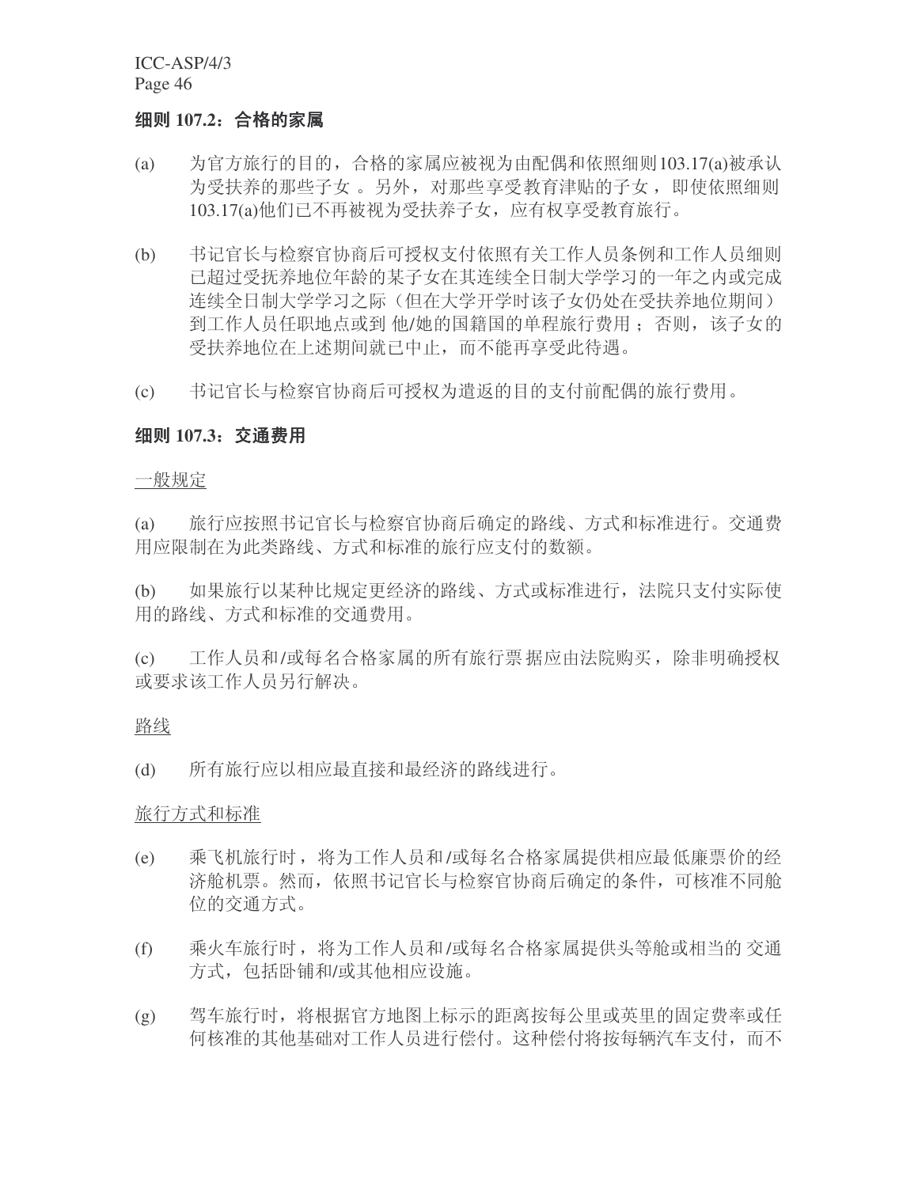**细则 107.2：合格的家属**

(a) 为官方旅行的目的，合格的家属应被视为由配偶和依照细则103.17(a)被承认为受扶养的那些子女 。另外，对那些享受教育津贴的子女，即使依照细则103.17(a)他们已不再被视为受扶养子女，应有权享受教育旅行。

(b) 书记官长与检察官协商后可授权支付依照有关工作人员条例和工作人员细则已超过受抚养地位年龄的某子女在其连续全日制大学学习的一年之内或完成连续全日制大学学习之际（但在大学开学时该子女仍处在受扶养地位期间）到工作人员任职地点或到 他/她的国籍国的单程旅行费用 ；否则，该子女的受扶养地位在上述期间就已中止，而不能再享受此待遇。

(c) 书记官长与检察官协商后可授权为遣返的目的支付前配偶的旅行费用。

**细则 107.3：交通费用**

一般规定

(a) 旅行应按照书记官长与检察官协商后确定的路线、方式和标准进行。交通费用应限制在为此类路线、方式和标准的旅行应支付的数额。

(b) 如果旅行以某种比规定更经济的路线、方式或标准进行，法院只支付实际使用的路线、方式和标准的交通费用。

(c) 工作人员和/或每名合格家属的所有旅行票据应由法院购买，除非明确授权或要求该工作人员另行解决。

路线

(d) 所有旅行应以相应最直接和最经济的路线进行。

旅行方式和标准

(e) 乘飞机旅行时，将为工作人员和/或每名合格家属提供相应最低廉票价的经济舱机票。然而，依照书记官长与检察官协商后确定的条件，可核准不同舱位的交通方式。

(f) 乘火车旅行时，将为工作人员和/或每名合格家属提供头等舱或相当的 交通方式，包括卧铺和/或其他相应设施。

(g) 驾车旅行时，将根据官方地图上标示的距离按每公里或英里的固定费率或任何核准的其他基础对工作人员进行偿付。这种偿付将按每辆汽车支付，而不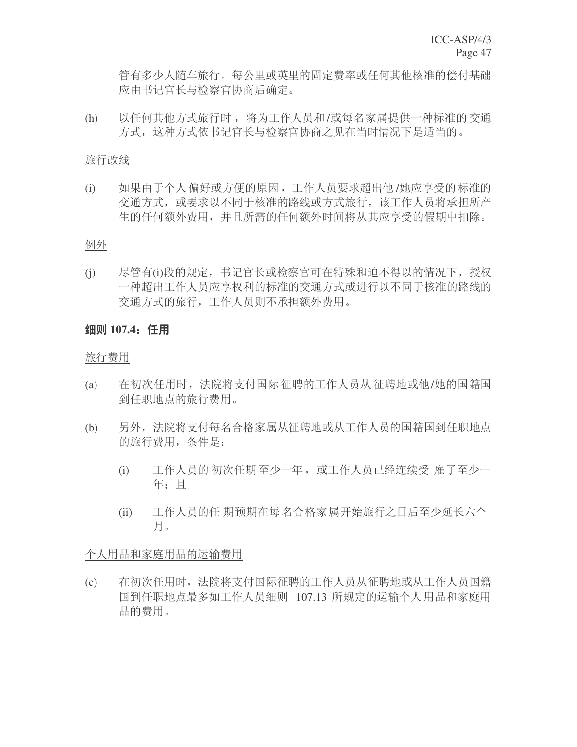管有多少人随车旅行。每公里或英里的固定费率或任何其他核准的偿付基础应由书记官长与检察官协商后确定。

(h) 以任何其他方式旅行时，将为工作人员和/或每名家属提供一种标准的交通方式，这种方式依书记官长与检察官协商之见在当时情况下是适当的。

旅行改线

(i) 如果由于个人偏好或方便的原因，工作人员要求超出他/她应享受的标准的交通方式，或要求以不同于核准的路线或方式旅行，该工作人员将承担所产生的任何额外费用，并且所需的任何额外时间将从其应享受的假期中扣除。

例外

(j) 尽管有(i)段的规定，书记官长或检察官可在特殊和迫不得以的情况下，授权一种超出工作人员应享权利的标准的交通方式或进行以不同于核准的路线的交通方式的旅行，工作人员则不承担额外费用。

### 细则 107.4：任用

旅行费用

(a) 在初次任用时，法院将支付国际征聘的工作人员从征聘地或他/她的国籍国到任职地点的旅行费用。

(b) 另外，法院将支付每名合格家属从征聘地或从工作人员的国籍国到任职地点的旅行费用，条件是：

(i) 工作人员的初次任期至少一年，或工作人员已经连续受雇了至少一年；且

(ii) 工作人员的任期预期在每名合格家属开始旅行之日后至少延长六个月。

个人用品和家庭用品的运输费用

(c) 在初次任用时，法院将支付国际征聘的工作人员从征聘地或从工作人员国籍国到任职地点最多如工作人员细则 107.13 所规定的运输个人用品和家庭用品的费用。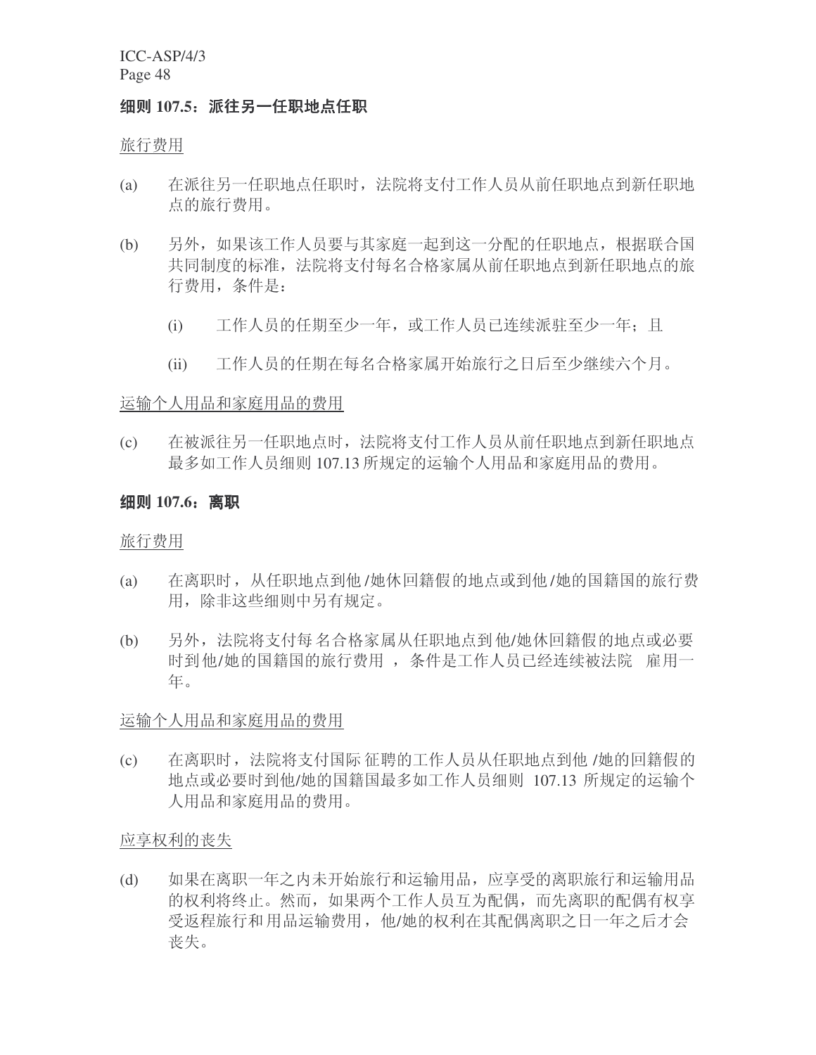### 细则 107.5：派往另一任职地点任职

旅行费用

(a) 在派往另一任职地点任职时，法院将支付工作人员从前任职地点到新任职地点的旅行费用。

(b) 另外，如果该工作人员要与其家庭一起到这一分配的任职地点，根据联合国共同制度的标准，法院将支付每名合格家属从前任职地点到新任职地点的旅行费用，条件是：

  (i) 工作人员的任期至少一年，或工作人员已连续派驻至少一年；且

  (ii) 工作人员的任期在每名合格家属开始旅行之日后至少继续六个月。

运输个人用品和家庭用品的费用

(c) 在被派往另一任职地点时，法院将支付工作人员从前任职地点到新任职地点最多如工作人员细则 107.13 所规定的运输个人用品和家庭用品的费用。

### 细则 107.6：离职

旅行费用

(a) 在离职时，从任职地点到他/她休回籍假的地点或到他/她的国籍国的旅行费用，除非这些细则中另有规定。

(b) 另外，法院将支付每名合格家属从任职地点到他/她休回籍假的地点或必要时到他/她的国籍国的旅行费用，条件是工作人员已经连续被法院雇用一年。

运输个人用品和家庭用品的费用

(c) 在离职时，法院将支付国际征聘的工作人员从任职地点到他/她的回籍假的地点或必要时到他/她的国籍国最多如工作人员细则 107.13 所规定的运输个人用品和家庭用品的费用。

应享权利的丧失

(d) 如果在离职一年之内未开始旅行和运输用品，应享受的离职旅行和运输用品的权利将终止。然而，如果两个工作人员互为配偶，而先离职的配偶有权享受返程旅行和用品运输费用，他/她的权利在其配偶离职之日一年之后才会丧失。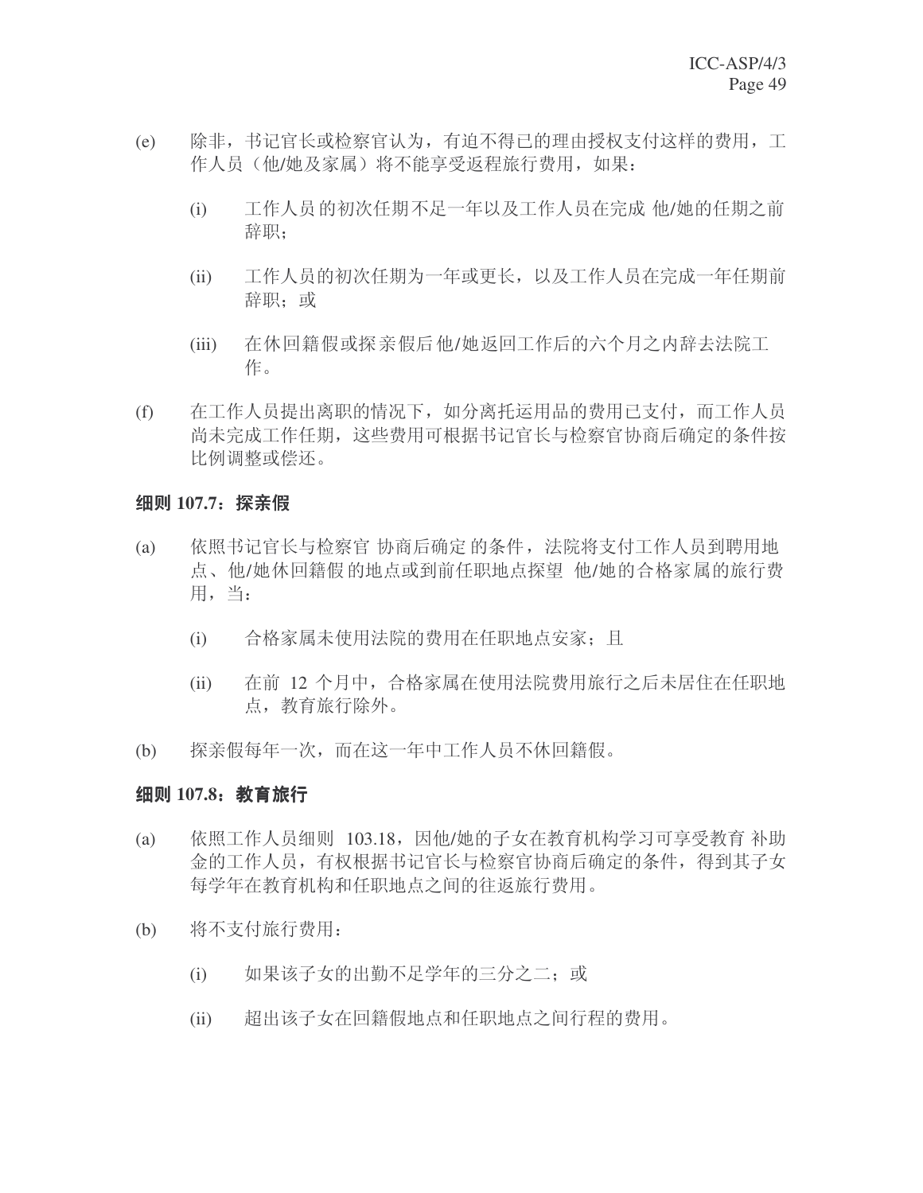(e) 除非，书记官长或检察官认为，有迫不得已的理由授权支付这样的费用，工作人员（他/她及家属）将不能享受返程旅行费用，如果：

  (i) 工作人员的初次任期不足一年以及工作人员在完成他/她的任期之前辞职；

  (ii) 工作人员的初次任期为一年或更长，以及工作人员在完成一年任期前辞职；或

  (iii) 在休回籍假或探亲假后他/她返回工作后的六个月之内辞去法院工作。

(f) 在工作人员提出离职的情况下，如分离托运用品的费用已支付，而工作人员尚未完成工作任期，这些费用可根据书记官长与检察官协商后确定的条件按比例调整或偿还。

**细则 107.7：探亲假**

(a) 依照书记官长与检察官协商后确定的条件，法院将支付工作人员到聘用地点、他/她休回籍假的地点或到前任职地点探望他/她的合格家属的旅行费用，当：

  (i) 合格家属未使用法院的费用在任职地点安家；且

  (ii) 在前 12 个月中，合格家属在使用法院费用旅行之后未居住在任职地点，教育旅行除外。

(b) 探亲假每年一次，而在这一年中工作人员不休回籍假。

**细则 107.8：教育旅行**

(a) 依照工作人员细则 103.18，因他/她的子女在教育机构学习可享受教育补助金的工作人员，有权根据书记官长与检察官协商后确定的条件，得到其子女每学年在教育机构和任职地点之间的往返旅行费用。

(b) 将不支付旅行费用：

  (i) 如果该子女的出勤不足学年的三分之二；或

  (ii) 超出该子女在回籍假地点和任职地点之间行程的费用。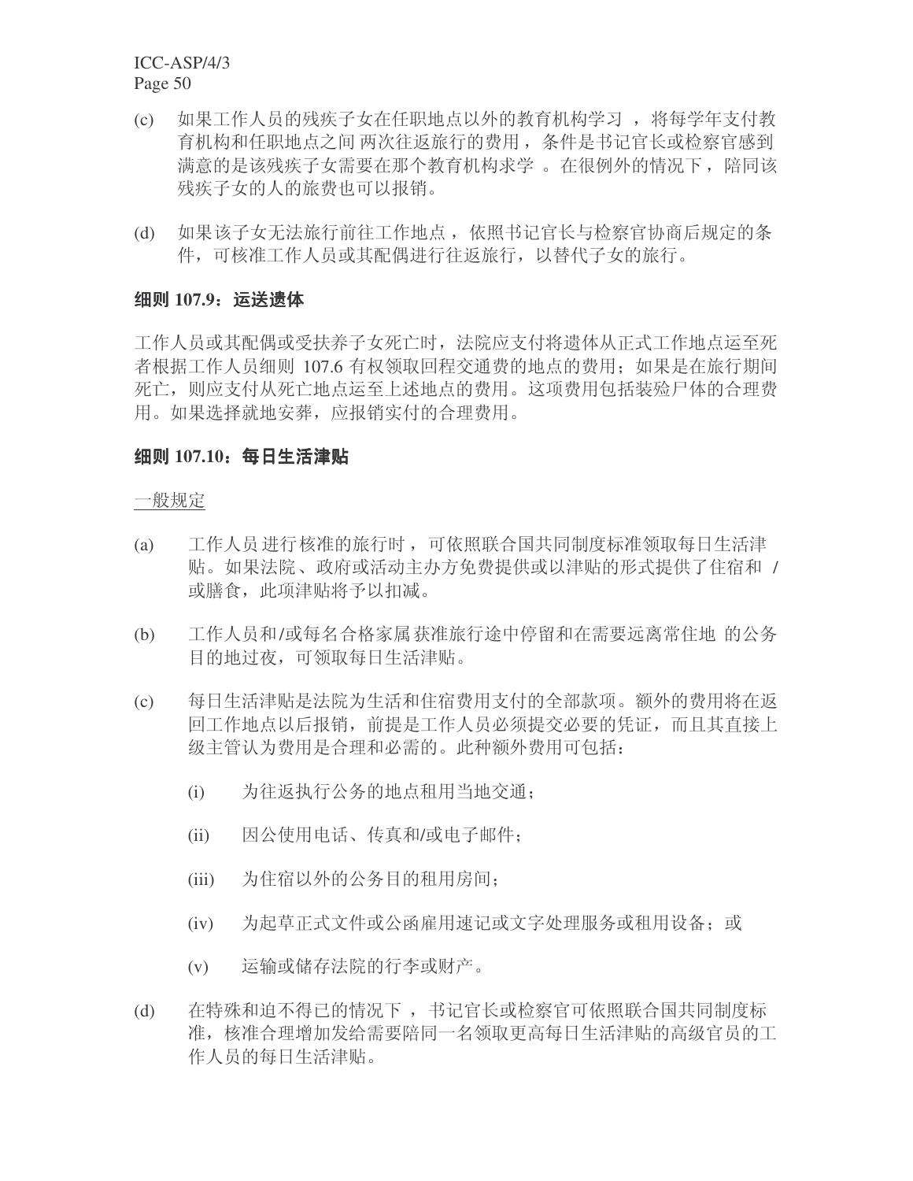(c) 如果工作人员的残疾子女在任职地点以外的教育机构学习，将每学年支付教育机构和任职地点之间两次往返旅行的费用，条件是书记官长或检察官感到满意的是该残疾子女需要在那个教育机构求学。在很例外的情况下，陪同该残疾子女的人的旅费也可以报销。

(d) 如果该子女无法旅行前往工作地点，依照书记官长与检察官协商后规定的条件，可核准工作人员或其配偶进行往返旅行，以替代子女的旅行。

**细则 107.9：运送遗体**

工作人员或其配偶或受扶养子女死亡时，法院应支付将遗体从正式工作地点运至死者根据工作人员细则 107.6 有权领取回程交通费的地点的费用；如果是在旅行期间死亡，则应支付从死亡地点运至上述地点的费用。这项费用包括装殓尸体的合理费用。如果选择就地安葬，应报销实付的合理费用。

**细则 107.10：每日生活津贴**

一般规定

(a) 工作人员进行核准的旅行时，可依照联合国共同制度标准领取每日生活津贴。如果法院、政府或活动主办方免费提供或以津贴的形式提供了住宿和/或膳食，此项津贴将予以扣减。

(b) 工作人员和/或每名合格家属获准旅行途中停留和在需要远离常住地的公务目的地过夜，可领取每日生活津贴。

(c) 每日生活津贴是法院为生活和住宿费用支付的全部款项。额外的费用将在返回工作地点以后报销，前提是工作人员必须提交必要的凭证，而且其直接上级主管认为费用是合理和必需的。此种额外费用可包括：

   (i) 为往返执行公务的地点租用当地交通；

   (ii) 因公使用电话、传真和/或电子邮件；

   (iii) 为住宿以外的公务目的租用房间；

   (iv) 为起草正式文件或公函雇用速记或文字处理服务或租用设备；或

   (v) 运输或储存法院的行李或财产。

(d) 在特殊和迫不得已的情况下，书记官长或检察官可依照联合国共同制度标准，核准合理增加发给需要陪同一名领取更高每日生活津贴的高级官员的工作人员的每日生活津贴。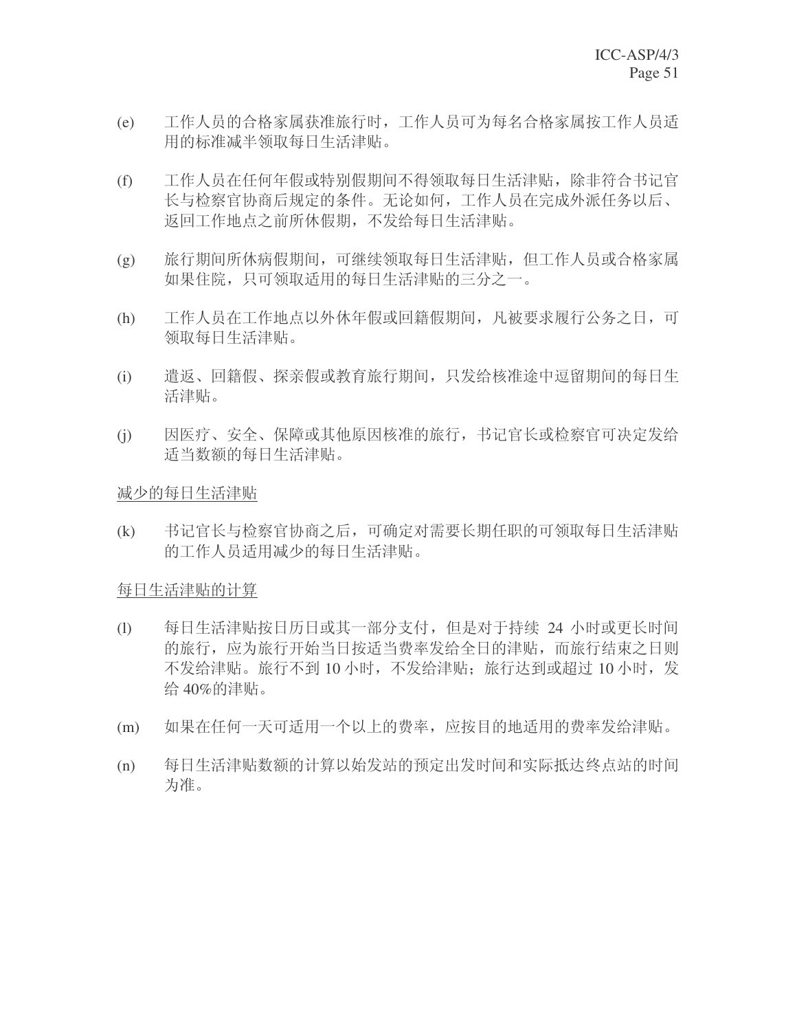(e) 工作人员的合格家属获准旅行时，工作人员可为每名合格家属按工作人员适用的标准减半领取每日生活津贴。

(f) 工作人员在任何年假或特别假期间不得领取每日生活津贴，除非符合书记官长与检察官协商后规定的条件。无论如何，工作人员在完成外派任务以后、返回工作地点之前所休假期，不发给每日生活津贴。

(g) 旅行期间所休病假期间，可继续领取每日生活津贴，但工作人员或合格家属如果住院，只可领取适用的每日生活津贴的三分之一。

(h) 工作人员在工作地点以外休年假或回籍假期间，凡被要求履行公务之日，可领取每日生活津贴。

(i) 遣返、回籍假、探亲假或教育旅行期间，只发给核准途中逗留期间的每日生活津贴。

(j) 因医疗、安全、保障或其他原因核准的旅行，书记官长或检察官可决定发给适当数额的每日生活津贴。

<u>减少的每日生活津贴</u>

(k) 书记官长与检察官协商之后，可确定对需要长期任职的可领取每日生活津贴的工作人员适用减少的每日生活津贴。

<u>每日生活津贴的计算</u>

(l) 每日生活津贴按日历日或其一部分支付，但是对于持续 24 小时或更长时间的旅行，应为旅行开始当日按适当费率发给全日的津贴，而旅行结束之日则不发给津贴。旅行不到 10 小时，不发给津贴；旅行达到或超过 10 小时，发给 40%的津贴。

(m) 如果在任何一天可适用一个以上的费率，应按目的地适用的费率发给津贴。

(n) 每日生活津贴数额的计算以始发站的预定出发时间和实际抵达终点站的时间为准。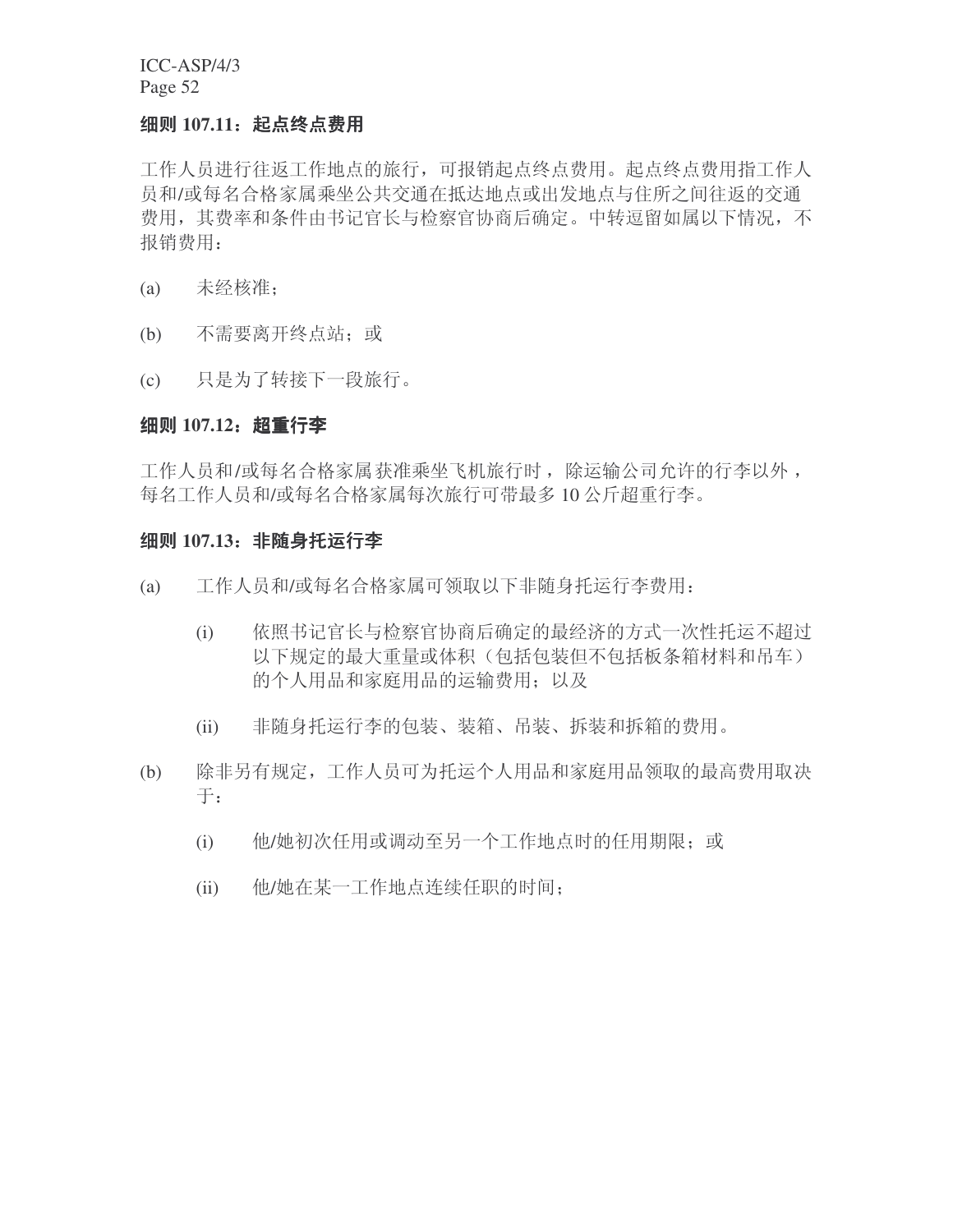**细则 107.11：起点终点费用**

工作人员进行往返工作地点的旅行，可报销起点终点费用。起点终点费用指工作人员和/或每名合格家属乘坐公共交通在抵达地点或出发地点与住所之间往返的交通费用，其费率和条件由书记官长与检察官协商后确定。中转逗留如属以下情况，不报销费用：

(a) 未经核准；

(b) 不需要离开终点站；或

(c) 只是为了转接下一段旅行。

**细则 107.12：超重行李**

工作人员和/或每名合格家属获准乘坐飞机旅行时，除运输公司允许的行李以外，每名工作人员和/或每名合格家属每次旅行可带最多 10 公斤超重行李。

**细则 107.13：非随身托运行李**

(a) 工作人员和/或每名合格家属可领取以下非随身托运行李费用：

  (i) 依照书记官长与检察官协商后确定的最经济的方式一次性托运不超过以下规定的最大重量或体积（包括包装但不包括板条箱材料和吊车）的个人用品和家庭用品的运输费用；以及

  (ii) 非随身托运行李的包装、装箱、吊装、拆装和拆箱的费用。

(b) 除非另有规定，工作人员可为托运个人用品和家庭用品领取的最高费用取决于：

  (i) 他/她初次任用或调动至另一个工作地点时的任用期限；或

  (ii) 他/她在某一工作地点连续任职的时间；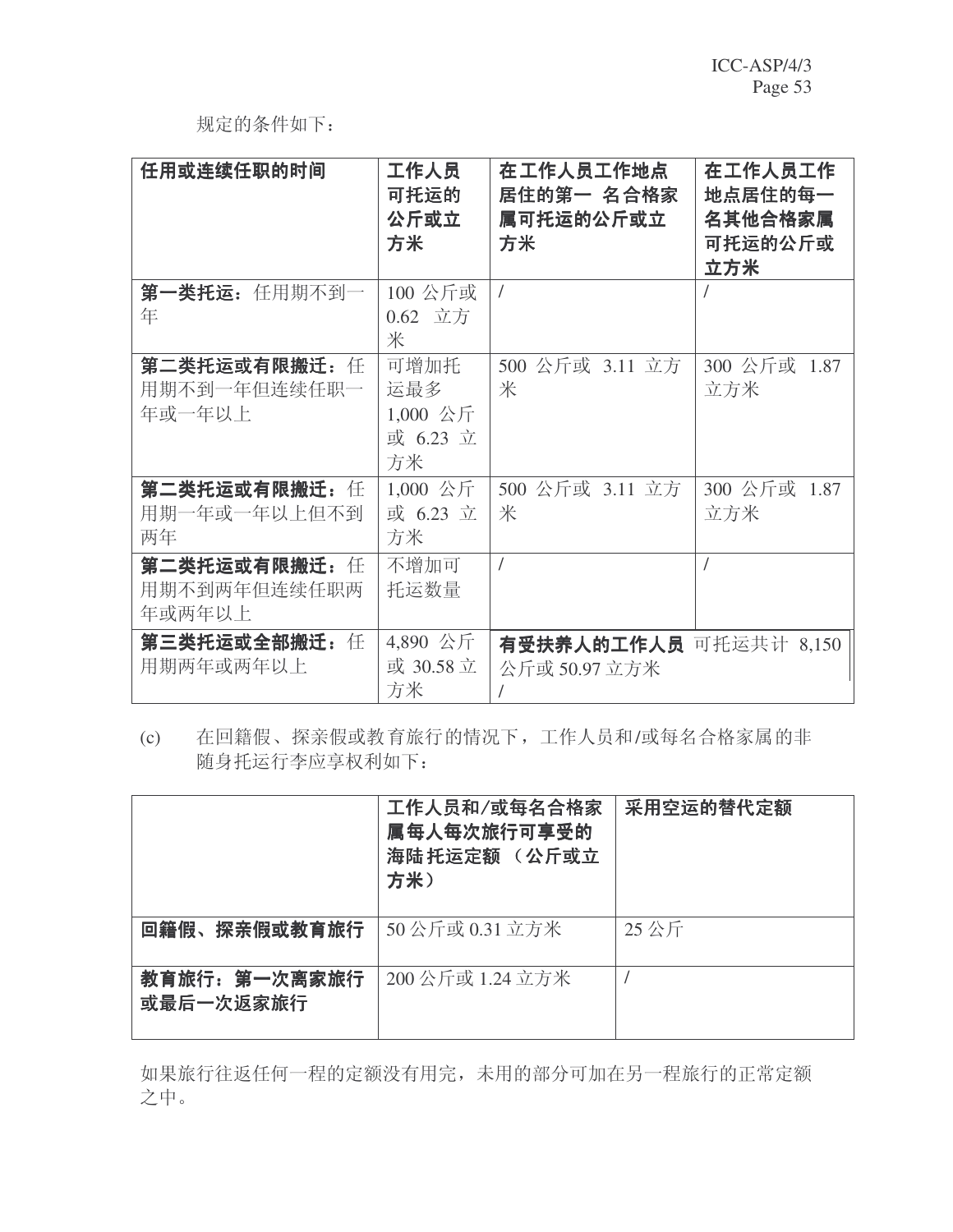规定的条件如下：

| 任用或连续任职的时间 | 工作人员可托运的公斤或立方米 | 在工作人员工作地点居住的第一 名合格家属可托运的公斤或立方米 | 在工作人员工作地点居住的每一名其他合格家属可托运的公斤或立方米 |
|---|---|---|---|
| **第一类托运**：任用期不到一年 | 100 公斤或 0.62 立方米 | / | / |
| **第二类托运或有限搬迁**：任用期不到一年但连续任职一年或一年以上 | 可增加托运最多 1,000 公斤或 6.23 立方米 | 500 公斤或 3.11 立方米 | 300 公斤或 1.87 立方米 |
| **第二类托运或有限搬迁**：任用期一年或一年以上但不到两年 | 1,000 公斤或 6.23 立方米 | 500 公斤或 3.11 立方米 | 300 公斤或 1.87 立方米 |
| **第二类托运或有限搬迁**：任用期不到两年但连续任职两年或两年以上 | 不增加可托运数量 | / | / |
| **第三类托运或全部搬迁**：任用期两年或两年以上 | 4,890 公斤或 30.58 立方米 | **有受扶养人的工作人员** 可托运共计 8,150 公斤或 50.97 立方米 / | |

(c) 在回籍假、探亲假或教育旅行的情况下，工作人员和/或每名合格家属的非随身托运行李应享权利如下：

| | 工作人员和/或每名合格家属每人每次旅行可享受的海陆托运定额（公斤或立方米） | 采用空运的替代定额 |
|---|---|---|
| **回籍假、探亲假或教育旅行** | 50 公斤或 0.31 立方米 | 25 公斤 |
| **教育旅行：第一次离家旅行或最后一次返家旅行** | 200 公斤或 1.24 立方米 | / |

如果旅行往返任何一程的定额没有用完，未用的部分可加在另一程旅行的正常定额之中。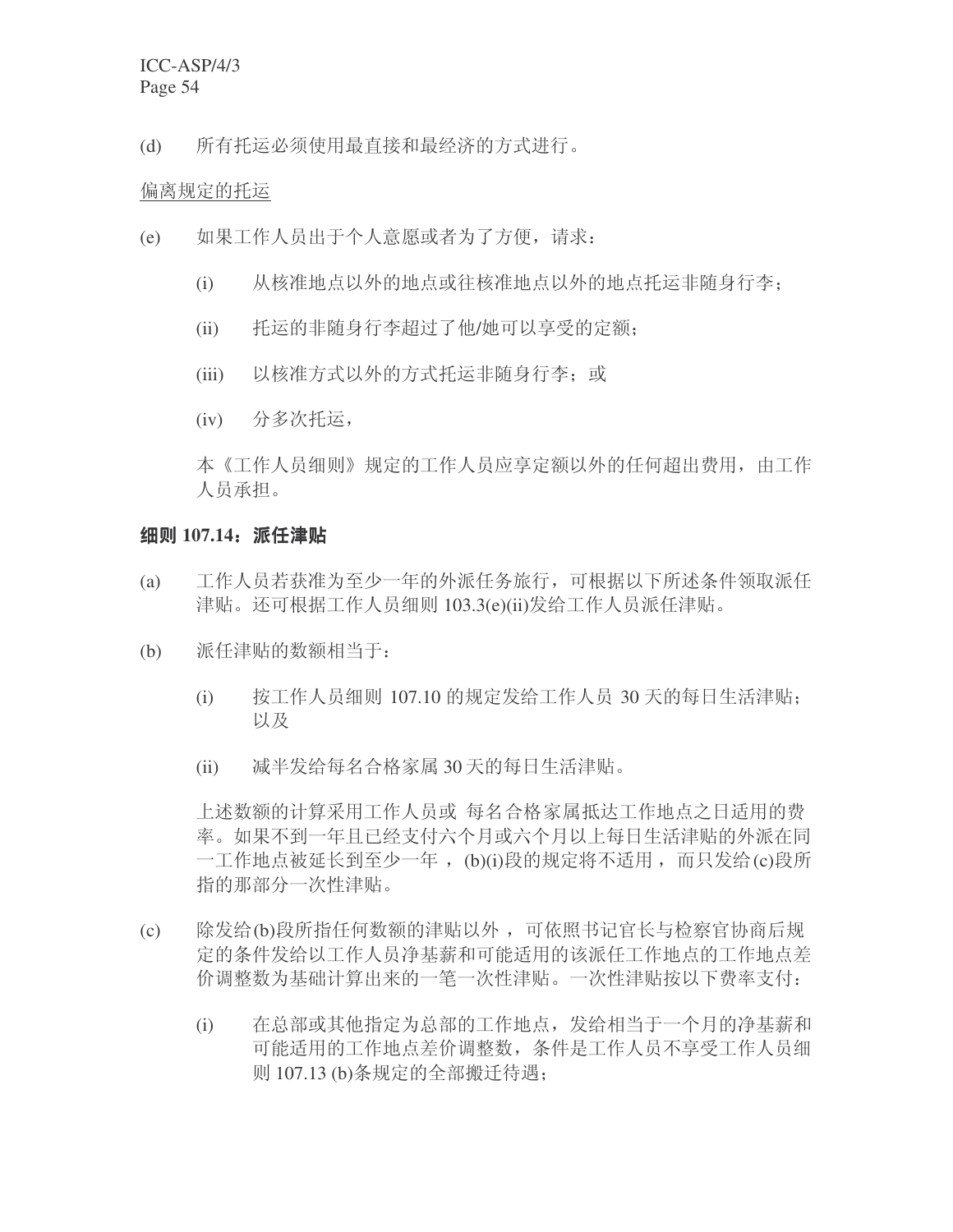(d) 所有托运必须使用最直接和最经济的方式进行。

偏离规定的托运

(e) 如果工作人员出于个人意愿或者为了方便，请求：

(i) 从核准地点以外的地点或往核准地点以外的地点托运非随身行李；

(ii) 托运的非随身行李超过了他/她可以享受的定额；

(iii) 以核准方式以外的方式托运非随身行李；或

(iv) 分多次托运，

本《工作人员细则》规定的工作人员应享定额以外的任何超出费用，由工作人员承担。

### 细则 107.14：派任津贴

(a) 工作人员若获准为至少一年的外派任务旅行，可根据以下所述条件领取派任津贴。还可根据工作人员细则 103.3(e)(ii)发给工作人员派任津贴。

(b) 派任津贴的数额相当于：

(i) 按工作人员细则 107.10 的规定发给工作人员 30 天的每日生活津贴；以及

(ii) 减半发给每名合格家属 30 天的每日生活津贴。

上述数额的计算采用工作人员或 每名合格家属抵达工作地点之日适用的费率。如果不到一年且已经支付六个月或六个月以上每日生活津贴的外派在同一工作地点被延长到至少一年 ，(b)(i)段的规定将不适用 ，而只发给(c)段所指的那部分一次性津贴。

(c) 除发给(b)段所指任何数额的津贴以外 ，可依照书记官长与检察官协商后规定的条件发给以工作人员净基薪和可能适用的该派任工作地点的工作地点差价调整数为基础计算出来的一笔一次性津贴。一次性津贴按以下费率支付：

(i) 在总部或其他指定为总部的工作地点，发给相当于一个月的净基薪和可能适用的工作地点差价调整数，条件是工作人员不享受工作人员细则 107.13 (b)条规定的全部搬迁待遇；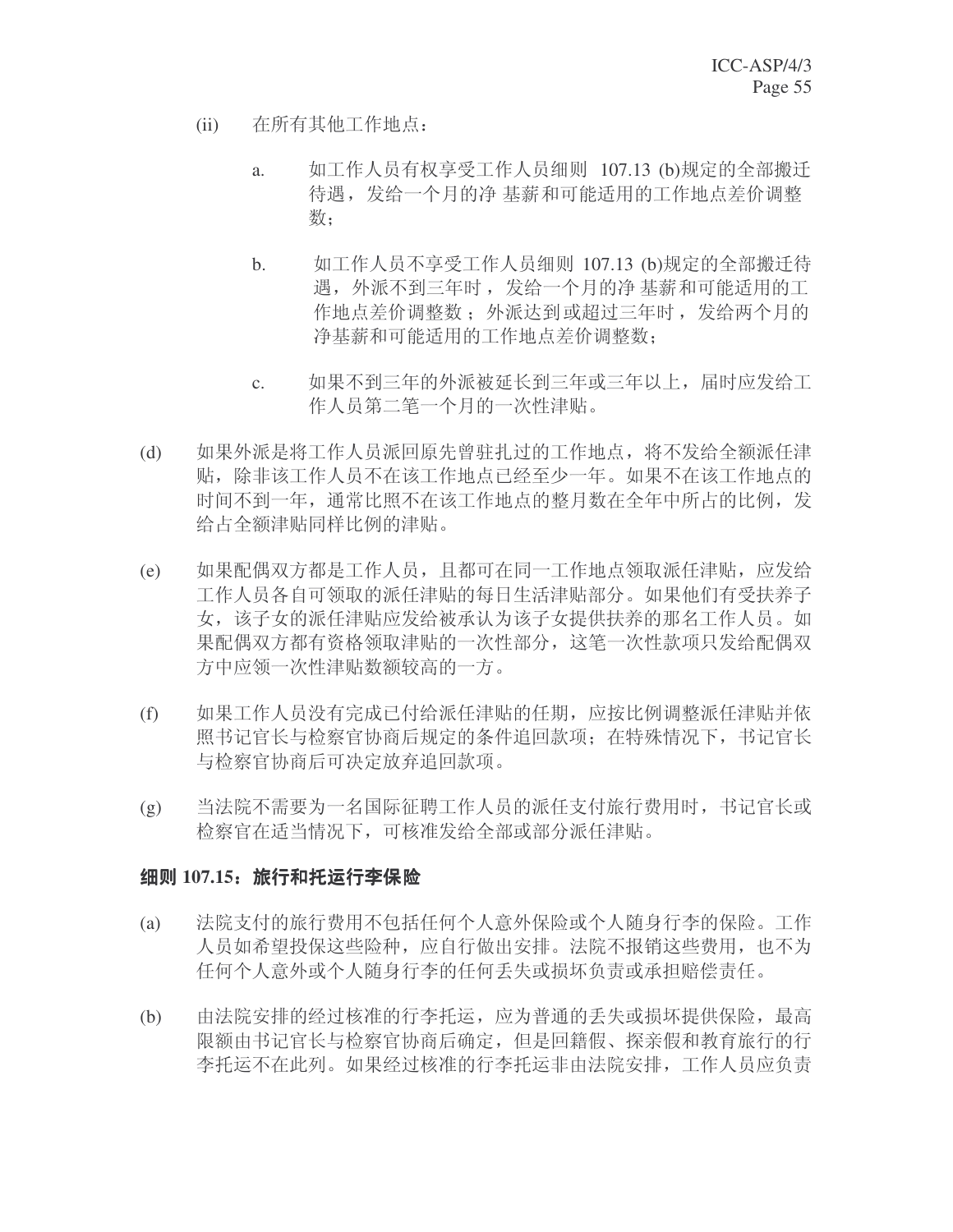(ii) 在所有其他工作地点：

a. 如工作人员有权享受工作人员细则 107.13 (b)规定的全部搬迁待遇，发给一个月的净 基薪和可能适用的工作地点差价调整数；

b. 如工作人员不享受工作人员细则 107.13 (b)规定的全部搬迁待遇，外派不到三年时，发给一个月的净 基薪和可能适用的工作地点差价调整数；外派达到或超过三年时，发给两个月的净基薪和可能适用的工作地点差价调整数；

c. 如果不到三年的外派被延长到三年或三年以上，届时应发给工作人员第二笔一个月的一次性津贴。

(d) 如果外派是将工作人员派回原先曾驻扎过的工作地点，将不发给全额派任津贴，除非该工作人员不在该工作地点已经至少一年。如果不在该工作地点的时间不到一年，通常比照不在该工作地点的整月数在全年中所占的比例，发给占全额津贴同样比例的津贴。

(e) 如果配偶双方都是工作人员，且都可在同一工作地点领取派任津贴，应发给工作人员各自可领取的派任津贴的每日生活津贴部分。如果他们有受扶养子女，该子女的派任津贴应发给被承认为该子女提供扶养的那名工作人员。如果配偶双方都有资格领取津贴的一次性部分，这笔一次性款项只发给配偶双方中应领一次性津贴数额较高的一方。

(f) 如果工作人员没有完成已付给派任津贴的任期，应按比例调整派任津贴并依照书记官长与检察官协商后规定的条件追回款项；在特殊情况下，书记官长与检察官协商后可决定放弃追回款项。

(g) 当法院不需要为一名国际征聘工作人员的派任支付旅行费用时，书记官长或检察官在适当情况下，可核准发给全部或部分派任津贴。

### 细则 107.15：旅行和托运行李保险

(a) 法院支付的旅行费用不包括任何个人意外保险或个人随身行李的保险。工作人员如希望投保这些险种，应自行做出安排。法院不报销这些费用，也不为任何个人意外或个人随身行李的任何丢失或损坏负责或承担赔偿责任。

(b) 由法院安排的经过核准的行李托运，应为普通的丢失或损坏提供保险，最高限额由书记官长与检察官协商后确定，但是回籍假、探亲假和教育旅行的行李托运不在此列。如果经过核准的行李托运非由法院安排，工作人员应负责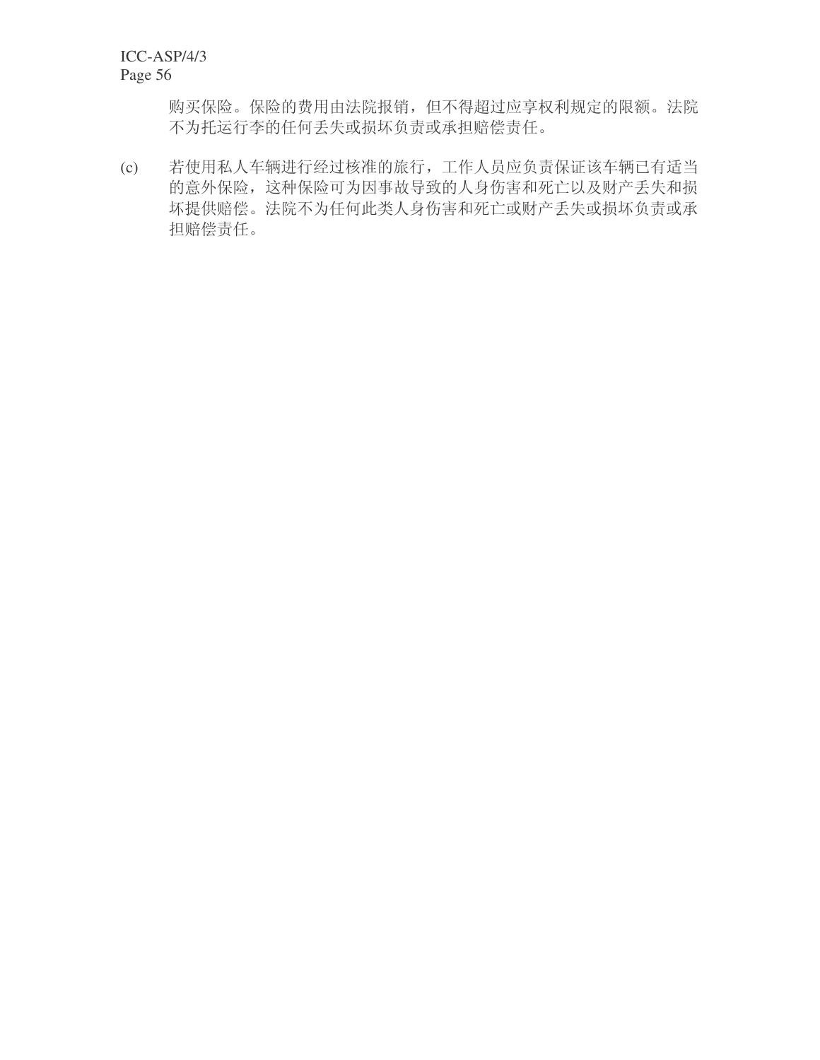购买保险。保险的费用由法院报销，但不得超过应享权利规定的限额。法院不为托运行李的任何丢失或损坏负责或承担赔偿责任。

(c) 若使用私人车辆进行经过核准的旅行，工作人员应负责保证该车辆已有适当的意外保险，这种保险可为因事故导致的人身伤害和死亡以及财产丢失和损坏提供赔偿。法院不为任何此类人身伤害和死亡或财产丢失或损坏负责或承担赔偿责任。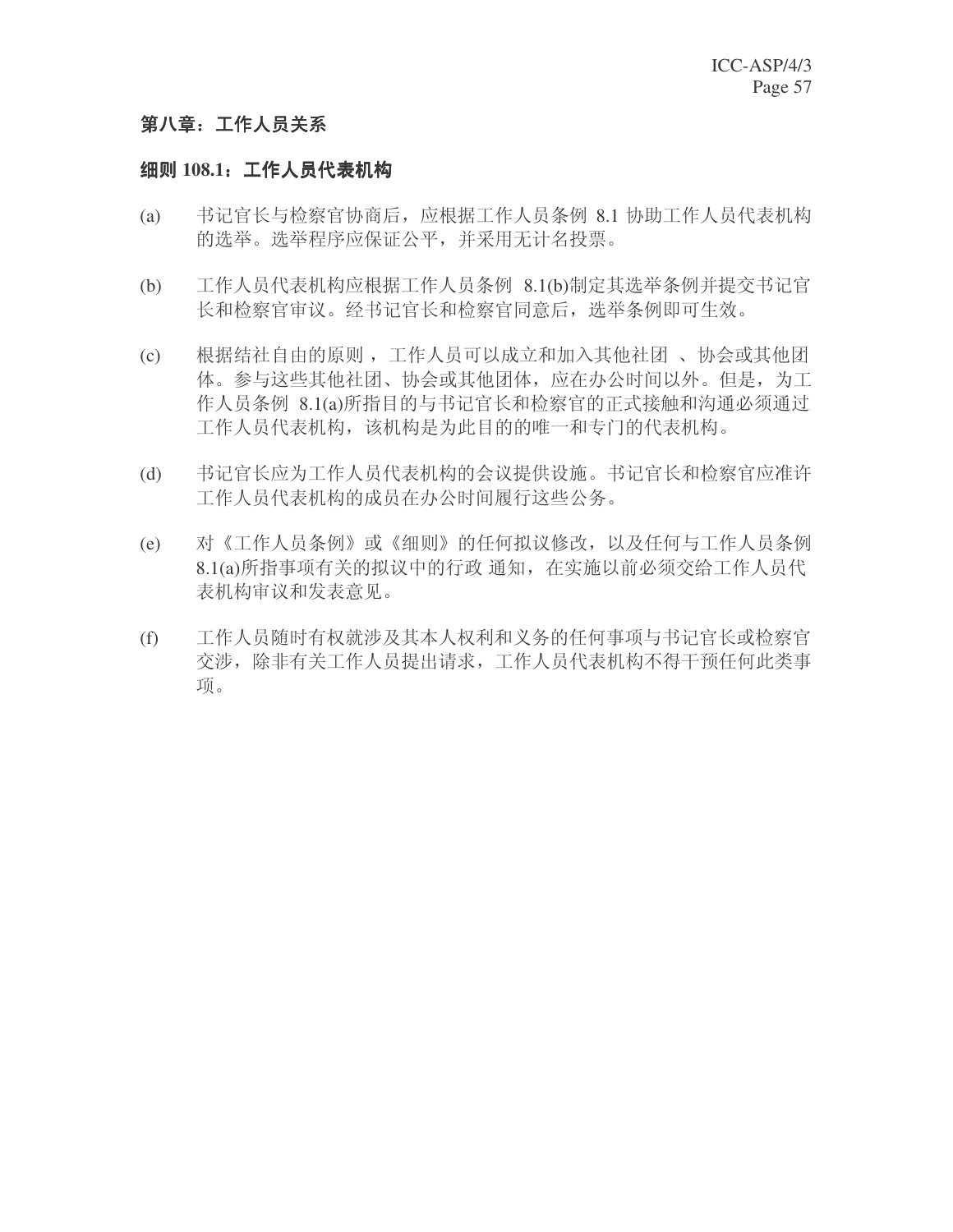## 第八章：工作人员关系

### 细则 108.1：工作人员代表机构

(a) 书记官长与检察官协商后，应根据工作人员条例 8.1 协助工作人员代表机构的选举。选举程序应保证公平，并采用无计名投票。

(b) 工作人员代表机构应根据工作人员条例 8.1(b)制定其选举条例并提交书记官长和检察官审议。经书记官长和检察官同意后，选举条例即可生效。

(c) 根据结社自由的原则，工作人员可以成立和加入其他社团、协会或其他团体。参与这些其他社团、协会或其他团体，应在办公时间以外。但是，为工作人员条例 8.1(a)所指目的与书记官长和检察官的正式接触和沟通必须通过工作人员代表机构，该机构是为此目的的唯一和专门的代表机构。

(d) 书记官长应为工作人员代表机构的会议提供设施。书记官长和检察官应准许工作人员代表机构的成员在办公时间履行这些公务。

(e) 对《工作人员条例》或《细则》的任何拟议修改，以及任何与工作人员条例 8.1(a)所指事项有关的拟议中的行政通知，在实施以前必须交给工作人员代表机构审议和发表意见。

(f) 工作人员随时有权就涉及其本人权利和义务的任何事项与书记官长或检察官交涉，除非有关工作人员提出请求，工作人员代表机构不得干预任何此类事项。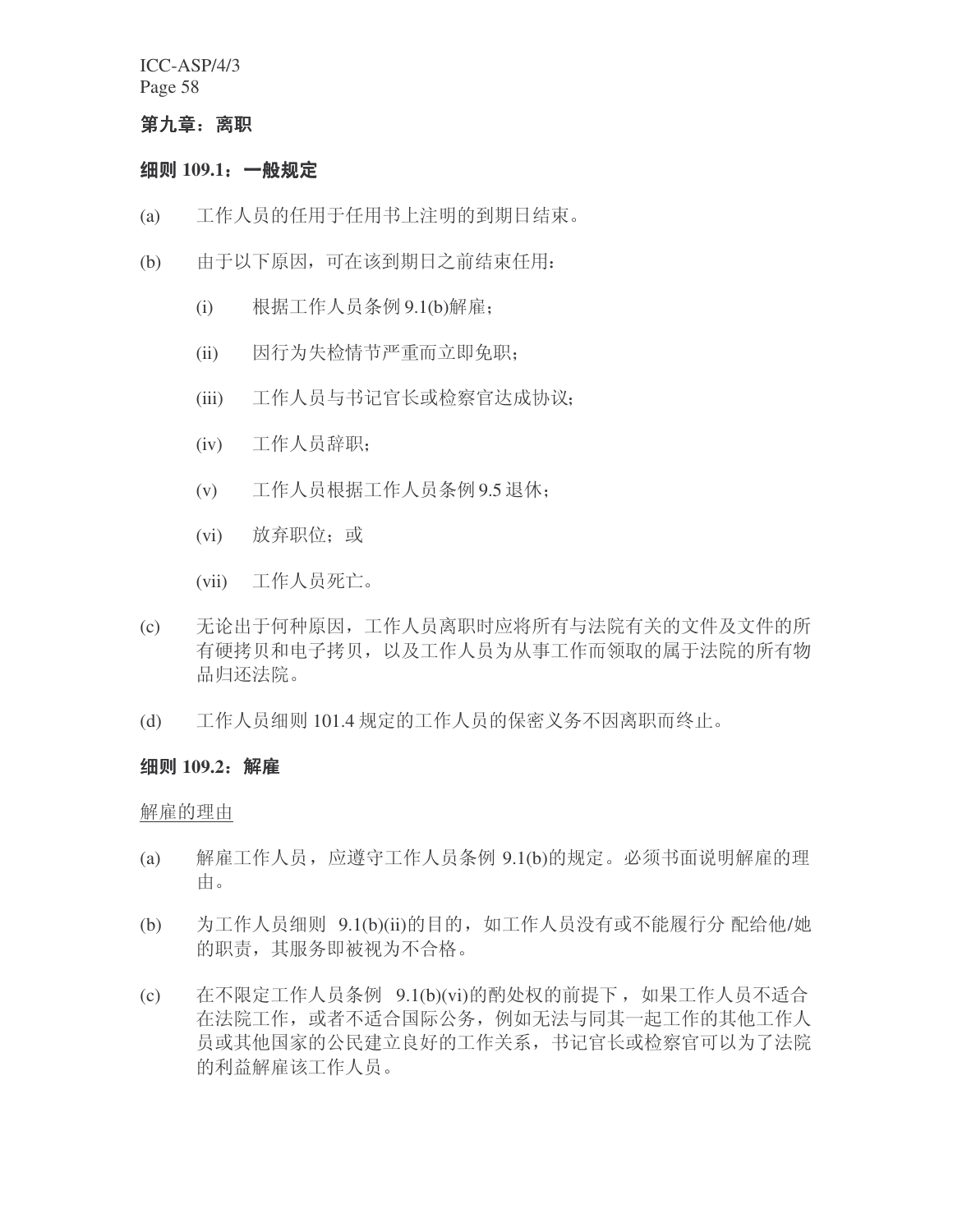## 第九章：离职

### 细则 109.1：一般规定

(a) 工作人员的任用于任用书上注明的到期日结束。

(b) 由于以下原因，可在该到期日之前结束任用：

  (i) 根据工作人员条例 9.1(b)解雇；

  (ii) 因行为失检情节严重而立即免职；

  (iii) 工作人员与书记官长或检察官达成协议；

  (iv) 工作人员辞职；

  (v) 工作人员根据工作人员条例 9.5 退休；

  (vi) 放弃职位；或

  (vii) 工作人员死亡。

(c) 无论出于何种原因，工作人员离职时应将所有与法院有关的文件及文件的所有硬拷贝和电子拷贝，以及工作人员为从事工作而领取的属于法院的所有物品归还法院。

(d) 工作人员细则 101.4 规定的工作人员的保密义务不因离职而终止。

### 细则 109.2：解雇

<u>解雇的理由</u>

(a) 解雇工作人员，应遵守工作人员条例 9.1(b)的规定。必须书面说明解雇的理由。

(b) 为工作人员细则 9.1(b)(ii)的目的，如工作人员没有或不能履行分 配给他/她的职责，其服务即被视为不合格。

(c) 在不限定工作人员条例 9.1(b)(vi)的酌处权的前提下，如果工作人员不适合在法院工作，或者不适合国际公务，例如无法与同其一起工作的其他工作人员或其他国家的公民建立良好的工作关系，书记官长或检察官可以为了法院的利益解雇该工作人员。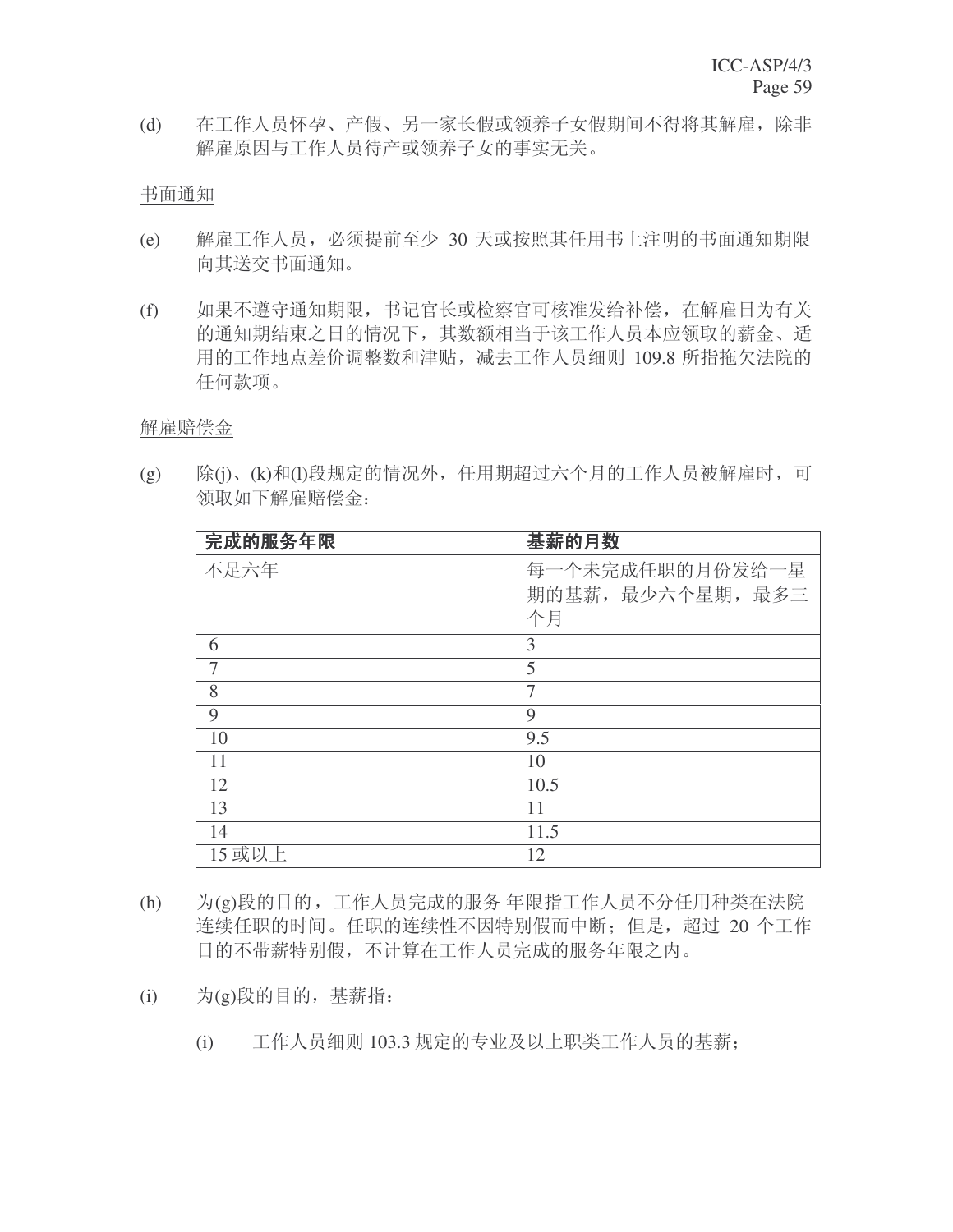(d) 在工作人员怀孕、产假、另一家长假或领养子女假期间不得将其解雇，除非解雇原因与工作人员待产或领养子女的事实无关。

书面通知

(e) 解雇工作人员，必须提前至少 30 天或按照其任用书上注明的书面通知期限向其送交书面通知。

(f) 如果不遵守通知期限，书记官长或检察官可核准发给补偿，在解雇日为有关的通知期结束之日的情况下，其数额相当于该工作人员本应领取的薪金、适用的工作地点差价调整数和津贴，减去工作人员细则 109.8 所指拖欠法院的任何款项。

解雇赔偿金

(g) 除(j)、(k)和(l)段规定的情况外，任用期超过六个月的工作人员被解雇时，可领取如下解雇赔偿金：

| **完成的服务年限** | **基薪的月数** |
|---|---|
| 不足六年 | 每一个未完成任职的月份发给一星期的基薪，最少六个星期，最多三个月 |
| 6 | 3 |
| 7 | 5 |
| 8 | 7 |
| 9 | 9 |
| 10 | 9.5 |
| 11 | 10 |
| 12 | 10.5 |
| 13 | 11 |
| 14 | 11.5 |
| 15 或以上 | 12 |

(h) 为(g)段的目的，工作人员完成的服务 年限指工作人员不分任用种类在法院连续任职的时间。任职的连续性不因特别假而中断；但是，超过 20 个工作日的不带薪特别假，不计算在工作人员完成的服务年限之内。

(i) 为(g)段的目的，基薪指：

(i) 工作人员细则 103.3 规定的专业及以上职类工作人员的基薪；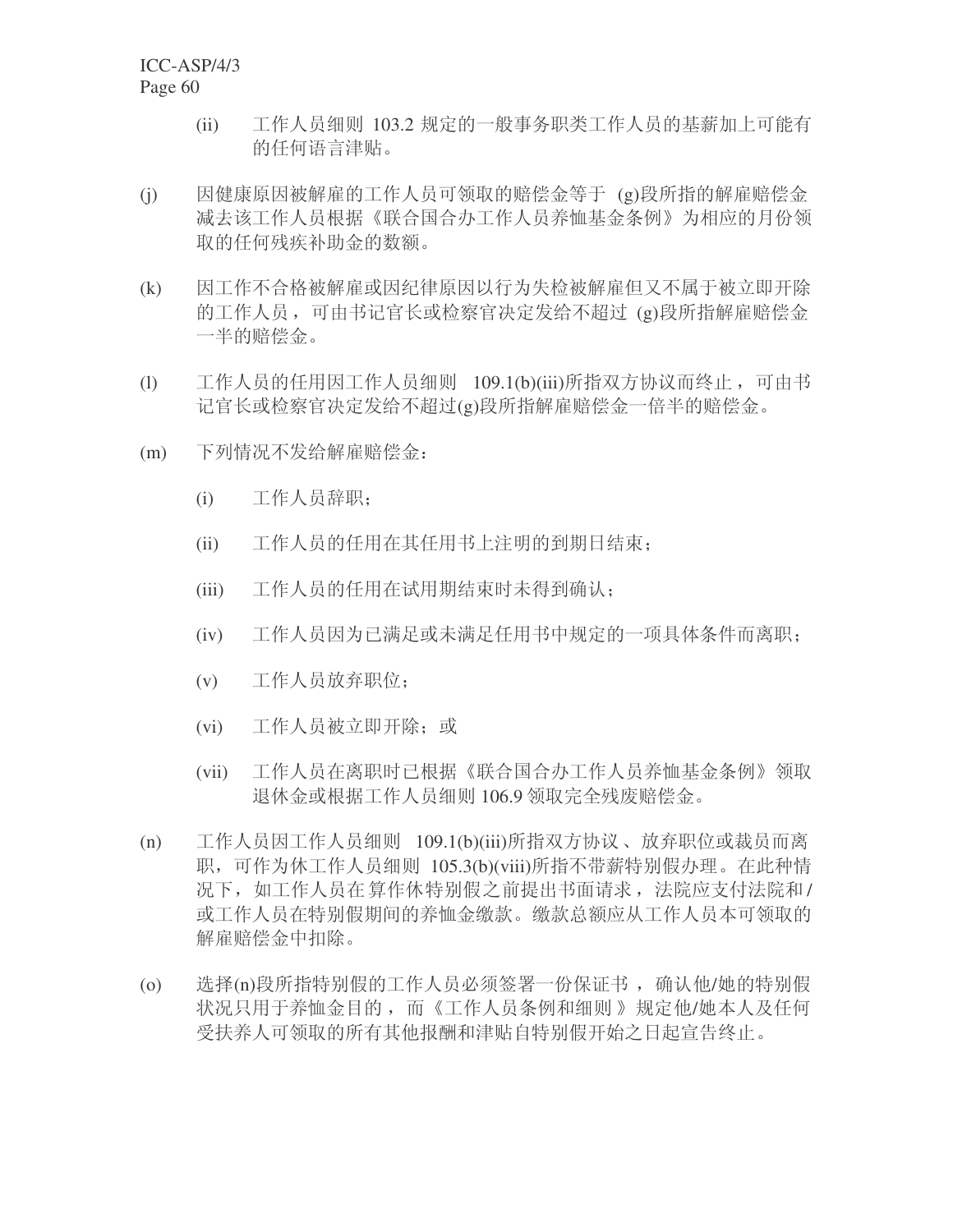(ii) 工作人员细则 103.2 规定的一般事务职类工作人员的基薪加上可能有的任何语言津贴。

(j) 因健康原因被解雇的工作人员可领取的赔偿金等于 (g)段所指的解雇赔偿金减去该工作人员根据《联合国合办工作人员养恤基金条例》为相应的月份领取的任何残疾补助金的数额。

(k) 因工作不合格被解雇或因纪律原因以行为失检被解雇但又不属于被立即开除的工作人员，可由书记官长或检察官决定发给不超过 (g)段所指解雇赔偿金一半的赔偿金。

(l) 工作人员的任用因工作人员细则 109.1(b)(iii)所指双方协议而终止，可由书记官长或检察官决定发给不超过(g)段所指解雇赔偿金一倍半的赔偿金。

(m) 下列情况不发给解雇赔偿金：

(i) 工作人员辞职；

(ii) 工作人员的任用在其任用书上注明的到期日结束；

(iii) 工作人员的任用在试用期结束时未得到确认；

(iv) 工作人员因为已满足或未满足任用书中规定的一项具体条件而离职；

(v) 工作人员放弃职位；

(vi) 工作人员被立即开除；或

(vii) 工作人员在离职时已根据《联合国合办工作人员养恤基金条例》领取退休金或根据工作人员细则 106.9 领取完全残废赔偿金。

(n) 工作人员因工作人员细则 109.1(b)(iii)所指双方协议、放弃职位或裁员而离职，可作为休工作人员细则 105.3(b)(viii)所指不带薪特别假办理。在此种情况下，如工作人员在算作休特别假之前提出书面请求，法院应支付法院和/或工作人员在特别假期间的养恤金缴款。缴款总额应从工作人员本可领取的解雇赔偿金中扣除。

(o) 选择(n)段所指特别假的工作人员必须签署一份保证书，确认他/她的特别假状况只用于养恤金目的，而《工作人员条例和细则》规定他/她本人及任何受扶养人可领取的所有其他报酬和津贴自特别假开始之日起宣告终止。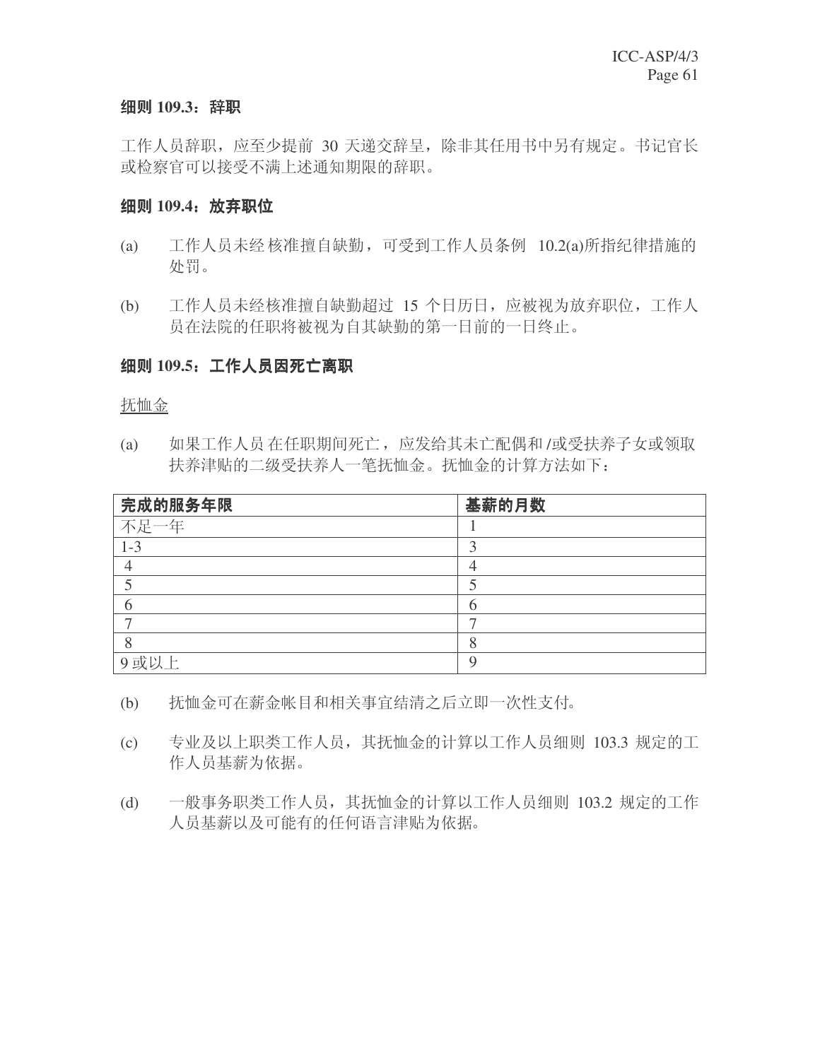**细则 109.3：辞职**

工作人员辞职，应至少提前 30 天递交辞呈，除非其任用书中另有规定。书记官长或检察官可以接受不满上述通知期限的辞职。

**细则 109.4：放弃职位**

(a) 工作人员未经核准擅自缺勤，可受到工作人员条例 10.2(a)所指纪律措施的处罚。

(b) 工作人员未经核准擅自缺勤超过 15 个日历日，应被视为放弃职位，工作人员在法院的任职将被视为自其缺勤的第一日前的一日终止。

**细则 109.5：工作人员因死亡离职**

<u>抚恤金</u>

(a) 如果工作人员在任职期间死亡，应发给其未亡配偶和/或受扶养子女或领取扶养津贴的二级受扶养人一笔抚恤金。抚恤金的计算方法如下：

| 完成的服务年限 | 基薪的月数 |
|---|---|
| 不足一年 | 1 |
| 1-3 | 3 |
| 4 | 4 |
| 5 | 5 |
| 6 | 6 |
| 7 | 7 |
| 8 | 8 |
| 9 或以上 | 9 |

(b) 抚恤金可在薪金帐目和相关事宜结清之后立即一次性支付。

(c) 专业及以上职类工作人员，其抚恤金的计算以工作人员细则 103.3 规定的工作人员基薪为依据。

(d) 一般事务职类工作人员，其抚恤金的计算以工作人员细则 103.2 规定的工作人员基薪以及可能有的任何语言津贴为依据。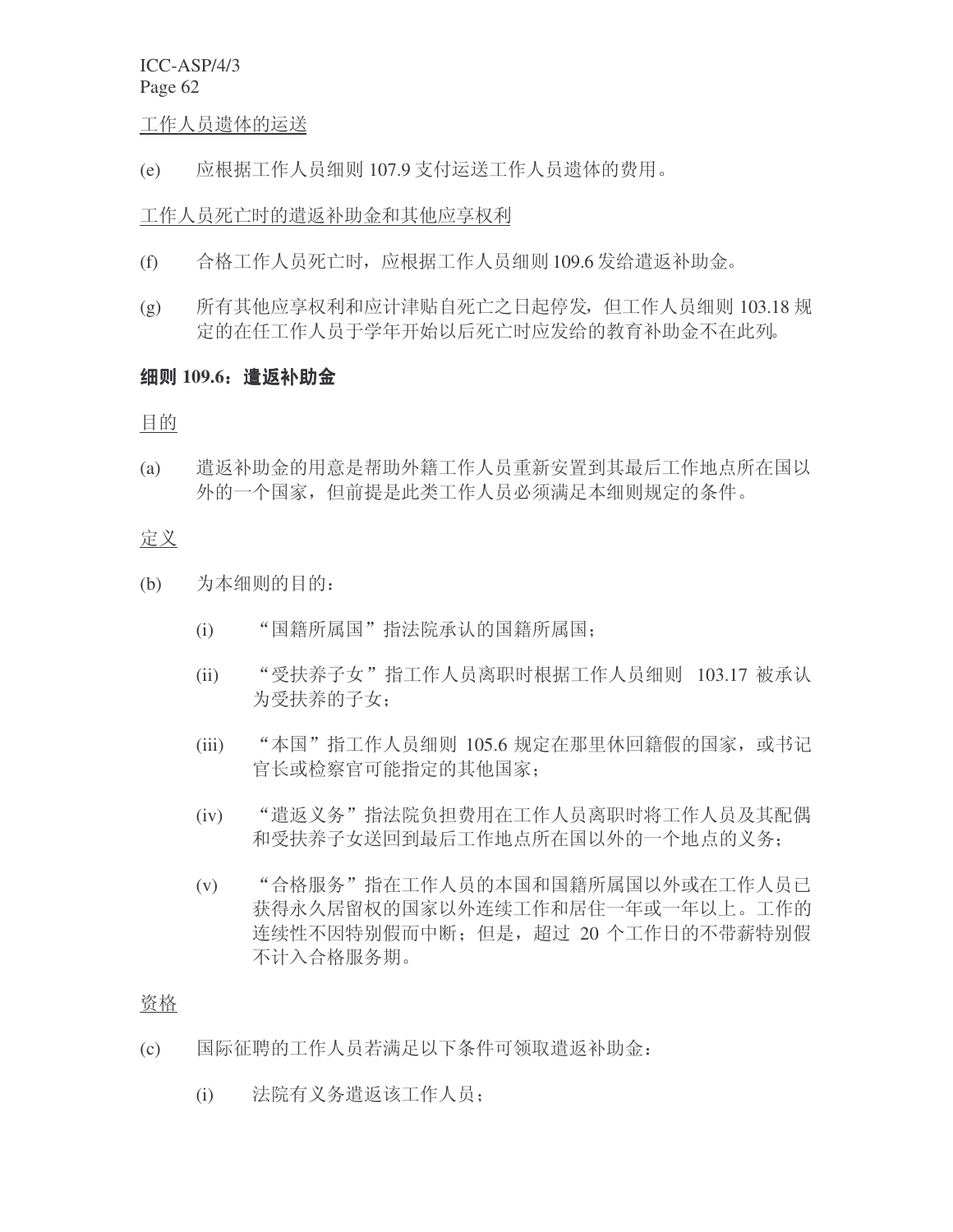工作人员遗体的运送

(e) 应根据工作人员细则 107.9 支付运送工作人员遗体的费用。

工作人员死亡时的遣返补助金和其他应享权利

(f) 合格工作人员死亡时，应根据工作人员细则 109.6 发给遣返补助金。

(g) 所有其他应享权利和应计津贴自死亡之日起停发，但工作人员细则 103.18 规定的在任工作人员于学年开始以后死亡时应发给的教育补助金不在此列。

### 细则 109.6：遣返补助金

目的

(a) 遣返补助金的用意是帮助外籍工作人员重新安置到其最后工作地点所在国以外的一个国家，但前提是此类工作人员必须满足本细则规定的条件。

定义

(b) 为本细则的目的：

(i) “国籍所属国”指法院承认的国籍所属国；

(ii) “受扶养子女”指工作人员离职时根据工作人员细则 103.17 被承认为受扶养的子女；

(iii) “本国”指工作人员细则 105.6 规定在那里休回籍假的国家，或书记官长或检察官可能指定的其他国家；

(iv) “遣返义务”指法院负担费用在工作人员离职时将工作人员及其配偶和受扶养子女送回到最后工作地点所在国以外的一个地点的义务；

(v) “合格服务”指在工作人员的本国和国籍所属国以外或在工作人员已获得永久居留权的国家以外连续工作和居住一年或一年以上。工作的连续性不因特别假而中断；但是，超过 20 个工作日的不带薪特别假不计入合格服务期。

资格

(c) 国际征聘的工作人员若满足以下条件可领取遣返补助金：

(i) 法院有义务遣返该工作人员；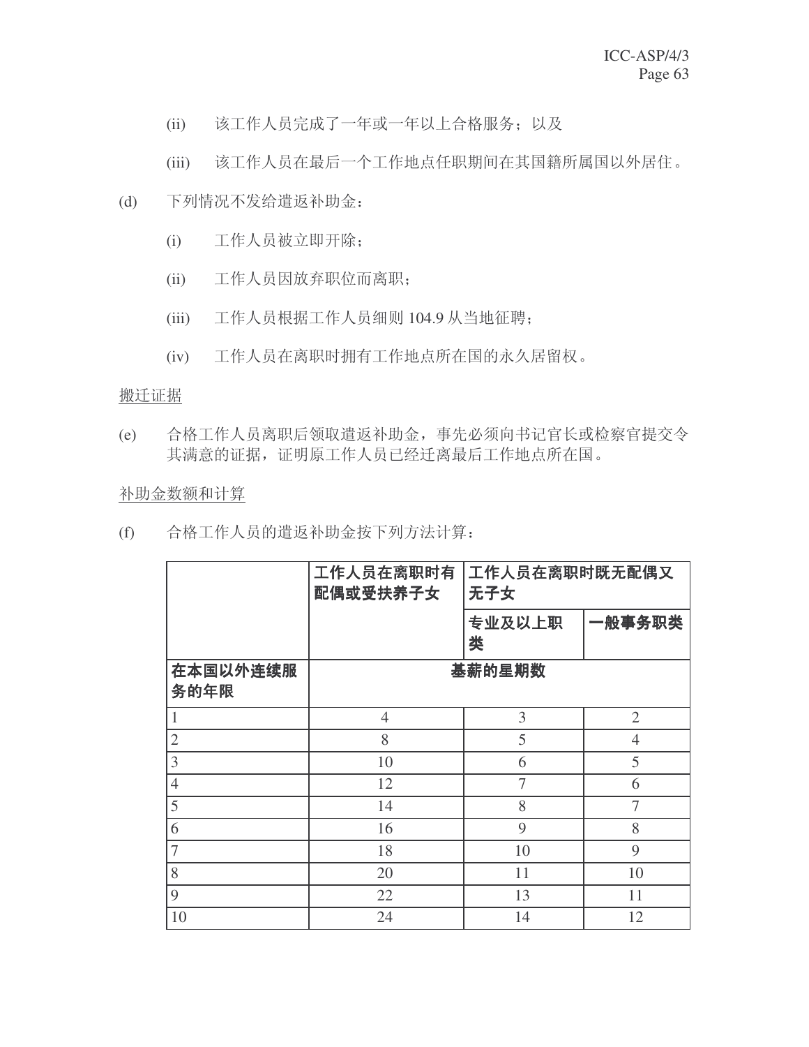(ii) 该工作人员完成了一年或一年以上合格服务；以及

(iii) 该工作人员在最后一个工作地点任职期间在其国籍所属国以外居住。

(d) 下列情况不发给遣返补助金：

(i) 工作人员被立即开除；

(ii) 工作人员因放弃职位而离职；

(iii) 工作人员根据工作人员细则 104.9 从当地征聘；

(iv) 工作人员在离职时拥有工作地点所在国的永久居留权。

<u>搬迁证据</u>

(e) 合格工作人员离职后领取遣返补助金，事先必须向书记官长或检察官提交令其满意的证据，证明原工作人员已经迁离最后工作地点所在国。

<u>补助金数额和计算</u>

(f) 合格工作人员的遣返补助金按下列方法计算：

| | **工作人员在离职时有配偶或受扶养子女** | **工作人员在离职时既无配偶又无子女** | |
|---|---|---|---|
| | | **专业及以上职类** | **一般事务职类** |
| **在本国以外连续服务的年限** | **基薪的星期数** | | |
| 1 | 4 | 3 | 2 |
| 2 | 8 | 5 | 4 |
| 3 | 10 | 6 | 5 |
| 4 | 12 | 7 | 6 |
| 5 | 14 | 8 | 7 |
| 6 | 16 | 9 | 8 |
| 7 | 18 | 10 | 9 |
| 8 | 20 | 11 | 10 |
| 9 | 22 | 13 | 11 |
| 10 | 24 | 14 | 12 |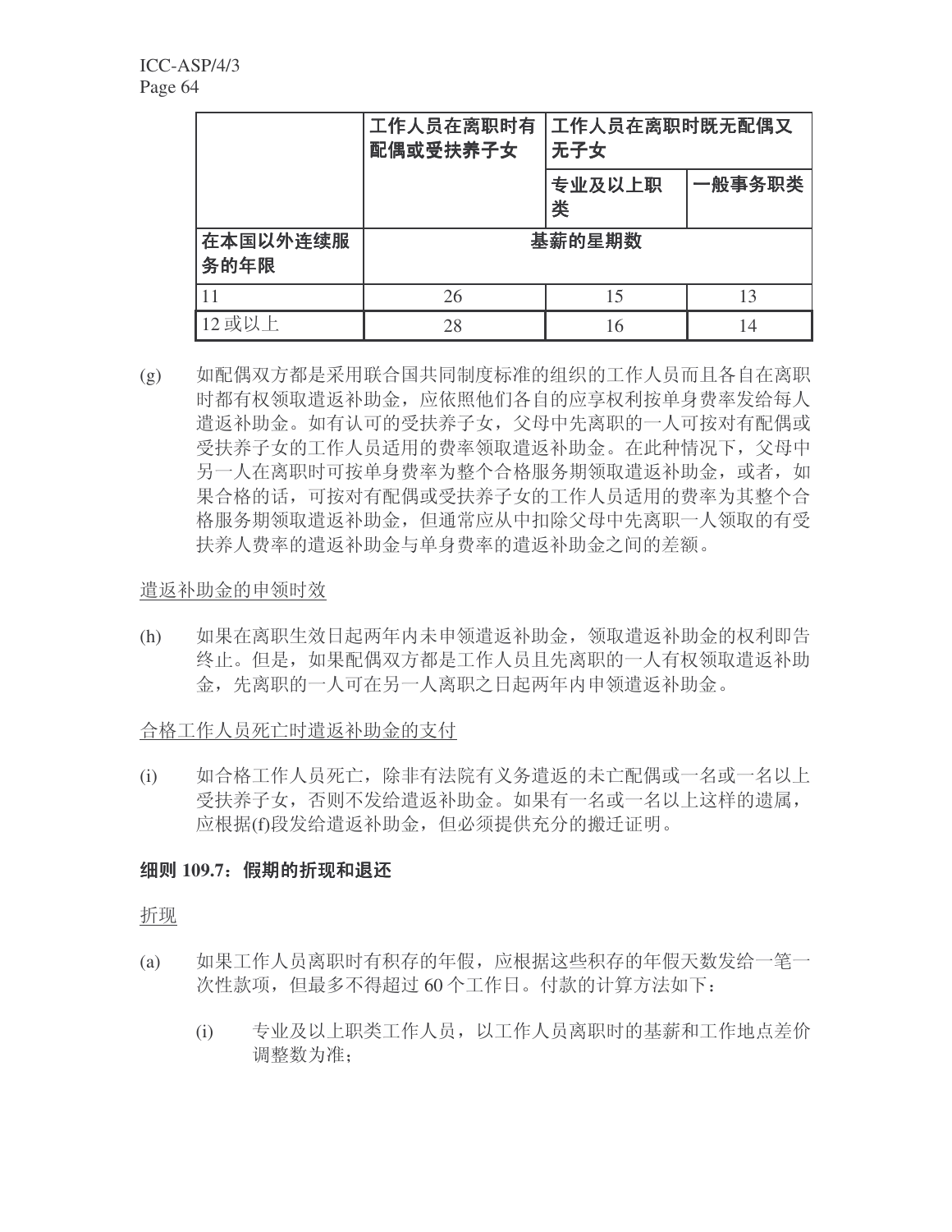| | 工作人员在离职时有配偶或受扶养子女 | 工作人员在离职时既无配偶又无子女 | |
|---|---|---|---|
| | | 专业及以上职类 | 一般事务职类 |
| 在本国以外连续服务的年限 | 基薪的星期数 | | |
| 11 | 26 | 15 | 13 |
| 12 或以上 | 28 | 16 | 14 |

(g) 如配偶双方都是采用联合国共同制度标准的组织的工作人员而且各自在离职时都有权领取遣返补助金，应依照他们各自的应享权利按单身费率发给每人遣返补助金。如有认可的受扶养子女，父母中先离职的一人可按对有配偶或受扶养子女的工作人员适用的费率领取遣返补助金。在此种情况下，父母中另一人在离职时可按单身费率为整个合格服务期领取遣返补助金，或者，如果合格的话，可按对有配偶或受扶养子女的工作人员适用的费率为其整个合格服务期领取遣返补助金，但通常应从中扣除父母中先离职一人领取的有受扶养人费率的遣返补助金与单身费率的遣返补助金之间的差额。

遣返补助金的申领时效

(h) 如果在离职生效日起两年内未申领遣返补助金，领取遣返补助金的权利即告终止。但是，如果配偶双方都是工作人员且先离职的一人有权领取遣返补助金，先离职的一人可在另一人离职之日起两年内申领遣返补助金。

合格工作人员死亡时遣返补助金的支付

(i) 如合格工作人员死亡，除非有法院有义务遣返的未亡配偶或一名或一名以上受扶养子女，否则不发给遣返补助金。如果有一名或一名以上这样的遗属，应根据(f)段发给遣返补助金，但必须提供充分的搬迁证明。

**细则 109.7：假期的折现和退还**

折现

(a) 如果工作人员离职时有积存的年假，应根据这些积存的年假天数发给一笔一次性款项，但最多不得超过 60 个工作日。付款的计算方法如下：

   (i) 专业及以上职类工作人员，以工作人员离职时的基薪和工作地点差价调整数为准；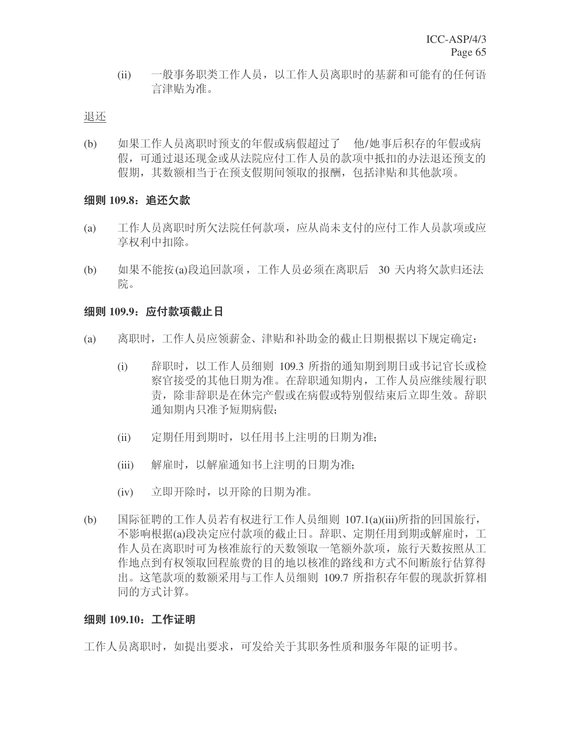(ii) 一般事务职类工作人员，以工作人员离职时的基薪和可能有的任何语言津贴为准。

退还

(b) 如果工作人员离职时预支的年假或病假超过了 他/她事后积存的年假或病假，可通过退还现金或从法院应付工作人员的款项中抵扣的办法退还预支的假期，其数额相当于在预支假期间领取的报酬，包括津贴和其他款项。

**细则 109.8：追还欠款**

(a) 工作人员离职时所欠法院任何款项，应从尚未支付的应付工作人员款项或应享权利中扣除。

(b) 如果不能按(a)段追回款项，工作人员必须在离职后 30 天内将欠款归还法院。

**细则 109.9：应付款项截止日**

(a) 离职时，工作人员应领薪金、津贴和补助金的截止日期根据以下规定确定：

 (i) 辞职时，以工作人员细则 109.3 所指的通知期到期日或书记官长或检察官接受的其他日期为准。在辞职通知期内，工作人员应继续履行职责，除非辞职是在休完产假或在病假或特别假结束后立即生效。辞职通知期内只准予短期病假；

 (ii) 定期任用到期时，以任用书上注明的日期为准；

 (iii) 解雇时，以解雇通知书上注明的日期为准；

 (iv) 立即开除时，以开除的日期为准。

(b) 国际征聘的工作人员若有权进行工作人员细则 107.1(a)(iii)所指的回国旅行，不影响根据(a)段决定应付款项的截止日。辞职、定期任用到期或解雇时，工作人员在离职时可为核准旅行的天数领取一笔额外款项，旅行天数按照从工作地点到有权领取回程旅费的目的地以核准的路线和方式不间断旅行估算得出。这笔款项的数额采用与工作人员细则 109.7 所指积存年假的现款折算相同的方式计算。

**细则 109.10：工作证明**

工作人员离职时，如提出要求，可发给关于其职务性质和服务年限的证明书。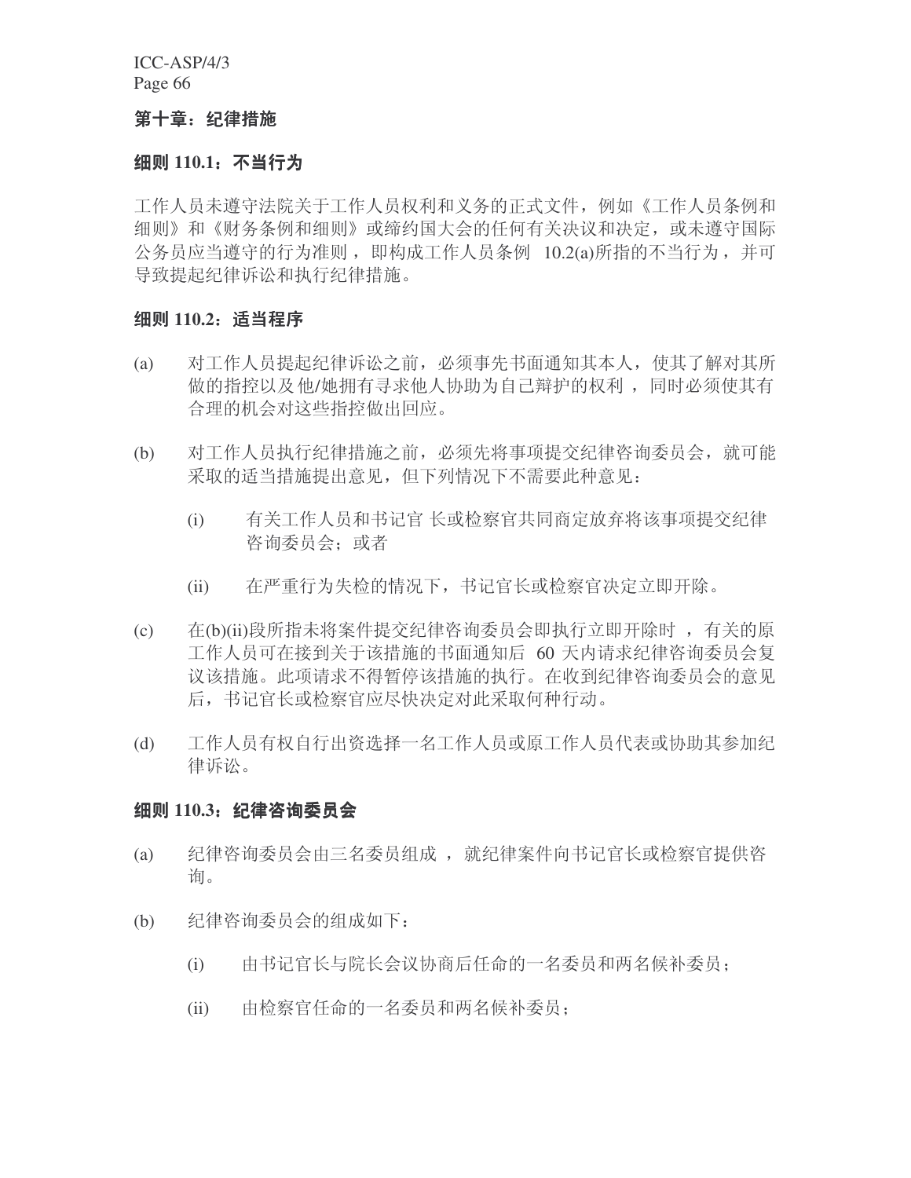## 第十章：纪律措施

### 细则 110.1：不当行为

工作人员未遵守法院关于工作人员权利和义务的正式文件，例如《工作人员条例和细则》和《财务条例和细则》或缔约国大会的任何有关决议和决定，或未遵守国际公务员应当遵守的行为准则，即构成工作人员条例 10.2(a)所指的不当行为，并可导致提起纪律诉讼和执行纪律措施。

### 细则 110.2：适当程序

(a) 对工作人员提起纪律诉讼之前，必须事先书面通知其本人，使其了解对其所做的指控以及他/她拥有寻求他人协助为自己辩护的权利，同时必须使其有合理的机会对这些指控做出回应。

(b) 对工作人员执行纪律措施之前，必须先将事项提交纪律咨询委员会，就可能采取的适当措施提出意见，但下列情况下不需要此种意见：

  (i) 有关工作人员和书记官长或检察官共同商定放弃将该事项提交纪律咨询委员会；或者

  (ii) 在严重行为失检的情况下，书记官长或检察官决定立即开除。

(c) 在(b)(ii)段所指未将案件提交纪律咨询委员会即执行立即开除时，有关的原工作人员可在接到关于该措施的书面通知后 60 天内请求纪律咨询委员会复议该措施。此项请求不得暂停该措施的执行。在收到纪律咨询委员会的意见后，书记官长或检察官应尽快决定对此采取何种行动。

(d) 工作人员有权自行出资选择一名工作人员或原工作人员代表或协助其参加纪律诉讼。

### 细则 110.3：纪律咨询委员会

(a) 纪律咨询委员会由三名委员组成，就纪律案件向书记官长或检察官提供咨询。

(b) 纪律咨询委员会的组成如下：

  (i) 由书记官长与院长会议协商后任命的一名委员和两名候补委员；

  (ii) 由检察官任命的一名委员和两名候补委员；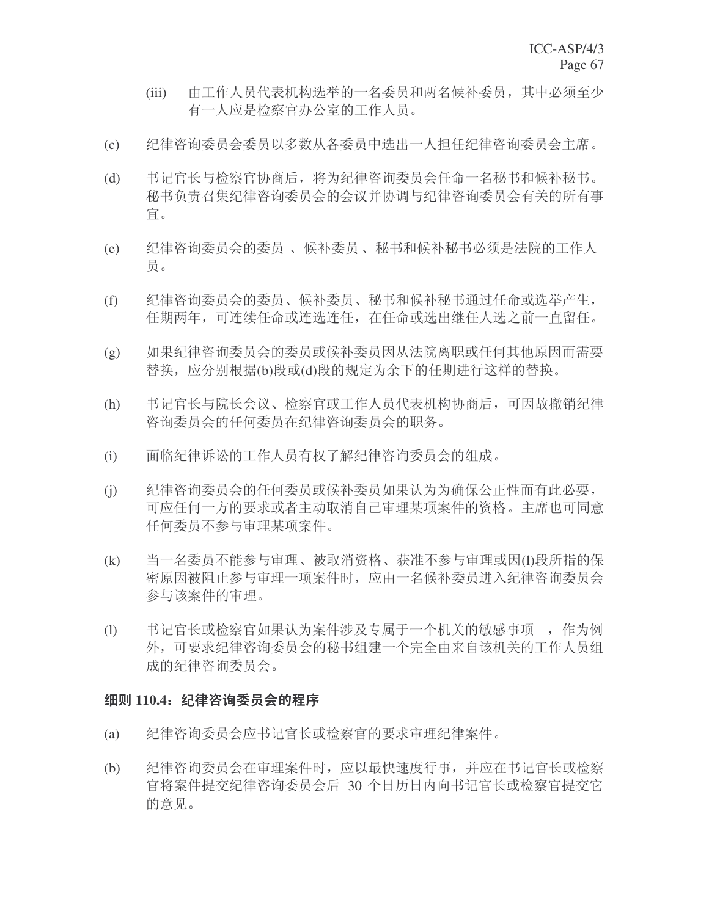(iii) 由工作人员代表机构选举的一名委员和两名候补委员，其中必须至少有一人应是检察官办公室的工作人员。

(c) 纪律咨询委员会委员以多数从各委员中选出一人担任纪律咨询委员会主席。

(d) 书记官长与检察官协商后，将为纪律咨询委员会任命一名秘书和候补秘书。秘书负责召集纪律咨询委员会的会议并协调与纪律咨询委员会有关的所有事宜。

(e) 纪律咨询委员会的委员 、候补委员 、秘书和候补秘书必须是法院的工作人员。

(f) 纪律咨询委员会的委员、候补委员、秘书和候补秘书通过任命或选举产生，任期两年，可连续任命或连选连任，在任命或选出继任人选之前一直留任。

(g) 如果纪律咨询委员会的委员或候补委员因从法院离职或任何其他原因而需要替换，应分别根据(b)段或(d)段的规定为余下的任期进行这样的替换。

(h) 书记官长与院长会议、检察官或工作人员代表机构协商后，可因故撤销纪律咨询委员会的任何委员在纪律咨询委员会的职务。

(i) 面临纪律诉讼的工作人员有权了解纪律咨询委员会的组成。

(j) 纪律咨询委员会的任何委员或候补委员如果认为为确保公正性而有此必要，可应任何一方的要求或者主动取消自己审理某项案件的资格。主席也可同意任何委员不参与审理某项案件。

(k) 当一名委员不能参与审理、被取消资格、获准不参与审理或因(l)段所指的保密原因被阻止参与审理一项案件时，应由一名候补委员进入纪律咨询委员会参与该案件的审理。

(l) 书记官长或检察官如果认为案件涉及专属于一个机关的敏感事项 ，作为例外，可要求纪律咨询委员会的秘书组建一个完全由来自该机关的工作人员组成的纪律咨询委员会。

**细则 110.4：纪律咨询委员会的程序**

(a) 纪律咨询委员会应书记官长或检察官的要求审理纪律案件。

(b) 纪律咨询委员会在审理案件时，应以最快速度行事，并应在书记官长或检察官将案件提交纪律咨询委员会后 30 个日历日内向书记官长或检察官提交它的意见。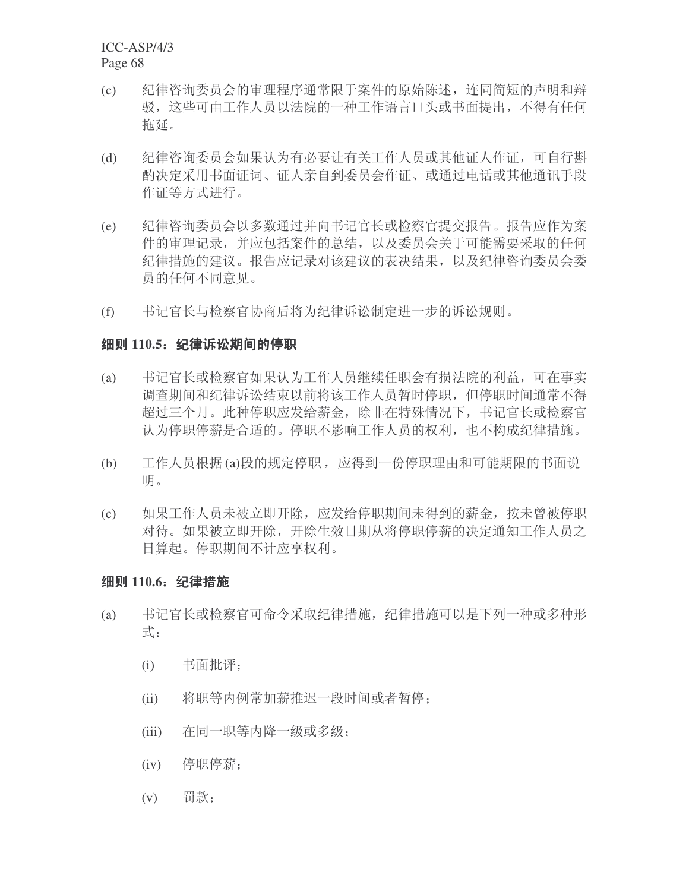(c) 纪律咨询委员会的审理程序通常限于案件的原始陈述，连同简短的声明和辩驳，这些可由工作人员以法院的一种工作语言口头或书面提出，不得有任何拖延。

(d) 纪律咨询委员会如果认为有必要让有关工作人员或其他证人作证，可自行斟酌决定采用书面证词、证人亲自到委员会作证、或通过电话或其他通讯手段作证等方式进行。

(e) 纪律咨询委员会以多数通过并向书记官长或检察官提交报告。报告应作为案件的审理记录，并应包括案件的总结，以及委员会关于可能需要采取的任何纪律措施的建议。报告应记录对该建议的表决结果，以及纪律咨询委员会委员的任何不同意见。

(f) 书记官长与检察官协商后将为纪律诉讼制定进一步的诉讼规则。

**细则 110.5：纪律诉讼期间的停职**

(a) 书记官长或检察官如果认为工作人员继续任职会有损法院的利益，可在事实调查期间和纪律诉讼结束以前将该工作人员暂时停职，但停职时间通常不得超过三个月。此种停职应发给薪金，除非在特殊情况下，书记官长或检察官认为停职停薪是合适的。停职不影响工作人员的权利，也不构成纪律措施。

(b) 工作人员根据 (a)段的规定停职，应得到一份停职理由和可能期限的书面说明。

(c) 如果工作人员未被立即开除，应发给停职期间未得到的薪金，按未曾被停职对待。如果被立即开除，开除生效日期从将停职停薪的决定通知工作人员之日算起。停职期间不计应享权利。

**细则 110.6：纪律措施**

(a) 书记官长或检察官可命令采取纪律措施，纪律措施可以是下列一种或多种形式：

    (i) 书面批评；

    (ii) 将职等内例常加薪推迟一段时间或者暂停；

    (iii) 在同一职等内降一级或多级；

    (iv) 停职停薪；

    (v) 罚款；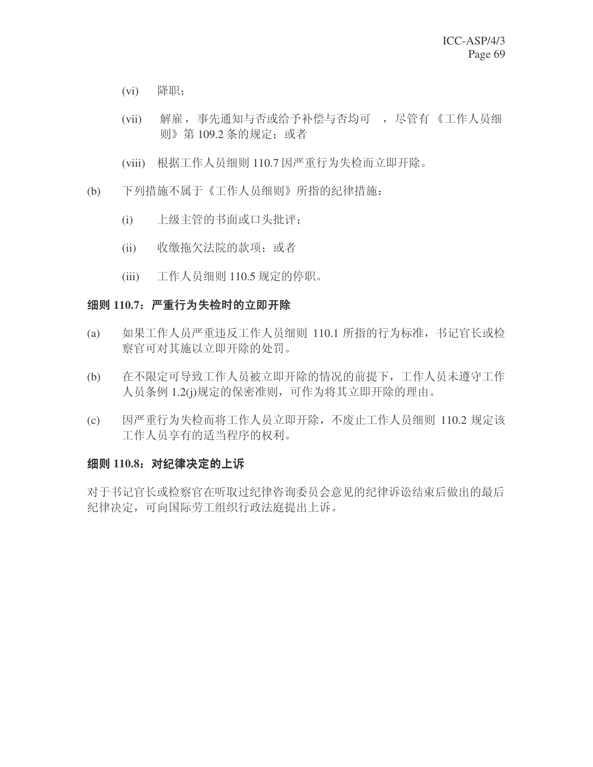(vi) 降职；

(vii) 解雇，事先通知与否或给予补偿与否均可 ，尽管有《工作人员细则》第 109.2 条的规定；或者

(viii) 根据工作人员细则 110.7 因严重行为失检而立即开除。

(b) 下列措施不属于《工作人员细则》所指的纪律措施：

(i) 上级主管的书面或口头批评；

(ii) 收缴拖欠法院的款项；或者

(iii) 工作人员细则 110.5 规定的停职。

**细则 110.7：严重行为失检时的立即开除**

(a) 如果工作人员严重违反工作人员细则 110.1 所指的行为标准，书记官长或检察官可对其施以立即开除的处罚。

(b) 在不限定可导致工作人员被立即开除的情况的前提下，工作人员未遵守工作人员条例 1.2(j)规定的保密准则，可作为将其立即开除的理由。

(c) 因严重行为失检而将工作人员立即开除，不废止工作人员细则 110.2 规定该工作人员享有的适当程序的权利。

**细则 110.8：对纪律决定的上诉**

对于书记官长或检察官在听取过纪律咨询委员会意见的纪律诉讼结束后做出的最后纪律决定，可向国际劳工组织行政法庭提出上诉。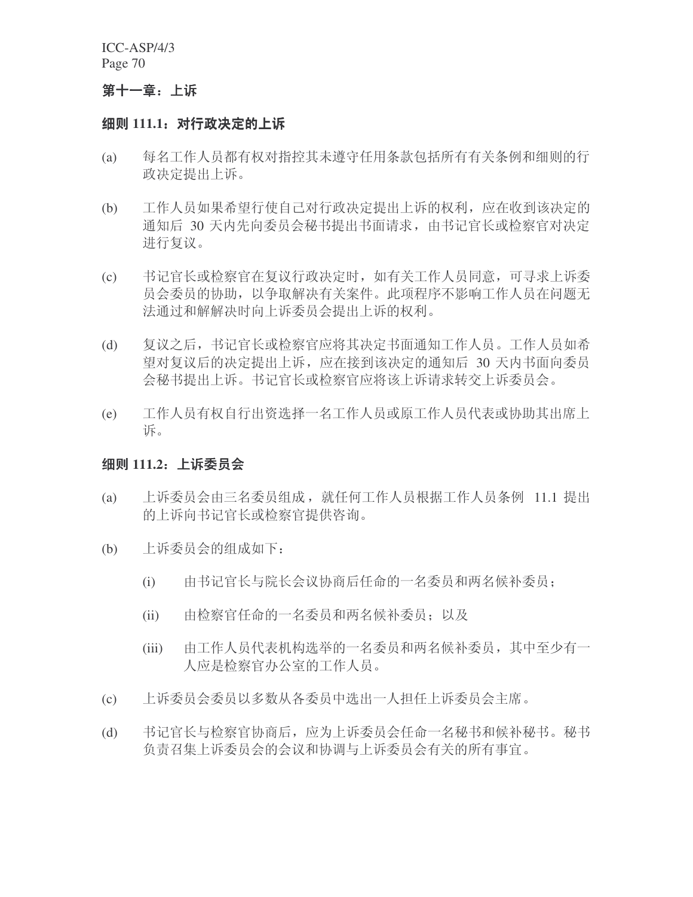## 第十一章：上诉

### 细则 111.1：对行政决定的上诉

(a) 每名工作人员都有权对指控其未遵守任用条款包括所有有关条例和细则的行政决定提出上诉。

(b) 工作人员如果希望行使自己对行政决定提出上诉的权利，应在收到该决定的通知后 30 天内先向委员会秘书提出书面请求，由书记官长或检察官对决定进行复议。

(c) 书记官长或检察官在复议行政决定时，如有关工作人员同意，可寻求上诉委员会委员的协助，以争取解决有关案件。此项程序不影响工作人员在问题无法通过和解解决时向上诉委员会提出上诉的权利。

(d) 复议之后，书记官长或检察官应将其决定书面通知工作人员。工作人员如希望对复议后的决定提出上诉，应在接到该决定的通知后 30 天内书面向委员会秘书提出上诉。书记官长或检察官应将该上诉请求转交上诉委员会。

(e) 工作人员有权自行出资选择一名工作人员或原工作人员代表或协助其出席上诉。

### 细则 111.2：上诉委员会

(a) 上诉委员会由三名委员组成，就任何工作人员根据工作人员条例 11.1 提出的上诉向书记官长或检察官提供咨询。

(b) 上诉委员会的组成如下：

  (i) 由书记官长与院长会议协商后任命的一名委员和两名候补委员；

  (ii) 由检察官任命的一名委员和两名候补委员；以及

  (iii) 由工作人员代表机构选举的一名委员和两名候补委员，其中至少有一人应是检察官办公室的工作人员。

(c) 上诉委员会委员以多数从各委员中选出一人担任上诉委员会主席。

(d) 书记官长与检察官协商后，应为上诉委员会任命一名秘书和候补秘书。秘书负责召集上诉委员会的会议和协调与上诉委员会有关的所有事宜。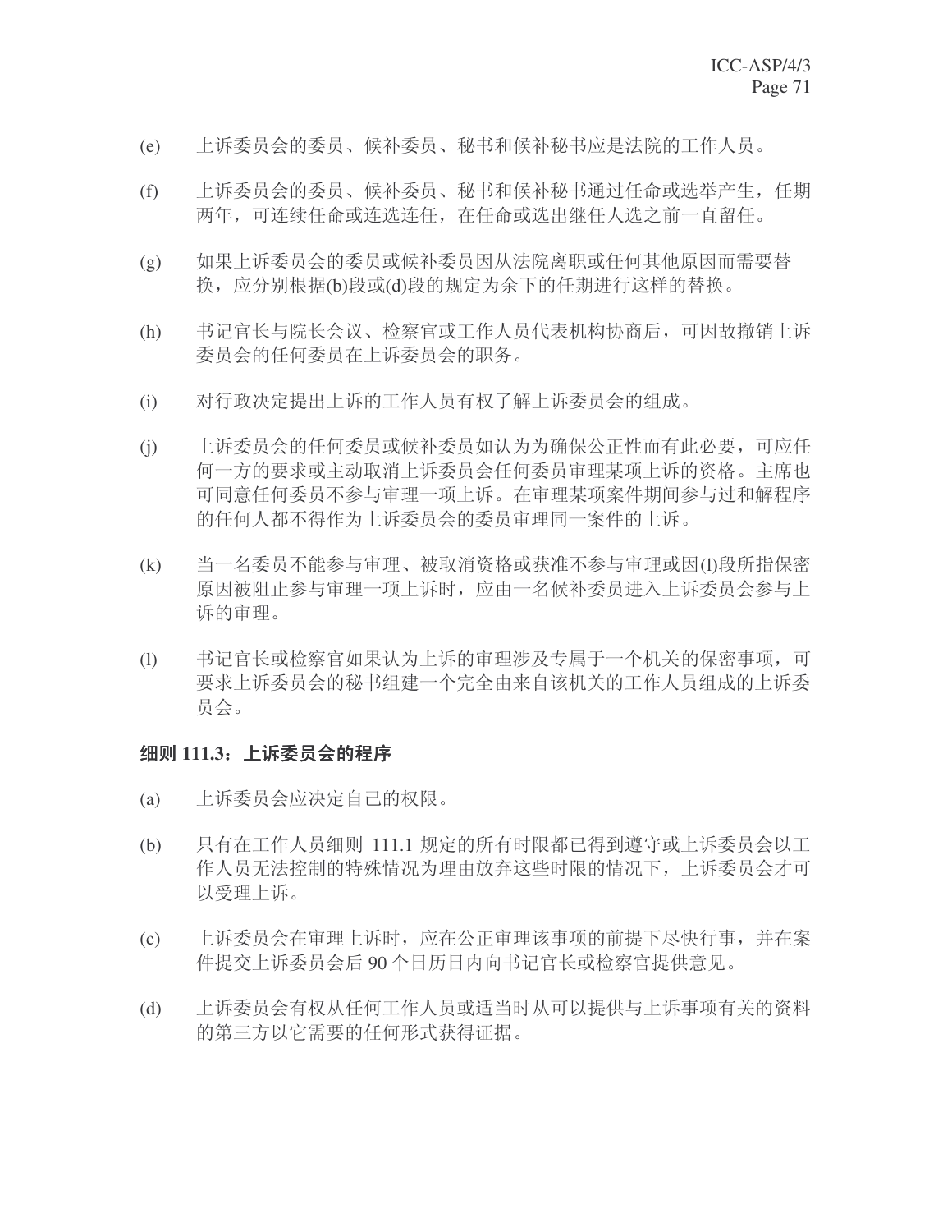(e) 上诉委员会的委员、候补委员、秘书和候补秘书应是法院的工作人员。

(f) 上诉委员会的委员、候补委员、秘书和候补秘书通过任命或选举产生，任期两年，可连续任命或连选连任，在任命或选出继任人选之前一直留任。

(g) 如果上诉委员会的委员或候补委员因从法院离职或任何其他原因而需要替换，应分别根据(b)段或(d)段的规定为余下的任期进行这样的替换。

(h) 书记官长与院长会议、检察官或工作人员代表机构协商后，可因故撤销上诉委员会的任何委员在上诉委员会的职务。

(i) 对行政决定提出上诉的工作人员有权了解上诉委员会的组成。

(j) 上诉委员会的任何委员或候补委员如认为为确保公正性而有此必要，可应任何一方的要求或主动取消上诉委员会任何委员审理某项上诉的资格。主席也可同意任何委员不参与审理一项上诉。在审理某项案件期间参与过和解程序的任何人都不得作为上诉委员会的委员审理同一案件的上诉。

(k) 当一名委员不能参与审理、被取消资格或获准不参与审理或因(l)段所指保密原因被阻止参与审理一项上诉时，应由一名候补委员进入上诉委员会参与上诉的审理。

(l) 书记官长或检察官如果认为上诉的审理涉及专属于一个机关的保密事项，可要求上诉委员会的秘书组建一个完全由来自该机关的工作人员组成的上诉委员会。

**细则 111.3：上诉委员会的程序**

(a) 上诉委员会应决定自己的权限。

(b) 只有在工作人员细则 111.1 规定的所有时限都已得到遵守或上诉委员会以工作人员无法控制的特殊情况为理由放弃这些时限的情况下，上诉委员会才可以受理上诉。

(c) 上诉委员会在审理上诉时，应在公正审理该事项的前提下尽快行事，并在案件提交上诉委员会后 90 个日历日内向书记官长或检察官提供意见。

(d) 上诉委员会有权从任何工作人员或适当时从可以提供与上诉事项有关的资料的第三方以它需要的任何形式获得证据。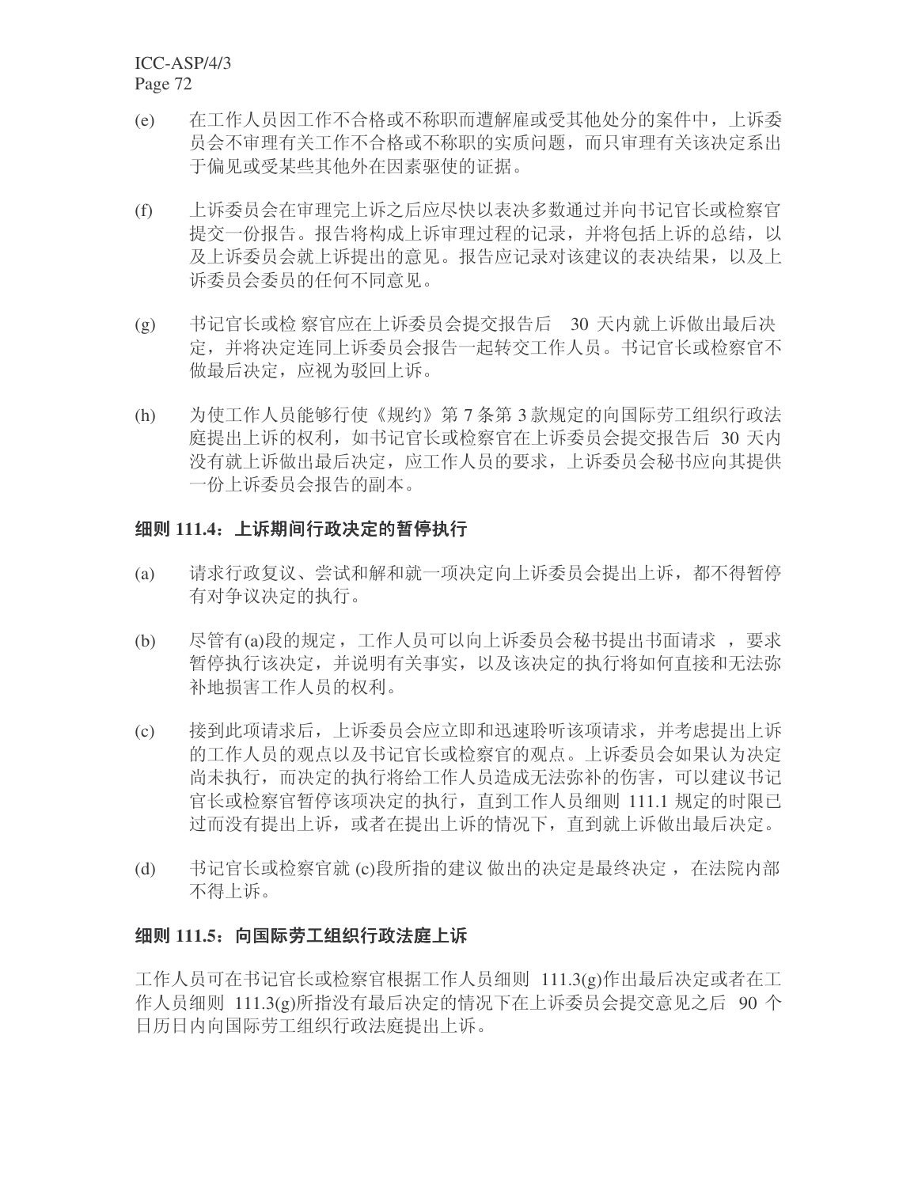(e) 在工作人员因工作不合格或不称职而遭解雇或受其他处分的案件中，上诉委员会不审理有关工作不合格或不称职的实质问题，而只审理有关该决定系出于偏见或受某些其他外在因素驱使的证据。

(f) 上诉委员会在审理完上诉之后应尽快以表决多数通过并向书记官长或检察官提交一份报告。报告将构成上诉审理过程的记录，并将包括上诉的总结，以及上诉委员会就上诉提出的意见。报告应记录对该建议的表决结果，以及上诉委员会委员的任何不同意见。

(g) 书记官长或检察官应在上诉委员会提交报告后 30 天内就上诉做出最后决定，并将决定连同上诉委员会报告一起转交工作人员。书记官长或检察官不做最后决定，应视为驳回上诉。

(h) 为使工作人员能够行使《规约》第 7 条第 3 款规定的向国际劳工组织行政法庭提出上诉的权利，如书记官长或检察官在上诉委员会提交报告后 30 天内没有就上诉做出最后决定，应工作人员的要求，上诉委员会秘书应向其提供一份上诉委员会报告的副本。

**细则 111.4：上诉期间行政决定的暂停执行**

(a) 请求行政复议、尝试和解和就一项决定向上诉委员会提出上诉，都不得暂停有对争议决定的执行。

(b) 尽管有(a)段的规定，工作人员可以向上诉委员会秘书提出书面请求，要求暂停执行该决定，并说明有关事实，以及该决定的执行将如何直接和无法弥补地损害工作人员的权利。

(c) 接到此项请求后，上诉委员会应立即和迅速聆听该项请求，并考虑提出上诉的工作人员的观点以及书记官长或检察官的观点。上诉委员会如果认为决定尚未执行，而决定的执行将给工作人员造成无法弥补的伤害，可以建议书记官长或检察官暂停该项决定的执行，直到工作人员细则 111.1 规定的时限已过而没有提出上诉，或者在提出上诉的情况下，直到就上诉做出最后决定。

(d) 书记官长或检察官就 (c)段所指的建议做出的决定是最终决定，在法院内部不得上诉。

**细则 111.5：向国际劳工组织行政法庭上诉**

工作人员可在书记官长或检察官根据工作人员细则 111.3(g)作出最后决定或者在工作人员细则 111.3(g)所指没有最后决定的情况下在上诉委员会提交意见之后 90 个日历日内向国际劳工组织行政法庭提出上诉。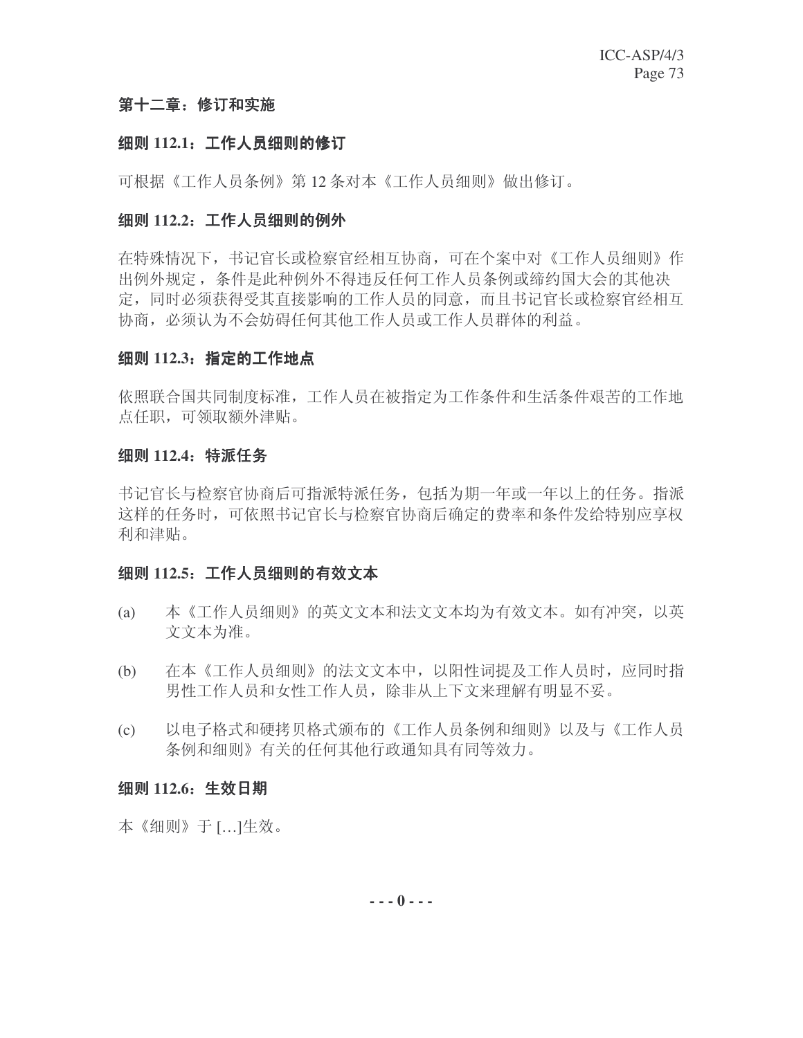## 第十二章：修订和实施

### 细则 112.1：工作人员细则的修订

可根据《工作人员条例》第 12 条对本《工作人员细则》做出修订。

### 细则 112.2：工作人员细则的例外

在特殊情况下，书记官长或检察官经相互协商，可在个案中对《工作人员细则》作出例外规定， 条件是此种例外不得违反任何工作人员条例或缔约国大会的其他决定，同时必须获得受其直接影响的工作人员的同意，而且书记官长或检察官经相互协商，必须认为不会妨碍任何其他工作人员或工作人员群体的利益。

### 细则 112.3：指定的工作地点

依照联合国共同制度标准，工作人员在被指定为工作条件和生活条件艰苦的工作地点任职，可领取额外津贴。

### 细则 112.4：特派任务

书记官长与检察官协商后可指派特派任务，包括为期一年或一年以上的任务。指派这样的任务时，可依照书记官长与检察官协商后确定的费率和条件发给特别应享权利和津贴。

### 细则 112.5：工作人员细则的有效文本

(a) 本《工作人员细则》的英文文本和法文文本均为有效文本。如有冲突，以英文文本为准。

(b) 在本《工作人员细则》的法文文本中，以阳性词提及工作人员时，应同时指男性工作人员和女性工作人员，除非从上下文来理解有明显不妥。

(c) 以电子格式和硬拷贝格式颁布的《工作人员条例和细则》以及与《工作人员条例和细则》有关的任何其他行政通知具有同等效力。

### 细则 112.6：生效日期

本《细则》于 […]生效。

**- - - 0 - - -**